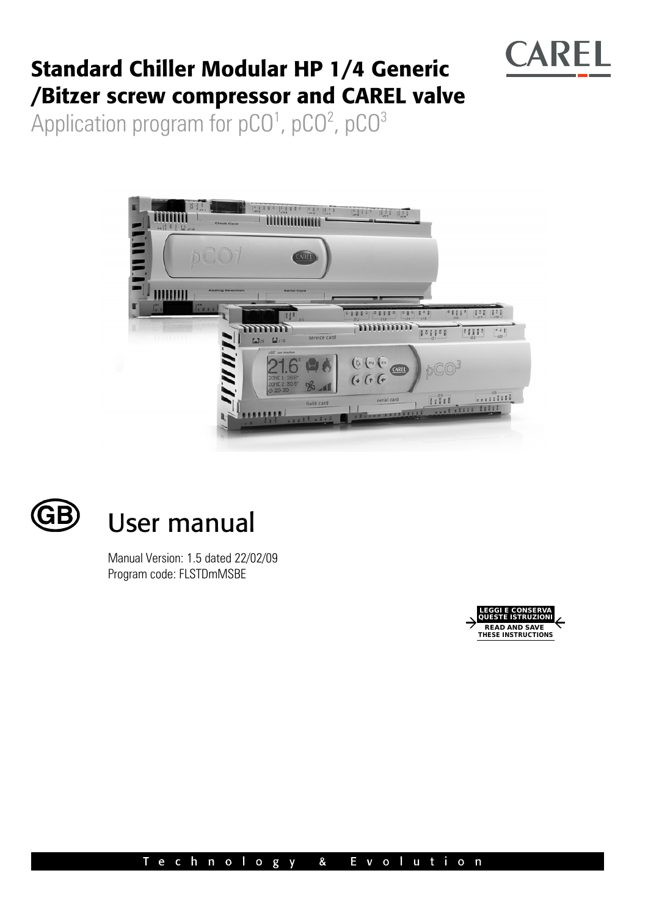# Standard Chiller Modular HP 1/4 Generic /Bitzer screw compressor and CAREL valve

Application program for pCO[1], pCO[2], pCO[3]

CAREL

GB

## User manual

Manual Version: 1.5 dated 22/02/09
Program code: FLSTDmMSBE

LEGGI E CONSERVA QUESTE ISTRUZIONI
READ AND SAVE THESE INSTRUCTIONS

Technology & Evolution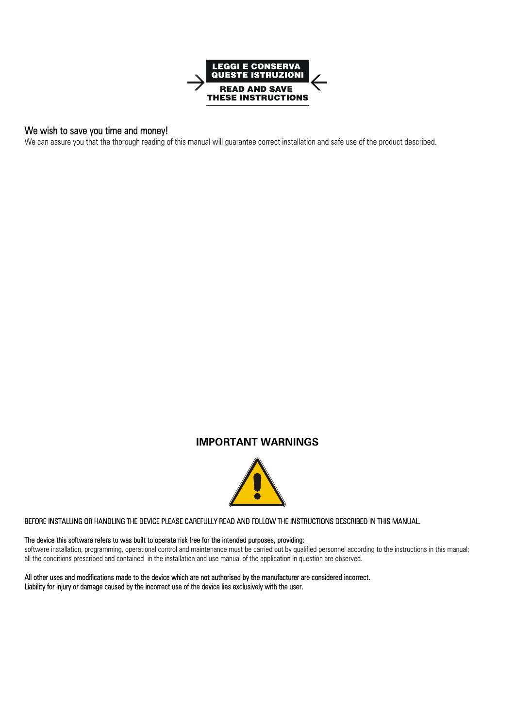**LEGGI E CONSERVA QUESTE ISTRUZIONI**

**READ AND SAVE THESE INSTRUCTIONS**

## We wish to save you time and money!

We can assure you that the thorough reading of this manual will guarantee correct installation and safe use of the product described.

## IMPORTANT WARNINGS

BEFORE INSTALLING OR HANDLING THE DEVICE PLEASE CAREFULLY READ AND FOLLOW THE INSTRUCTIONS DESCRIBED IN THIS MANUAL.

The device this software refers to was built to operate risk free for the intended purposes, providing:
software installation, programming, operational control and maintenance must be carried out by qualified personnel according to the instructions in this manual;
all the conditions prescribed and contained in the installation and use manual of the application in question are observed.

All other uses and modifications made to the device which are not authorised by the manufacturer are considered incorrect.
Liability for injury or damage caused by the incorrect use of the device lies exclusively with the user.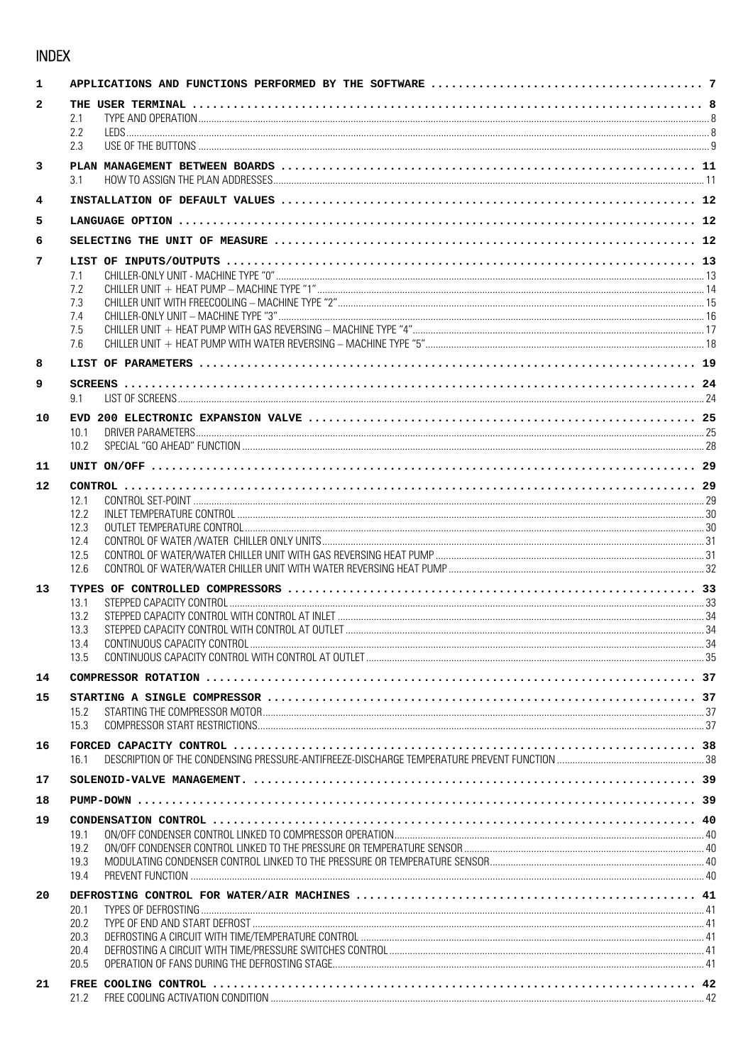# INDEX

| | | |
|---|---|---|
| **1** | **APPLICATIONS AND FUNCTIONS PERFORMED BY THE SOFTWARE** | **7** |
| **2** | **THE USER TERMINAL** | **8** |
| | 2.1 TYPE AND OPERATION | 8 |
| | 2.2 LEDS | 8 |
| | 2.3 USE OF THE BUTTONS | 9 |
| **3** | **PLAN MANAGEMENT BETWEEN BOARDS** | **11** |
| | 3.1 HOW TO ASSIGN THE PLAN ADDRESSES | 11 |
| **4** | **INSTALLATION OF DEFAULT VALUES** | **12** |
| **5** | **LANGUAGE OPTION** | **12** |
| **6** | **SELECTING THE UNIT OF MEASURE** | **12** |
| **7** | **LIST OF INPUTS/OUTPUTS** | **13** |
| | 7.1 CHILLER-ONLY UNIT - MACHINE TYPE "0" | 13 |
| | 7.2 CHILLER UNIT + HEAT PUMP – MACHINE TYPE "1" | 14 |
| | 7.3 CHILLER UNIT WITH FREECOOLING – MACHINE TYPE "2" | 15 |
| | 7.4 CHILLER-ONLY UNIT – MACHINE TYPE "3" | 16 |
| | 7.5 CHILLER UNIT + HEAT PUMP WITH GAS REVERSING – MACHINE TYPE "4" | 17 |
| | 7.6 CHILLER UNIT + HEAT PUMP WITH WATER REVERSING – MACHINE TYPE "5" | 18 |
| **8** | **LIST OF PARAMETERS** | **19** |
| **9** | **SCREENS** | **24** |
| | 9.1 LIST OF SCREENS | 24 |
| **10** | **EVD 200 ELECTRONIC EXPANSION VALVE** | **25** |
| | 10.1 DRIVER PARAMETERS | 25 |
| | 10.2 SPECIAL "GO AHEAD" FUNCTION | 28 |
| **11** | **UNIT ON/OFF** | **29** |
| **12** | **CONTROL** | **29** |
| | 12.1 CONTROL SET-POINT | 29 |
| | 12.2 INLET TEMPERATURE CONTROL | 30 |
| | 12.3 OUTLET TEMPERATURE CONTROL | 30 |
| | 12.4 CONTROL OF WATER /WATER CHILLER ONLY UNITS | 31 |
| | 12.5 CONTROL OF WATER/WATER CHILLER UNIT WITH GAS REVERSING HEAT PUMP | 31 |
| | 12.6 CONTROL OF WATER/WATER CHILLER UNIT WITH WATER REVERSING HEAT PUMP | 32 |
| **13** | **TYPES OF CONTROLLED COMPRESSORS** | **33** |
| | 13.1 STEPPED CAPACITY CONTROL | 33 |
| | 13.2 STEPPED CAPACITY CONTROL WITH CONTROL AT INLET | 34 |
| | 13.3 STEPPED CAPACITY CONTROL WITH CONTROL AT OUTLET | 34 |
| | 13.4 CONTINUOUS CAPACITY CONTROL | 34 |
| | 13.5 CONTINUOUS CAPACITY CONTROL WITH CONTROL AT OUTLET | 35 |
| **14** | **COMPRESSOR ROTATION** | **37** |
| **15** | **STARTING A SINGLE COMPRESSOR** | **37** |
| | 15.2 STARTING THE COMPRESSOR MOTOR | 37 |
| | 15.3 COMPRESSOR START RESTRICTIONS | 37 |
| **16** | **FORCED CAPACITY CONTROL** | **38** |
| | 16.1 DESCRIPTION OF THE CONDENSING PRESSURE-ANTIFREEZE-DISCHARGE TEMPERATURE PREVENT FUNCTION | 38 |
| **17** | **SOLENOID-VALVE MANAGEMENT.** | **39** |
| **18** | **PUMP-DOWN** | **39** |
| **19** | **CONDENSATION CONTROL** | **40** |
| | 19.1 ON/OFF CONDENSER CONTROL LINKED TO COMPRESSOR OPERATION | 40 |
| | 19.2 ON/OFF CONDENSER CONTROL LINKED TO THE PRESSURE OR TEMPERATURE SENSOR | 40 |
| | 19.3 MODULATING CONDENSER CONTROL LINKED TO THE PRESSURE OR TEMPERATURE SENSOR | 40 |
| | 19.4 PREVENT FUNCTION | 40 |
| **20** | **DEFROSTING CONTROL FOR WATER/AIR MACHINES** | **41** |
| | 20.1 TYPES OF DEFROSTING | 41 |
| | 20.2 TYPE OF END AND START DEFROST | 41 |
| | 20.3 DEFROSTING A CIRCUIT WITH TIME/TEMPERATURE CONTROL | 41 |
| | 20.4 DEFROSTING A CIRCUIT WITH TIME/PRESSURE SWITCHES CONTROL | 41 |
| | 20.5 OPERATION OF FANS DURING THE DEFROSTING STAGE | 41 |
| **21** | **FREE COOLING CONTROL** | **42** |
| | 21.2 FREE COOLING ACTIVATION CONDITION | 42 |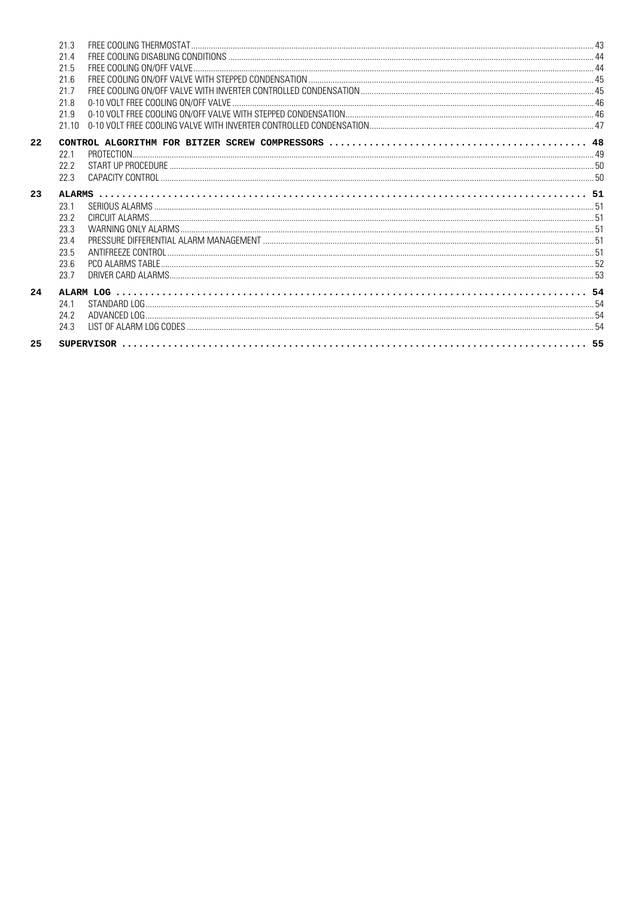| | | |
|---|---|---|
| 21.3 | FREE COOLING THERMOSTAT | 43 |
| 21.4 | FREE COOLING DISABLING CONDITIONS | 44 |
| 21.5 | FREE COOLING ON/OFF VALVE | 44 |
| 21.6 | FREE COOLING ON/OFF VALVE WITH STEPPED CONDENSATION | 45 |
| 21.7 | FREE COOLING ON/OFF VALVE WITH INVERTER CONTROLLED CONDENSATION | 45 |
| 21.8 | 0-10 VOLT FREE COOLING ON/OFF VALVE | 46 |
| 21.9 | 0-10 VOLT FREE COOLING ON/OFF VALVE WITH STEPPED CONDENSATION | 46 |
| 21.10 | 0-10 VOLT FREE COOLING VALVE WITH INVERTER CONTROLLED CONDENSATION | 47 |
| **22** | **CONTROL ALGORITHM FOR BITZER SCREW COMPRESSORS** | **48** |
| 22.1 | PROTECTION | 49 |
| 22.2 | START UP PROCEDURE | 50 |
| 22.3 | CAPACITY CONTROL | 50 |
| **23** | **ALARMS** | **51** |
| 23.1 | SERIOUS ALARMS | 51 |
| 23.2 | CIRCUIT ALARMS | 51 |
| 23.3 | WARNING ONLY ALARMS | 51 |
| 23.4 | PRESSURE DIFFERENTIAL ALARM MANAGEMENT | 51 |
| 23.5 | ANTIFREEZE CONTROL | 51 |
| 23.6 | PCO ALARMS TABLE | 52 |
| 23.7 | DRIVER CARD ALARMS | 53 |
| **24** | **ALARM LOG** | **54** |
| 24.1 | STANDARD LOG | 54 |
| 24.2 | ADVANCED LOG | 54 |
| 24.3 | LIST OF ALARM LOG CODES | 54 |
| **25** | **SUPERVISOR** | **55** |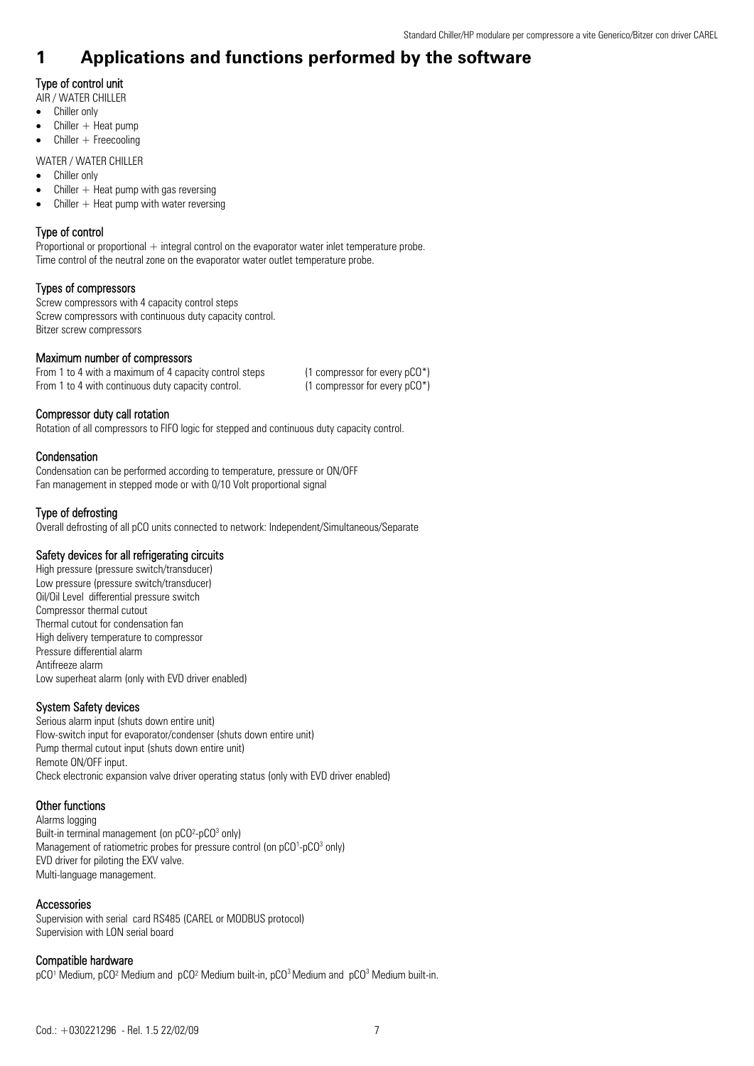# 1 Applications and functions performed by the software

### Type of control unit

AIR / WATER CHILLER

- Chiller only
- Chiller + Heat pump
- Chiller + Freecooling

WATER / WATER CHILLER

- Chiller only
- Chiller + Heat pump with gas reversing
- Chiller + Heat pump with water reversing

### Type of control

Proportional or proportional + integral control on the evaporator water inlet temperature probe.
Time control of the neutral zone on the evaporator water outlet temperature probe.

### Types of compressors

Screw compressors with 4 capacity control steps
Screw compressors with continuous duty capacity control.
Bitzer screw compressors

### Maximum number of compressors

From 1 to 4 with a maximum of 4 capacity control steps (1 compressor for every pCO*)
From 1 to 4 with continuous duty capacity control. (1 compressor for every pCO*)

### Compressor duty call rotation

Rotation of all compressors to FIFO logic for stepped and continuous duty capacity control.

### Condensation

Condensation can be performed according to temperature, pressure or ON/OFF
Fan management in stepped mode or with 0/10 Volt proportional signal

### Type of defrosting

Overall defrosting of all pCO units connected to network: Independent/Simultaneous/Separate

### Safety devices for all refrigerating circuits

High pressure (pressure switch/transducer)
Low pressure (pressure switch/transducer)
Oil/Oil Level differential pressure switch
Compressor thermal cutout
Thermal cutout for condensation fan
High delivery temperature to compressor
Pressure differential alarm
Antifreeze alarm
Low superheat alarm (only with EVD driver enabled)

### System Safety devices

Serious alarm input (shuts down entire unit)
Flow-switch input for evaporator/condenser (shuts down entire unit)
Pump thermal cutout input (shuts down entire unit)
Remote ON/OFF input.
Check electronic expansion valve driver operating status (only with EVD driver enabled)

### Other functions

Alarms logging
Built-in terminal management (on $pCO^2$-$pCO^3$ only)
Management of ratiometric probes for pressure control (on $pCO^1$-$pCO^3$ only)
EVD driver for piloting the EXV valve.
Multi-language management.

### Accessories

Supervision with serial card RS485 (CAREL or MODBUS protocol)
Supervision with LON serial board

### Compatible hardware

$pCO^1$ Medium, $pCO^2$ Medium and $pCO^2$ Medium built-in, $pCO^3$ Medium and $pCO^3$ Medium built-in.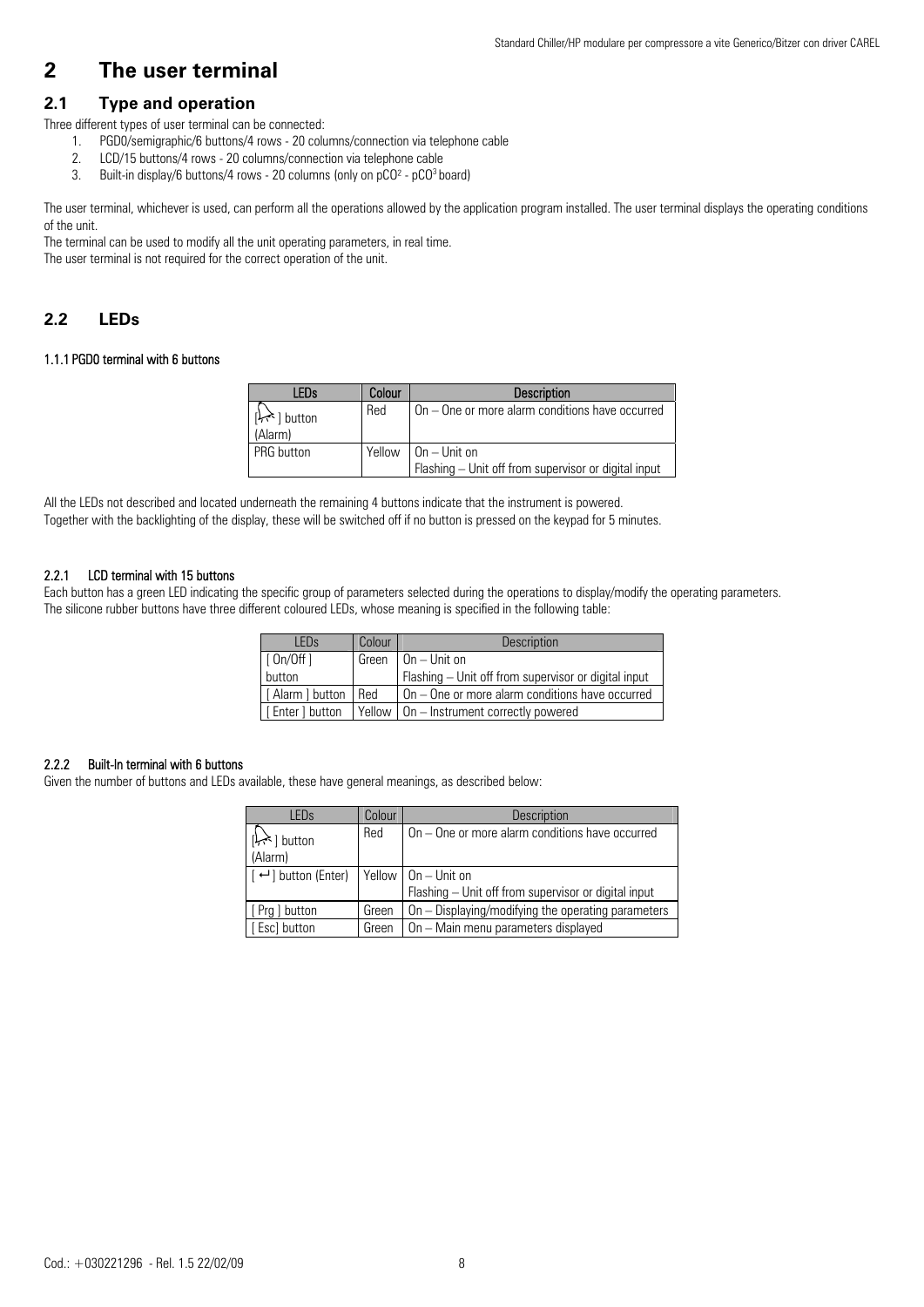# 2 The user terminal

## 2.1 Type and operation

Three different types of user terminal can be connected:

1. PGD0/semigraphic/6 buttons/4 rows - 20 columns/connection via telephone cable
2. LCD/15 buttons/4 rows - 20 columns/connection via telephone cable
3. Built-in display/6 buttons/4 rows - 20 columns (only on $pCO^2$ - $pCO^3$ board)

The user terminal, whichever is used, can perform all the operations allowed by the application program installed. The user terminal displays the operating conditions of the unit.

The terminal can be used to modify all the unit operating parameters, in real time.

The user terminal is not required for the correct operation of the unit.

## 2.2 LEDs

#### 1.1.1 PGD0 terminal with 6 buttons

| LEDs | Colour | Description |
|---|---|---|
| [🔔] button (Alarm) | Red | On – One or more alarm conditions have occurred |
| PRG button | Yellow | On – Unit on<br>Flashing – Unit off from supervisor or digital input |

All the LEDs not described and located underneath the remaining 4 buttons indicate that the instrument is powered.

Together with the backlighting of the display, these will be switched off if no button is pressed on the keypad for 5 minutes.

#### 2.2.1 LCD terminal with 15 buttons

Each button has a green LED indicating the specific group of parameters selected during the operations to display/modify the operating parameters.

The silicone rubber buttons have three different coloured LEDs, whose meaning is specified in the following table:

| LEDs | Colour | Description |
|---|---|---|
| [ On/Off ] button | Green | On – Unit on<br>Flashing – Unit off from supervisor or digital input |
| [ Alarm ] button | Red | On – One or more alarm conditions have occurred |
| [ Enter ] button | Yellow | On – Instrument correctly powered |

#### 2.2.2 Built-In terminal with 6 buttons

Given the number of buttons and LEDs available, these have general meanings, as described below:

| LEDs | Colour | Description |
|---|---|---|
| [🔔] button (Alarm) | Red | On – One or more alarm conditions have occurred |
| [ ↵] button (Enter) | Yellow | On – Unit on<br>Flashing – Unit off from supervisor or digital input |
| [ Prg ] button | Green | On – Displaying/modifying the operating parameters |
| [ Esc] button | Green | On – Main menu parameters displayed |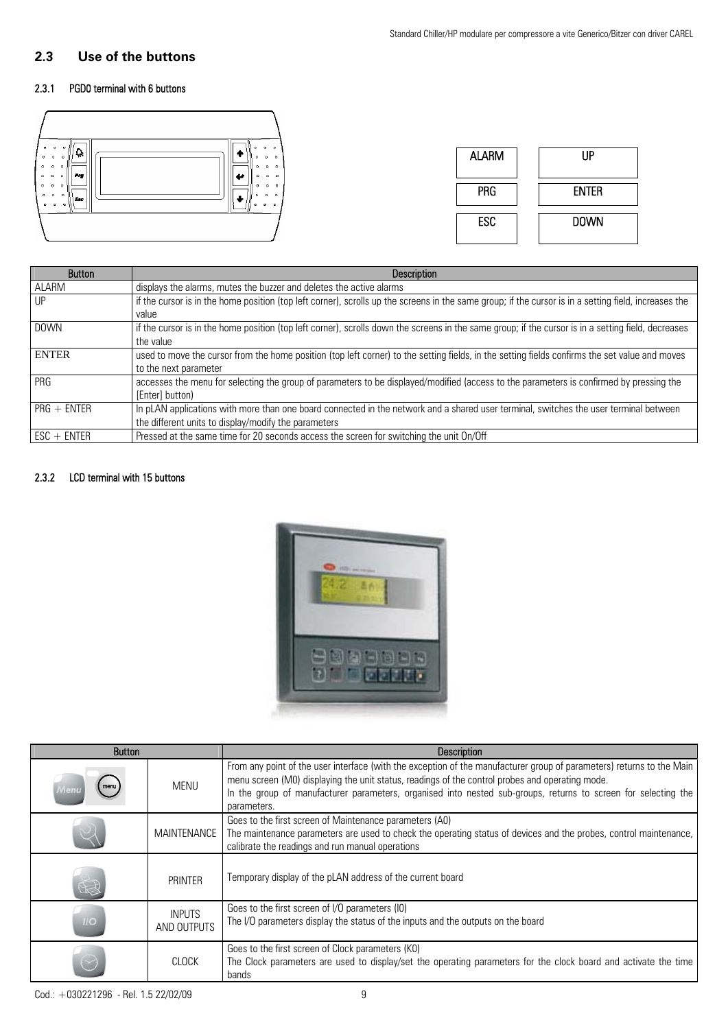## 2.3 Use of the buttons

### 2.3.1 PGD0 terminal with 6 buttons

| ALARM | UP |
|---|---|
| PRG | ENTER |
| ESC | DOWN |

| Button | Description |
|---|---|
| ALARM | displays the alarms, mutes the buzzer and deletes the active alarms |
| UP | if the cursor is in the home position (top left corner), scrolls up the screens in the same group; if the cursor is in a setting field, increases the value |
| DOWN | if the cursor is in the home position (top left corner), scrolls down the screens in the same group; if the cursor is in a setting field, decreases the value |
| ENTER | used to move the cursor from the home position (top left corner) to the setting fields, in the setting fields confirms the set value and moves to the next parameter |
| PRG | accesses the menu for selecting the group of parameters to be displayed/modified (access to the parameters is confirmed by pressing the [Enter] button) |
| PRG + ENTER | In pLAN applications with more than one board connected in the network and a shared user terminal, switches the user terminal between the different units to display/modify the parameters |
| ESC + ENTER | Pressed at the same time for 20 seconds access the screen for switching the unit On/Off |

### 2.3.2 LCD terminal with 15 buttons

| Button | | Description |
|---|---|---|
| | MENU | From any point of the user interface (with the exception of the manufacturer group of parameters) returns to the Main menu screen (M0) displaying the unit status, readings of the control probes and operating mode. In the group of manufacturer parameters, organised into nested sub-groups, returns to screen for selecting the parameters. |
| | MAINTENANCE | Goes to the first screen of Maintenance parameters (A0) The maintenance parameters are used to check the operating status of devices and the probes, control maintenance, calibrate the readings and run manual operations |
| | PRINTER | Temporary display of the pLAN address of the current board |
| | INPUTS AND OUTPUTS | Goes to the first screen of I/O parameters (I0) The I/O parameters display the status of the inputs and the outputs on the board |
| | CLOCK | Goes to the first screen of Clock parameters (K0) The Clock parameters are used to display/set the operating parameters for the clock board and activate the time bands |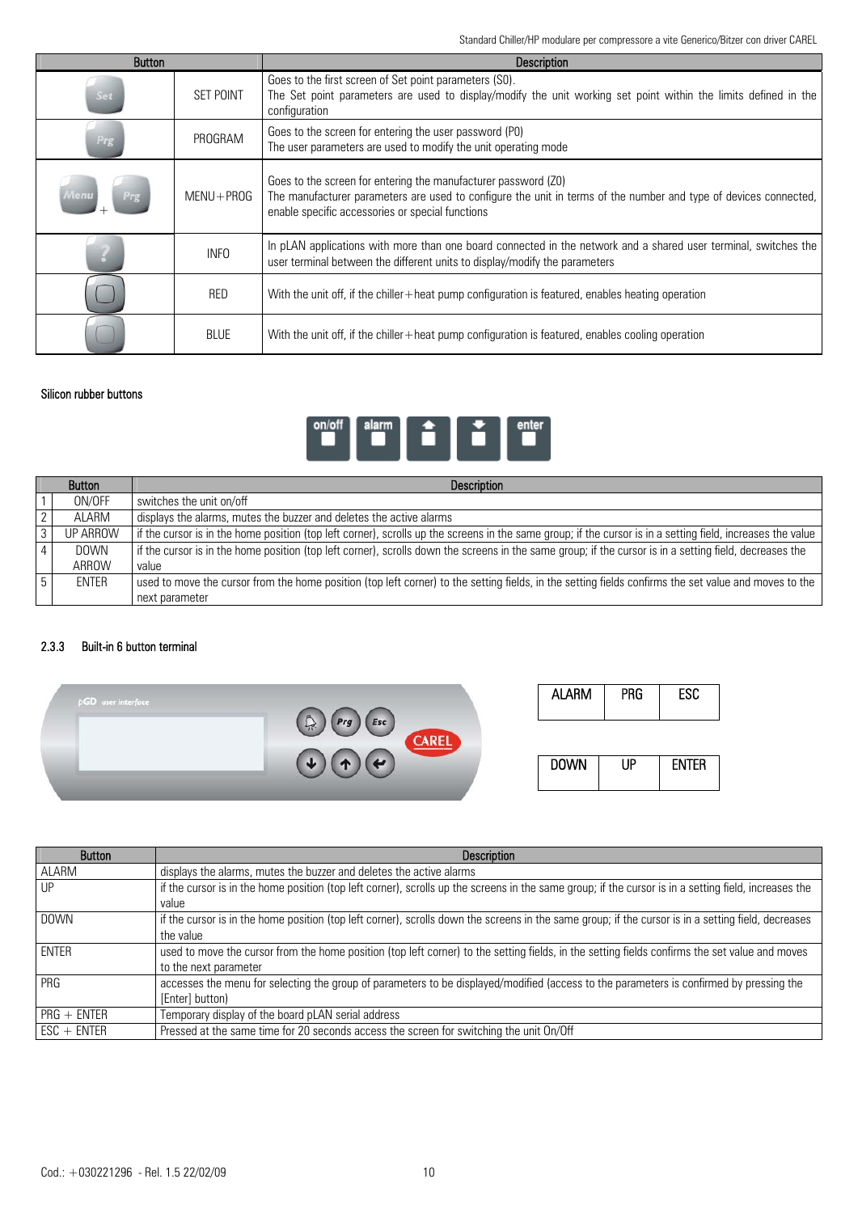| Button | | Description |
|---|---|---|
| Set | SET POINT | Goes to the first screen of Set point parameters (S0). The Set point parameters are used to display/modify the unit working set point within the limits defined in the configuration |
| Prg | PROGRAM | Goes to the screen for entering the user password (P0) The user parameters are used to modify the unit operating mode |
| Menu + Prg | MENU+PROG | Goes to the screen for entering the manufacturer password (Z0) The manufacturer parameters are used to configure the unit in terms of the number and type of devices connected, enable specific accessories or special functions |
| ? | INFO | In pLAN applications with more than one board connected in the network and a shared user terminal, switches the user terminal between the different units to display/modify the parameters |
| | RED | With the unit off, if the chiller+heat pump configuration is featured, enables heating operation |
| | BLUE | With the unit off, if the chiller+heat pump configuration is featured, enables cooling operation |

Silicon rubber buttons

| | Button | Description |
|---|---|---|
| 1 | ON/OFF | switches the unit on/off |
| 2 | ALARM | displays the alarms, mutes the buzzer and deletes the active alarms |
| 3 | UP ARROW | if the cursor is in the home position (top left corner), scrolls up the screens in the same group; if the cursor is in a setting field, increases the value |
| 4 | DOWN ARROW | if the cursor is in the home position (top left corner), scrolls down the screens in the same group; if the cursor is in a setting field, decreases the value |
| 5 | ENTER | used to move the cursor from the home position (top left corner) to the setting fields, in the setting fields confirms the set value and moves to the next parameter |

### 2.3.3 Built-in 6 button terminal

| ALARM | PRG | ESC |
|---|---|---|

| DOWN | UP | ENTER |
|---|---|---|

| Button | Description |
|---|---|
| ALARM | displays the alarms, mutes the buzzer and deletes the active alarms |
| UP | if the cursor is in the home position (top left corner), scrolls up the screens in the same group; if the cursor is in a setting field, increases the value |
| DOWN | if the cursor is in the home position (top left corner), scrolls down the screens in the same group; if the cursor is in a setting field, decreases the value |
| ENTER | used to move the cursor from the home position (top left corner) to the setting fields, in the setting fields confirms the set value and moves to the next parameter |
| PRG | accesses the menu for selecting the group of parameters to be displayed/modified (access to the parameters is confirmed by pressing the [Enter] button) |
| PRG + ENTER | Temporary display of the board pLAN serial address |
| ESC + ENTER | Pressed at the same time for 20 seconds access the screen for switching the unit On/Off |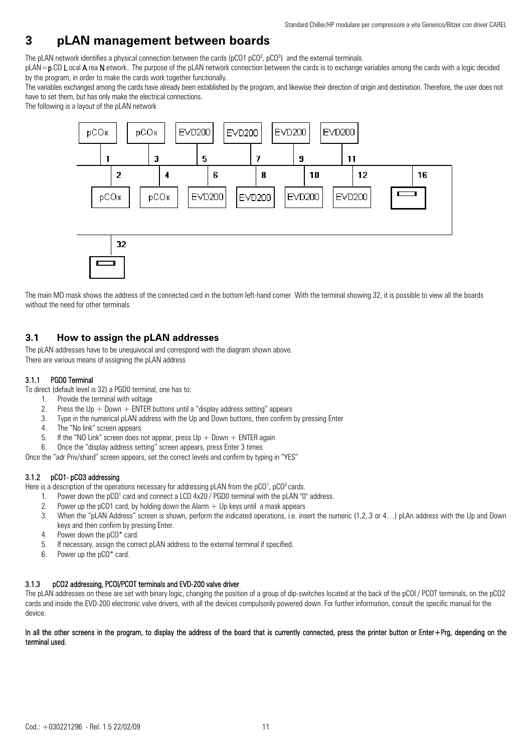# 3 pLAN management between boards

The pLAN network identifies a physical connection between the cards (pCO1 pCO², pCO³) and the external terminals.

pLAN=**p**.CO **L**.ocal **A**.rea **N**.etwork.. The purpose of the pLAN network connection between the cards is to exchange variables among the cards with a logic decided by the program, in order to make the cards work together functionally.

The variables exchanged among the cards have already been established by the program, and likewise their direction of origin and destination. Therefore, the user does not have to set them, but has only make the electrical connections.

The following is a layout of the pLAN network

The main M0 mask shows the address of the connected card in the bottom left-hand corner. With the terminal showing 32, it is possible to view all the boards without the need for other terminals.

## 3.1 How to assign the pLAN addresses

The pLAN addresses have to be unequivocal and correspond with the diagram shown above.

There are various means of assigning the pLAN address

### 3.1.1 PGD0 Terminal

To direct (default level is 32) a PGD0 terminal, one has to:

1. Provide the terminal with voltage
2. Press the Up + Down + ENTER buttons until a "display address setting" appears
3. Type in the numerical pLAN address with the Up and Down buttons, then confirm by pressing Enter
4. The "No link" screen appears
5. If the "NO Link" screen does not appear, press Up + Down + ENTER again
6. Once the "display address setting" screen appears, press Enter 3 times

Once the "adr Priv/shard" screen appears, set the correct levels and confirm by typing in "YES"

### 3.1.2 pCO1- pCO3 addressing

Here is a description of the operations necessary for addressing pLAN from the pCO¹, pCO³ cards.

1. Power down the pCO¹ card and connect a LCD 4x20 / PGD0 terminal with the pLAN "0" address.
2. Power up the pCO1 card, by holding down the Alarm + Up keys until a mask appears
3. When the "pLAN Address" screen is shown, perform the indicated operations, i.e. insert the numeric (1,2,.3 or 4…) pLAn address with the Up and Down keys and then confirm by pressing Enter.
4. Power down the pCO* card.
5. If necessary, assign the correct pLAN address to the external terminal if specified.
6. Power up the pCO* card.

### 3.1.3 pCO2 addressing, PCOI/PCOT terminals and EVD-200 valve driver

The pLAN addresses on these are set with binary logic, changing the position of a group of dip-switches located at the back of the pCOI / PCOT terminals, on the pCO2 cards and inside the EVD-200 electronic valve drivers, with all the devices compulsorily powered down. For further information, consult the specific manual for the device.

**In all the other screens in the program, to display the address of the board that is currently connected, press the printer button or Enter+Prg, depending on the terminal used.**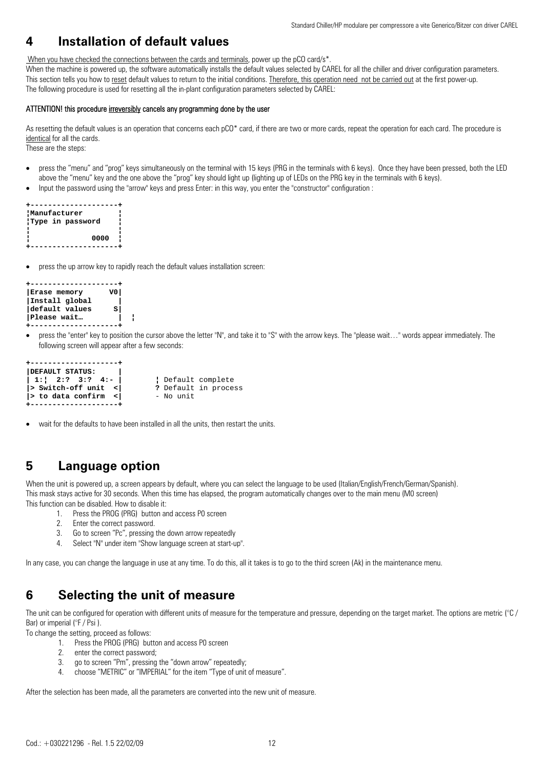# 4 Installation of default values

When you have checked the connections between the cards and terminals, power up the pCO card/s*.
When the machine is powered up, the software automatically installs the default values selected by CAREL for all the chiller and driver configuration parameters.
This section tells you how to reset default values to return to the initial conditions. Therefore, this operation need not be carried out at the first power-up.
The following procedure is used for resetting all the in-plant configuration parameters selected by CAREL:

**ATTENTION! this procedure irreversibly cancels any programming done by the user**

As resetting the default values is an operation that concerns each pCO* card, if there are two or more cards, repeat the operation for each card. The procedure is identical for all the cards.
These are the steps:

- press the "menu" and "prog" keys simultaneously on the terminal with 15 keys (PRG in the terminals with 6 keys). Once they have been pressed, both the LED above the "menu" key and the one above the "prog" key should light up (lighting up of LEDs on the PRG key in the terminals with 6 keys).
- Input the password using the "arrow" keys and press Enter: in this way, you enter the "constructor" configuration :

```
+--------------------+
¦Manufacturer        ¦
¦Type in password    ¦
¦                    ¦
¦              0000  ¦
+--------------------+
```

- press the up arrow key to rapidly reach the default values installation screen:

```
+--------------------+
|Erase memory      V0|
|Install global      |
|default values     S|
|Please wait…        |  ¦
+--------------------+
```

- press the "enter" key to position the cursor above the letter "N", and take it to "S" with the arrow keys. The "please wait…" words appear immediately. The following screen will appear after a few seconds:

```
+--------------------+
|DEFAULT STATUS:     |
| 1:¦  2:?  3:?  4:- |        ¦ Default complete
|> Switch-off unit  <|        ? Default in process
|> to data confirm  <|        - No unit
+--------------------+
```

- wait for the defaults to have been installed in all the units, then restart the units.

# 5 Language option

When the unit is powered up, a screen appears by default, where you can select the language to be used (Italian/English/French/German/Spanish).
This mask stays active for 30 seconds. When this time has elapsed, the program automatically changes over to the main menu (M0 screen)
This function can be disabled. How to disable it:

1. Press the PROG (PRG) button and access P0 screen
2. Enter the correct password.
3. Go to screen "Pc", pressing the down arrow repeatedly
4. Select "N" under item "Show language screen at start-up".

In any case, you can change the language in use at any time. To do this, all it takes is to go to the third screen (Ak) in the maintenance menu.

# 6 Selecting the unit of measure

The unit can be configured for operation with different units of measure for the temperature and pressure, depending on the target market. The options are metric (°C / Bar) or imperial (°F / Psi ).
To change the setting, proceed as follows:

1. Press the PROG (PRG) button and access P0 screen
2. enter the correct password;
3. go to screen "Pm", pressing the "down arrow" repeatedly;
4. choose "METRIC" or "IMPERIAL" for the item "Type of unit of measure".

After the selection has been made, all the parameters are converted into the new unit of measure.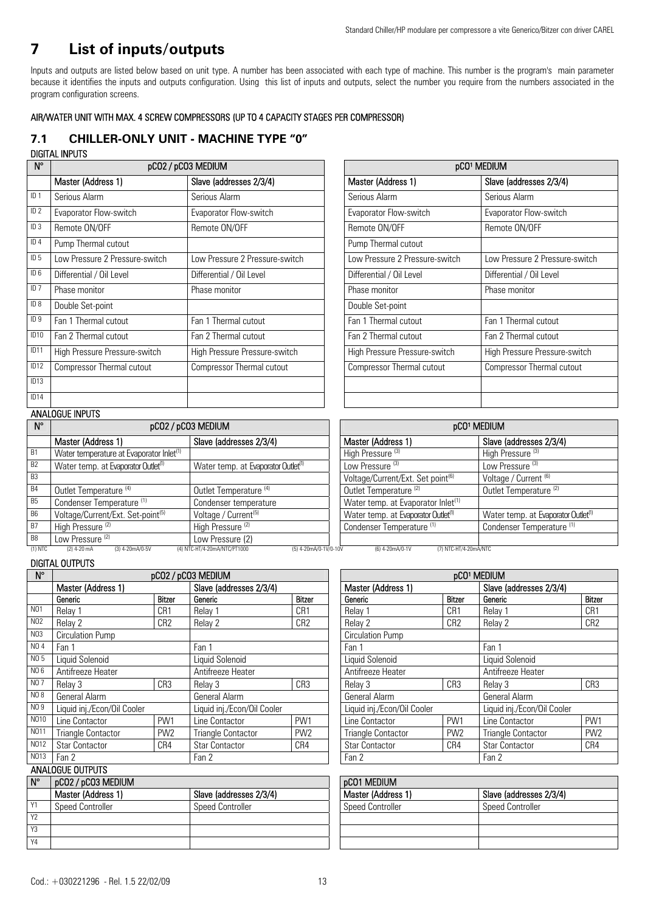# 7 List of inputs/outputs

Inputs and outputs are listed below based on unit type. A number has been associated with each type of machine. This number is the program's main parameter because it identifies the inputs and outputs configuration. Using this list of inputs and outputs, select the number you require from the numbers associated in the program configuration screens.

AIR/WATER UNIT WITH MAX. 4 SCREW COMPRESSORS (UP TO 4 CAPACITY STAGES PER COMPRESSOR)

## 7.1 CHILLER-ONLY UNIT - MACHINE TYPE "0"

DIGITAL INPUTS

| N° | pCO2 / pCO3 MEDIUM | | pCO¹ MEDIUM | |
|---|---|---|---|---|
| | Master (Address 1) | Slave (addresses 2/3/4) | Master (Address 1) | Slave (addresses 2/3/4) |
| ID 1 | Serious Alarm | Serious Alarm | Serious Alarm | Serious Alarm |
| ID 2 | Evaporator Flow-switch | Evaporator Flow-switch | Evaporator Flow-switch | Evaporator Flow-switch |
| ID 3 | Remote ON/OFF | Remote ON/OFF | Remote ON/OFF | Remote ON/OFF |
| ID 4 | Pump Thermal cutout | | Pump Thermal cutout | |
| ID 5 | Low Pressure 2 Pressure-switch | Low Pressure 2 Pressure-switch | Low Pressure 2 Pressure-switch | Low Pressure 2 Pressure-switch |
| ID 6 | Differential / Oil Level | Differential / Oil Level | Differential / Oil Level | Differential / Oil Level |
| ID 7 | Phase monitor | Phase monitor | Phase monitor | Phase monitor |
| ID 8 | Double Set-point | | Double Set-point | |
| ID 9 | Fan 1 Thermal cutout | Fan 1 Thermal cutout | Fan 1 Thermal cutout | Fan 1 Thermal cutout |
| ID10 | Fan 2 Thermal cutout | Fan 2 Thermal cutout | Fan 2 Thermal cutout | Fan 2 Thermal cutout |
| ID11 | High Pressure Pressure-switch | High Pressure Pressure-switch | High Pressure Pressure-switch | High Pressure Pressure-switch |
| ID12 | Compressor Thermal cutout | Compressor Thermal cutout | Compressor Thermal cutout | Compressor Thermal cutout |
| ID13 | | | | |
| ID14 | | | | |

ANALOGUE INPUTS

| N° | pCO2 / pCO3 MEDIUM | | pCO¹ MEDIUM | |
|---|---|---|---|---|
| | Master (Address 1) | Slave (addresses 2/3/4) | Master (Address 1) | Slave (addresses 2/3/4) |
| B1 | Water temperature at Evaporator Inlet(1) | | High Pressure (3) | High Pressure (3) |
| B2 | Water temp. at Evaporator Outlet(1) | Water temp. at Evaporator Outlet(1) | Low Pressure (3) | Low Pressure (3) |
| B3 | | | Voltage/Current/Ext. Set point(6) | Voltage / Current (6) |
| B4 | Outlet Temperature (4) | Outlet Temperature (4) | Outlet Temperature (2) | Outlet Temperature (2) |
| B5 | Condenser Temperature (1) | Condenser temperature | Water temp. at Evaporator Inlet(1) | |
| B6 | Voltage/Current/Ext. Set-point(5) | Voltage / Current(5) | Water temp. at Evaporator Outlet(1) | Water temp. at Evaporator Outlet(1) |
| B7 | High Pressure (2) | High Pressure (2) | Condenser Temperature (1) | Condenser Temperature (1) |
| B8 | Low Pressure (2) | Low Pressure (2) | | |

(1) NTC (2) 4-20 mA (3) 4-20mA/0-5V (4) NTC-HT/4-20mA/NTC/PT1000 (5) 4-20mA/0-1V/0-10V (6) 4-20mA/0-1V (7) NTC-HT/4-20mA/NTC

DIGITAL OUTPUTS

| N° | pCO2 / pCO3 MEDIUM | | | | pCO¹ MEDIUM | | | |
|---|---|---|---|---|---|---|---|---|
| | Master (Address 1) | | Slave (addresses 2/3/4) | | Master (Address 1) | | Slave (addresses 2/3/4) | |
| | Generic | Bitzer | Generic | Bitzer | Generic | Bitzer | Generic | Bitzer |
| NO1 | Relay 1 | CR1 | Relay 1 | CR1 | Relay 1 | CR1 | Relay 1 | CR1 |
| NO2 | Relay 2 | CR2 | Relay 2 | CR2 | Relay 2 | CR2 | Relay 2 | CR2 |
| NO3 | Circulation Pump | | | | Circulation Pump | | | |
| NO 4 | Fan 1 | | Fan 1 | | Fan 1 | | Fan 1 | |
| NO 5 | Liquid Solenoid | | Liquid Solenoid | | Liquid Solenoid | | Liquid Solenoid | |
| NO 6 | Antifreeze Heater | | Antifreeze Heater | | Antifreeze Heater | | Antifreeze Heater | |
| NO 7 | Relay 3 | CR3 | Relay 3 | CR3 | Relay 3 | CR3 | Relay 3 | CR3 |
| NO 8 | General Alarm | | General Alarm | | General Alarm | | General Alarm | |
| NO 9 | Liquid inj./Econ/Oil Cooler | | Liquid inj./Econ/Oil Cooler | | Liquid inj./Econ/Oil Cooler | | Liquid inj./Econ/Oil Cooler | |
| NO10 | Line Contactor | PW1 | Line Contactor | PW1 | Line Contactor | PW1 | Line Contactor | PW1 |
| NO11 | Triangle Contactor | PW2 | Triangle Contactor | PW2 | Triangle Contactor | PW2 | Triangle Contactor | PW2 |
| NO12 | Star Contactor | CR4 | Star Contactor | CR4 | Star Contactor | CR4 | Star Contactor | CR4 |
| NO13 | Fan 2 | | Fan 2 | | Fan 2 | | Fan 2 | |

ANALOGUE OUTPUTS

| N° | pCO2 / pCO3 MEDIUM | | pCO1 MEDIUM | |
|---|---|---|---|---|
| | Master (Address 1) | Slave (addresses 2/3/4) | Master (Address 1) | Slave (addresses 2/3/4) |
| Y1 | Speed Controller | Speed Controller | Speed Controller | Speed Controller |
| Y2 | | | | |
| Y3 | | | | |
| Y4 | | | | |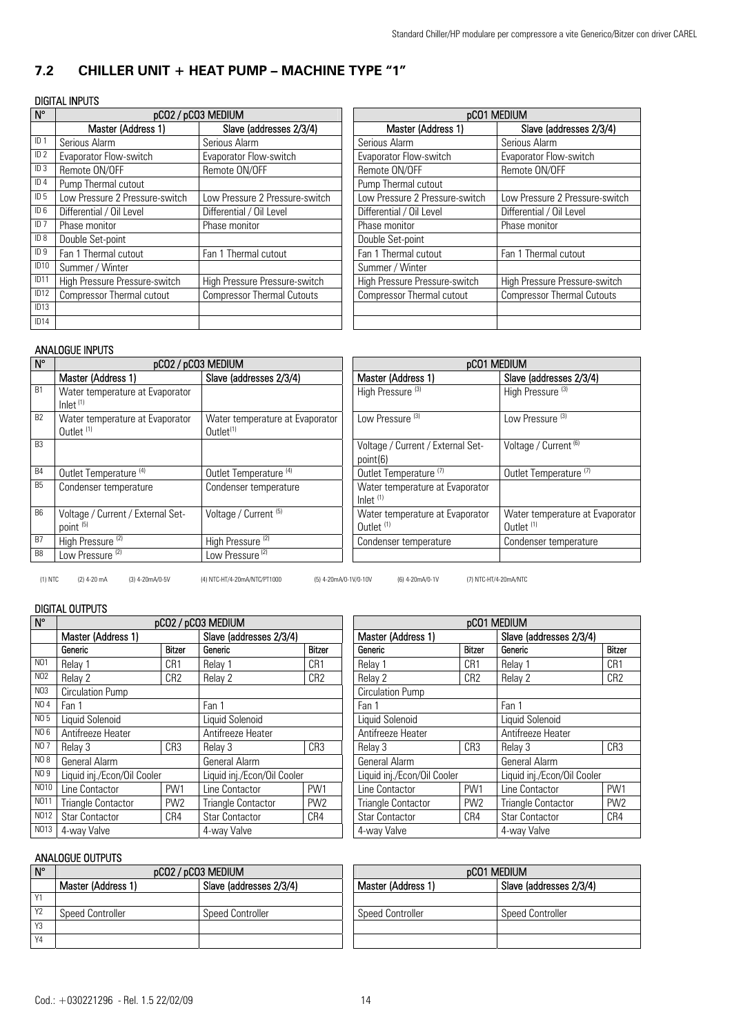## 7.2 CHILLER UNIT + HEAT PUMP – MACHINE TYPE "1"

### DIGITAL INPUTS

| N° | pCO2 / pCO3 MEDIUM | | pCO1 MEDIUM | |
|---|---|---|---|---|
| | Master (Address 1) | Slave (addresses 2/3/4) | Master (Address 1) | Slave (addresses 2/3/4) |
| ID 1 | Serious Alarm | Serious Alarm | Serious Alarm | Serious Alarm |
| ID 2 | Evaporator Flow-switch | Evaporator Flow-switch | Evaporator Flow-switch | Evaporator Flow-switch |
| ID 3 | Remote ON/OFF | Remote ON/OFF | Remote ON/OFF | Remote ON/OFF |
| ID 4 | Pump Thermal cutout | | Pump Thermal cutout | |
| ID 5 | Low Pressure 2 Pressure-switch | Low Pressure 2 Pressure-switch | Low Pressure 2 Pressure-switch | Low Pressure 2 Pressure-switch |
| ID 6 | Differential / Oil Level | Differential / Oil Level | Differential / Oil Level | Differential / Oil Level |
| ID 7 | Phase monitor | Phase monitor | Phase monitor | Phase monitor |
| ID 8 | Double Set-point | | Double Set-point | |
| ID 9 | Fan 1 Thermal cutout | Fan 1 Thermal cutout | Fan 1 Thermal cutout | Fan 1 Thermal cutout |
| ID10 | Summer / Winter | | Summer / Winter | |
| ID11 | High Pressure Pressure-switch | High Pressure Pressure-switch | High Pressure Pressure-switch | High Pressure Pressure-switch |
| ID12 | Compressor Thermal cutout | Compressor Thermal Cutouts | Compressor Thermal cutout | Compressor Thermal Cutouts |
| ID13 | | | | |
| ID14 | | | | |

### ANALOGUE INPUTS

| N° | pCO2 / pCO3 MEDIUM | | pCO1 MEDIUM | |
|---|---|---|---|---|
| | Master (Address 1) | Slave (addresses 2/3/4) | Master (Address 1) | Slave (addresses 2/3/4) |
| B1 | Water temperature at Evaporator Inlet (1) | | High Pressure (3) | High Pressure (3) |
| B2 | Water temperature at Evaporator Outlet (1) | Water temperature at Evaporator Outlet(1) | Low Pressure (3) | Low Pressure (3) |
| B3 | | | Voltage / Current / External Set-point(6) | Voltage / Current (6) |
| B4 | Outlet Temperature (4) | Outlet Temperature (4) | Outlet Temperature (7) | Outlet Temperature (7) |
| B5 | Condenser temperature | Condenser temperature | Water temperature at Evaporator Inlet (1) | |
| B6 | Voltage / Current / External Set-point (5) | Voltage / Current (5) | Water temperature at Evaporator Outlet (1) | Water temperature at Evaporator Outlet (1) |
| B7 | High Pressure (2) | High Pressure (2) | Condenser temperature | Condenser temperature |
| B8 | Low Pressure (2) | Low Pressure (2) | | |

(1) NTC (2) 4-20 mA (3) 4-20mA/0-5V (4) NTC-HT/4-20mA/NTC/PT1000 (5) 4-20mA/0-1V/0-10V (6) 4-20mA/0-1V (7) NTC-HT/4-20mA/NTC

### DIGITAL OUTPUTS

| N° | pCO2 / pCO3 MEDIUM | | | | pCO1 MEDIUM | | | |
|---|---|---|---|---|---|---|---|---|
| | Master (Address 1) | | Slave (addresses 2/3/4) | | Master (Address 1) | | Slave (addresses 2/3/4) | |
| | Generic | Bitzer | Generic | Bitzer | Generic | Bitzer | Generic | Bitzer |
| NO1 | Relay 1 | CR1 | Relay 1 | CR1 | Relay 1 | CR1 | Relay 1 | CR1 |
| NO2 | Relay 2 | CR2 | Relay 2 | CR2 | Relay 2 | CR2 | Relay 2 | CR2 |
| NO3 | Circulation Pump | | | | Circulation Pump | | | |
| NO 4 | Fan 1 | | Fan 1 | | Fan 1 | | Fan 1 | |
| NO 5 | Liquid Solenoid | | Liquid Solenoid | | Liquid Solenoid | | Liquid Solenoid | |
| NO 6 | Antifreeze Heater | | Antifreeze Heater | | Antifreeze Heater | | Antifreeze Heater | |
| NO 7 | Relay 3 | CR3 | Relay 3 | CR3 | Relay 3 | CR3 | Relay 3 | CR3 |
| NO 8 | General Alarm | | General Alarm | | General Alarm | | General Alarm | |
| NO 9 | Liquid inj./Econ/Oil Cooler | | Liquid inj./Econ/Oil Cooler | | Liquid inj./Econ/Oil Cooler | | Liquid inj./Econ/Oil Cooler | |
| NO10 | Line Contactor | PW1 | Line Contactor | PW1 | Line Contactor | PW1 | Line Contactor | PW1 |
| NO11 | Triangle Contactor | PW2 | Triangle Contactor | PW2 | Triangle Contactor | PW2 | Triangle Contactor | PW2 |
| NO12 | Star Contactor | CR4 | Star Contactor | CR4 | Star Contactor | CR4 | Star Contactor | CR4 |
| NO13 | 4-way Valve | | 4-way Valve | | 4-way Valve | | 4-way Valve | |

### ANALOGUE OUTPUTS

| N° | pCO2 / pCO3 MEDIUM | | pCO1 MEDIUM | |
|---|---|---|---|---|
| | Master (Address 1) | Slave (addresses 2/3/4) | Master (Address 1) | Slave (addresses 2/3/4) |
| Y1 | | | | |
| Y2 | Speed Controller | Speed Controller | Speed Controller | Speed Controller |
| Y3 | | | | |
| Y4 | | | | |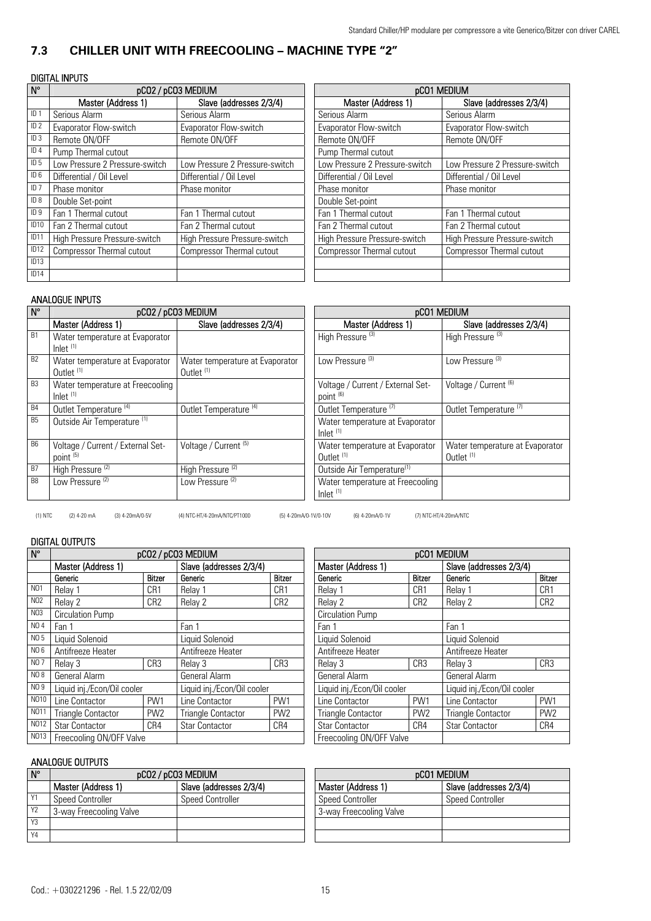## 7.3 CHILLER UNIT WITH FREECOOLING – MACHINE TYPE "2"

### DIGITAL INPUTS

| N° | pCO2 / pCO3 MEDIUM | | pCO1 MEDIUM | |
|---|---|---|---|---|
| | Master (Address 1) | Slave (addresses 2/3/4) | Master (Address 1) | Slave (addresses 2/3/4) |
| ID 1 | Serious Alarm | Serious Alarm | Serious Alarm | Serious Alarm |
| ID 2 | Evaporator Flow-switch | Evaporator Flow-switch | Evaporator Flow-switch | Evaporator Flow-switch |
| ID 3 | Remote ON/OFF | Remote ON/OFF | Remote ON/OFF | Remote ON/OFF |
| ID 4 | Pump Thermal cutout | | Pump Thermal cutout | |
| ID 5 | Low Pressure 2 Pressure-switch | Low Pressure 2 Pressure-switch | Low Pressure 2 Pressure-switch | Low Pressure 2 Pressure-switch |
| ID 6 | Differential / Oil Level | Differential / Oil Level | Differential / Oil Level | Differential / Oil Level |
| ID 7 | Phase monitor | Phase monitor | Phase monitor | Phase monitor |
| ID 8 | Double Set-point | | Double Set-point | |
| ID 9 | Fan 1 Thermal cutout | Fan 1 Thermal cutout | Fan 1 Thermal cutout | Fan 1 Thermal cutout |
| ID10 | Fan 2 Thermal cutout | Fan 2 Thermal cutout | Fan 2 Thermal cutout | Fan 2 Thermal cutout |
| ID11 | High Pressure Pressure-switch | High Pressure Pressure-switch | High Pressure Pressure-switch | High Pressure Pressure-switch |
| ID12 | Compressor Thermal cutout | Compressor Thermal cutout | Compressor Thermal cutout | Compressor Thermal cutout |
| ID13 | | | | |
| ID14 | | | | |

### ANALOGUE INPUTS

| N° | pCO2 / pCO3 MEDIUM | | pCO1 MEDIUM | |
|---|---|---|---|---|
| | Master (Address 1) | Slave (addresses 2/3/4) | Master (Address 1) | Slave (addresses 2/3/4) |
| B1 | Water temperature at Evaporator Inlet (1) | | High Pressure (3) | High Pressure (3) |
| B2 | Water temperature at Evaporator Outlet (1) | Water temperature at Evaporator Outlet (1) | Low Pressure (3) | Low Pressure (3) |
| B3 | Water temperature at Freecooling Inlet (1) | | Voltage / Current / External Set-point (6) | Voltage / Current (6) |
| B4 | Outlet Temperature (4) | Outlet Temperature (4) | Outlet Temperature (7) | Outlet Temperature (7) |
| B5 | Outside Air Temperature (1) | | Water temperature at Evaporator Inlet (1) | |
| B6 | Voltage / Current / External Set-point (5) | Voltage / Current (5) | Water temperature at Evaporator Outlet (1) | Water temperature at Evaporator Outlet (1) |
| B7 | High Pressure (2) | High Pressure (2) | Outside Air Temperature(1) | |
| B8 | Low Pressure (2) | Low Pressure (2) | Water temperature at Freecooling Inlet (1) | |

(1) NTC (2) 4-20 mA (3) 4-20mA/0-5V (4) NTC-HT/4-20mA/NTC/PT1000 (5) 4-20mA/0-1V/0-10V (6) 4-20mA/0-1V (7) NTC-HT/4-20mA/NTC

### DIGITAL OUTPUTS

| N° | pCO2 / pCO3 MEDIUM | | | | pCO1 MEDIUM | | | |
|---|---|---|---|---|---|---|---|---|
| | Master (Address 1) | | Slave (addresses 2/3/4) | | Master (Address 1) | | Slave (addresses 2/3/4) | |
| | Generic | Bitzer | Generic | Bitzer | Generic | Bitzer | Generic | Bitzer |
| NO1 | Relay 1 | CR1 | Relay 1 | CR1 | Relay 1 | CR1 | Relay 1 | CR1 |
| NO2 | Relay 2 | CR2 | Relay 2 | CR2 | Relay 2 | CR2 | Relay 2 | CR2 |
| NO3 | Circulation Pump | | | | Circulation Pump | | | |
| NO 4 | Fan 1 | | Fan 1 | | Fan 1 | | Fan 1 | |
| NO 5 | Liquid Solenoid | | Liquid Solenoid | | Liquid Solenoid | | Liquid Solenoid | |
| NO 6 | Antifreeze Heater | | Antifreeze Heater | | Antifreeze Heater | | Antifreeze Heater | |
| NO 7 | Relay 3 | CR3 | Relay 3 | CR3 | Relay 3 | CR3 | Relay 3 | CR3 |
| NO 8 | General Alarm | | General Alarm | | General Alarm | | General Alarm | |
| NO 9 | Liquid inj./Econ/Oil cooler | | Liquid inj./Econ/Oil cooler | | Liquid inj./Econ/Oil cooler | | Liquid inj./Econ/Oil cooler | |
| NO10 | Line Contactor | PW1 | Line Contactor | PW1 | Line Contactor | PW1 | Line Contactor | PW1 |
| NO11 | Triangle Contactor | PW2 | Triangle Contactor | PW2 | Triangle Contactor | PW2 | Triangle Contactor | PW2 |
| NO12 | Star Contactor | CR4 | Star Contactor | CR4 | Star Contactor | CR4 | Star Contactor | CR4 |
| NO13 | Freecooling ON/OFF Valve | | | | Freecooling ON/OFF Valve | | | |

### ANALOGUE OUTPUTS

| N° | pCO2 / pCO3 MEDIUM | | pCO1 MEDIUM | |
|---|---|---|---|---|
| | Master (Address 1) | Slave (addresses 2/3/4) | Master (Address 1) | Slave (addresses 2/3/4) |
| Y1 | Speed Controller | Speed Controller | Speed Controller | Speed Controller |
| Y2 | 3-way Freecooling Valve | | 3-way Freecooling Valve | |
| Y3 | | | | |
| Y4 | | | | |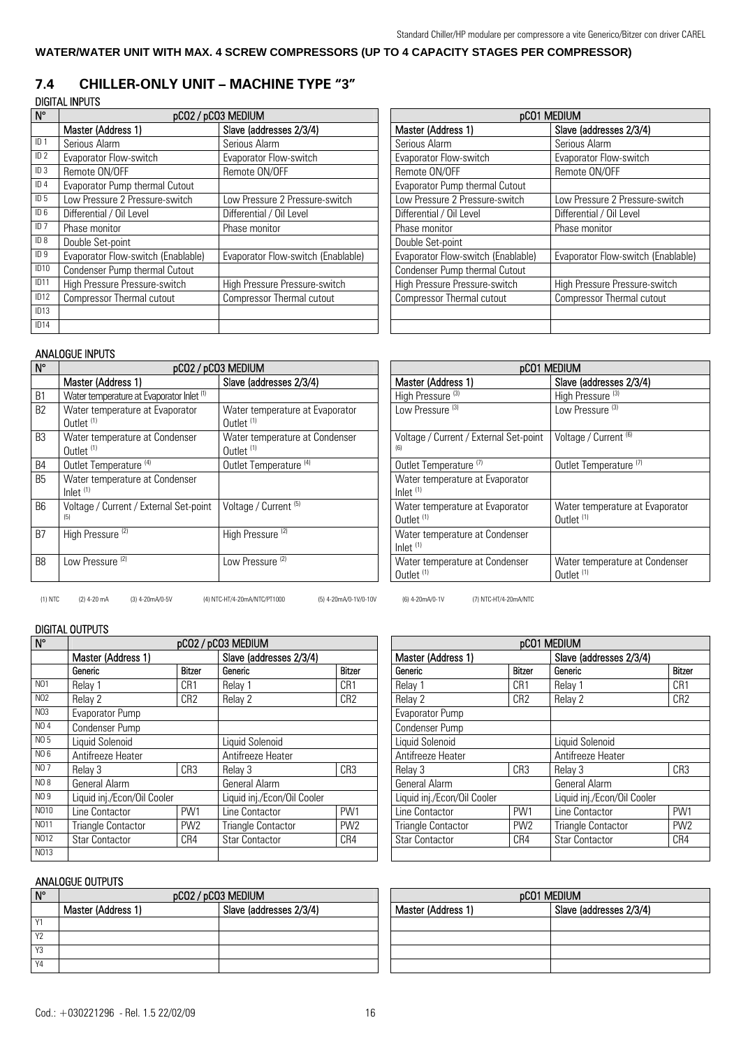**WATER/WATER UNIT WITH MAX. 4 SCREW COMPRESSORS (UP TO 4 CAPACITY STAGES PER COMPRESSOR)**

## 7.4 CHILLER-ONLY UNIT – MACHINE TYPE "3"

### DIGITAL INPUTS

| N° | pCO2 / pCO3 MEDIUM | | pCO1 MEDIUM | |
|---|---|---|---|---|
| | Master (Address 1) | Slave (addresses 2/3/4) | Master (Address 1) | Slave (addresses 2/3/4) |
| ID 1 | Serious Alarm | Serious Alarm | Serious Alarm | Serious Alarm |
| ID 2 | Evaporator Flow-switch | Evaporator Flow-switch | Evaporator Flow-switch | Evaporator Flow-switch |
| ID 3 | Remote ON/OFF | Remote ON/OFF | Remote ON/OFF | Remote ON/OFF |
| ID 4 | Evaporator Pump thermal Cutout | | Evaporator Pump thermal Cutout | |
| ID 5 | Low Pressure 2 Pressure-switch | Low Pressure 2 Pressure-switch | Low Pressure 2 Pressure-switch | Low Pressure 2 Pressure-switch |
| ID 6 | Differential / Oil Level | Differential / Oil Level | Differential / Oil Level | Differential / Oil Level |
| ID 7 | Phase monitor | Phase monitor | Phase monitor | Phase monitor |
| ID 8 | Double Set-point | | Double Set-point | |
| ID 9 | Evaporator Flow-switch (Enablable) | Evaporator Flow-switch (Enablable) | Evaporator Flow-switch (Enablable) | Evaporator Flow-switch (Enablable) |
| ID10 | Condenser Pump thermal Cutout | | Condenser Pump thermal Cutout | |
| ID11 | High Pressure Pressure-switch | High Pressure Pressure-switch | High Pressure Pressure-switch | High Pressure Pressure-switch |
| ID12 | Compressor Thermal cutout | Compressor Thermal cutout | Compressor Thermal cutout | Compressor Thermal cutout |
| ID13 | | | | |
| ID14 | | | | |

### ANALOGUE INPUTS

| N° | pCO2 / pCO3 MEDIUM | | pCO1 MEDIUM | |
|---|---|---|---|---|
| | Master (Address 1) | Slave (addresses 2/3/4) | Master (Address 1) | Slave (addresses 2/3/4) |
| B1 | Water temperature at Evaporator Inlet (1) | | High Pressure (3) | High Pressure (3) |
| B2 | Water temperature at Evaporator Outlet (1) | Water temperature at Evaporator Outlet (1) | Low Pressure (3) | Low Pressure (3) |
| B3 | Water temperature at Condenser Outlet (1) | Water temperature at Condenser Outlet (1) | Voltage / Current / External Set-point (6) | Voltage / Current (6) |
| B4 | Outlet Temperature (4) | Outlet Temperature (4) | Outlet Temperature (7) | Outlet Temperature (7) |
| B5 | Water temperature at Condenser Inlet (1) | | Water temperature at Evaporator Inlet (1) | |
| B6 | Voltage / Current / External Set-point (5) | Voltage / Current (5) | Water temperature at Evaporator Outlet (1) | Water temperature at Evaporator Outlet (1) |
| B7 | High Pressure (2) | High Pressure (2) | Water temperature at Condenser Inlet (1) | |
| B8 | Low Pressure (2) | Low Pressure (2) | Water temperature at Condenser Outlet (1) | Water temperature at Condenser Outlet (1) |

(1) NTC (2) 4-20 mA (3) 4-20mA/0-5V (4) NTC-HT/4-20mA/NTC/PT1000 (5) 4-20mA/0-1V/0-10V (6) 4-20mA/0-1V (7) NTC-HT/4-20mA/NTC

### DIGITAL OUTPUTS

| N° | pCO2 / pCO3 MEDIUM | | | | pCO1 MEDIUM | | | |
|---|---|---|---|---|---|---|---|---|
| | Master (Address 1) | | Slave (addresses 2/3/4) | | Master (Address 1) | | Slave (addresses 2/3/4) | |
| | Generic | Bitzer | Generic | Bitzer | Generic | Bitzer | Generic | Bitzer |
| NO1 | Relay 1 | CR1 | Relay 1 | CR1 | Relay 1 | CR1 | Relay 1 | CR1 |
| NO2 | Relay 2 | CR2 | Relay 2 | CR2 | Relay 2 | CR2 | Relay 2 | CR2 |
| NO3 | Evaporator Pump | | | | Evaporator Pump | | | |
| NO 4 | Condenser Pump | | | | Condenser Pump | | | |
| NO 5 | Liquid Solenoid | | Liquid Solenoid | | Liquid Solenoid | | Liquid Solenoid | |
| NO 6 | Antifreeze Heater | | Antifreeze Heater | | Antifreeze Heater | | Antifreeze Heater | |
| NO 7 | Relay 3 | CR3 | Relay 3 | CR3 | Relay 3 | CR3 | Relay 3 | CR3 |
| NO 8 | General Alarm | | General Alarm | | General Alarm | | General Alarm | |
| NO 9 | Liquid inj./Econ/Oil Cooler | | Liquid inj./Econ/Oil Cooler | | Liquid inj./Econ/Oil Cooler | | Liquid inj./Econ/Oil Cooler | |
| NO10 | Line Contactor | PW1 | Line Contactor | PW1 | Line Contactor | PW1 | Line Contactor | PW1 |
| NO11 | Triangle Contactor | PW2 | Triangle Contactor | PW2 | Triangle Contactor | PW2 | Triangle Contactor | PW2 |
| NO12 | Star Contactor | CR4 | Star Contactor | CR4 | Star Contactor | CR4 | Star Contactor | CR4 |
| NO13 | | | | | | | | |

### ANALOGUE OUTPUTS

| N° | pCO2 / pCO3 MEDIUM | | pCO1 MEDIUM | |
|---|---|---|---|---|
| | Master (Address 1) | Slave (addresses 2/3/4) | Master (Address 1) | Slave (addresses 2/3/4) |
| Y1 | | | | |
| Y2 | | | | |
| Y3 | | | | |
| Y4 | | | | |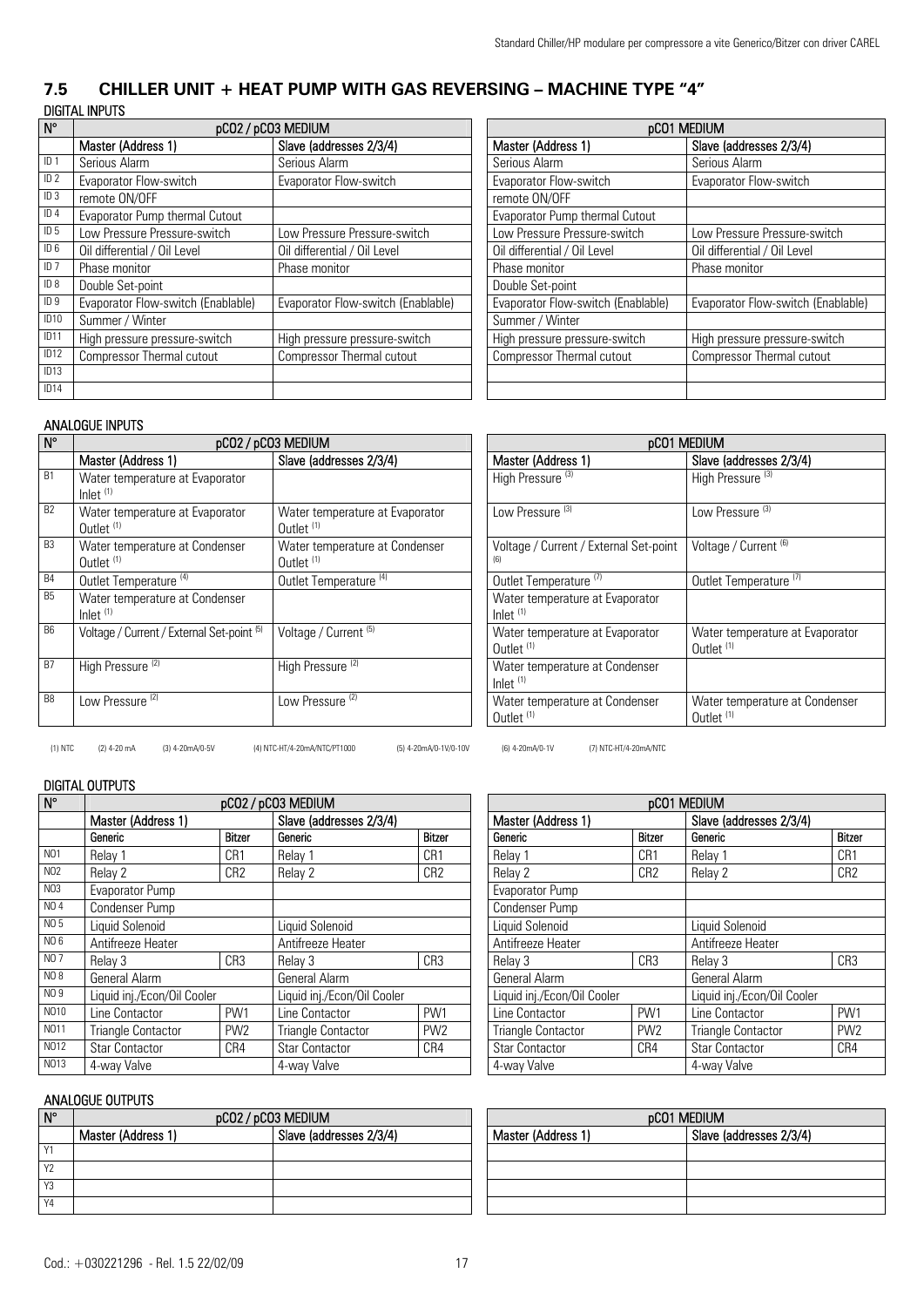## 7.5 CHILLER UNIT + HEAT PUMP WITH GAS REVERSING – MACHINE TYPE "4"

### DIGITAL INPUTS

| N° | pCO2 / pCO3 MEDIUM | |
|---|---|---|
| | Master (Address 1) | Slave (addresses 2/3/4) |
| ID 1 | Serious Alarm | Serious Alarm |
| ID 2 | Evaporator Flow-switch | Evaporator Flow-switch |
| ID 3 | remote ON/OFF | |
| ID 4 | Evaporator Pump thermal Cutout | |
| ID 5 | Low Pressure Pressure-switch | Low Pressure Pressure-switch |
| ID 6 | Oil differential / Oil Level | Oil differential / Oil Level |
| ID 7 | Phase monitor | Phase monitor |
| ID 8 | Double Set-point | |
| ID 9 | Evaporator Flow-switch (Enablable) | Evaporator Flow-switch (Enablable) |
| ID10 | Summer / Winter | |
| ID11 | High pressure pressure-switch | High pressure pressure-switch |
| ID12 | Compressor Thermal cutout | Compressor Thermal cutout |
| ID13 | | |
| ID14 | | |

| pCO1 MEDIUM | |
|---|---|
| Master (Address 1) | Slave (addresses 2/3/4) |
| Serious Alarm | Serious Alarm |
| Evaporator Flow-switch | Evaporator Flow-switch |
| remote ON/OFF | |
| Evaporator Pump thermal Cutout | |
| Low Pressure Pressure-switch | Low Pressure Pressure-switch |
| Oil differential / Oil Level | Oil differential / Oil Level |
| Phase monitor | Phase monitor |
| Double Set-point | |
| Evaporator Flow-switch (Enablable) | Evaporator Flow-switch (Enablable) |
| Summer / Winter | |
| High pressure pressure-switch | High pressure pressure-switch |
| Compressor Thermal cutout | Compressor Thermal cutout |
| | |
| | |

### ANALOGUE INPUTS

| N° | pCO2 / pCO3 MEDIUM | |
|---|---|---|
| | Master (Address 1) | Slave (addresses 2/3/4) |
| B1 | Water temperature at Evaporator Inlet (1) | |
| B2 | Water temperature at Evaporator Outlet (1) | Water temperature at Evaporator Outlet (1) |
| B3 | Water temperature at Condenser Outlet (1) | Water temperature at Condenser Outlet (1) |
| B4 | Outlet Temperature (4) | Outlet Temperature (4) |
| B5 | Water temperature at Condenser Inlet (1) | |
| B6 | Voltage / Current / External Set-point (5) | Voltage / Current (5) |
| B7 | High Pressure (2) | High Pressure (2) |
| B8 | Low Pressure (2) | Low Pressure (2) |

| pCO1 MEDIUM | |
|---|---|
| Master (Address 1) | Slave (addresses 2/3/4) |
| High Pressure (3) | High Pressure (3) |
| Low Pressure (3) | Low Pressure (3) |
| Voltage / Current / External Set-point (6) | Voltage / Current (6) |
| Outlet Temperature (7) | Outlet Temperature (7) |
| Water temperature at Evaporator Inlet (1) | |
| Water temperature at Evaporator Outlet (1) | Water temperature at Evaporator Outlet (1) |
| Water temperature at Condenser Inlet (1) | |
| Water temperature at Condenser Outlet (1) | Water temperature at Condenser Outlet (1) |

(1) NTC (2) 4-20 mA (3) 4-20mA/0-5V (4) NTC-HT/4-20mA/NTC/PT1000 (5) 4-20mA/0-1V/0-10V (6) 4-20mA/0-1V (7) NTC-HT/4-20mA/NTC

### DIGITAL OUTPUTS

| N° | pCO2 / pCO3 MEDIUM | | | |
|---|---|---|---|---|
| | Master (Address 1) | | Slave (addresses 2/3/4) | |
| | Generic | Bitzer | Generic | Bitzer |
| NO1 | Relay 1 | CR1 | Relay 1 | CR1 |
| NO2 | Relay 2 | CR2 | Relay 2 | CR2 |
| NO3 | Evaporator Pump | | | |
| NO 4 | Condenser Pump | | | |
| NO 5 | Liquid Solenoid | | Liquid Solenoid | |
| NO 6 | Antifreeze Heater | | Antifreeze Heater | |
| NO 7 | Relay 3 | CR3 | Relay 3 | CR3 |
| NO 8 | General Alarm | | General Alarm | |
| NO 9 | Liquid inj./Econ/Oil Cooler | | Liquid inj./Econ/Oil Cooler | |
| NO10 | Line Contactor | PW1 | Line Contactor | PW1 |
| NO11 | Triangle Contactor | PW2 | Triangle Contactor | PW2 |
| NO12 | Star Contactor | CR4 | Star Contactor | CR4 |
| NO13 | 4-way Valve | | 4-way Valve | |

| pCO1 MEDIUM | | | |
|---|---|---|---|
| Master (Address 1) | | Slave (addresses 2/3/4) | |
| Generic | Bitzer | Generic | Bitzer |
| Relay 1 | CR1 | Relay 1 | CR1 |
| Relay 2 | CR2 | Relay 2 | CR2 |
| Evaporator Pump | | | |
| Condenser Pump | | | |
| Liquid Solenoid | | Liquid Solenoid | |
| Antifreeze Heater | | Antifreeze Heater | |
| Relay 3 | CR3 | Relay 3 | CR3 |
| General Alarm | | General Alarm | |
| Liquid inj./Econ/Oil Cooler | | Liquid inj./Econ/Oil Cooler | |
| Line Contactor | PW1 | Line Contactor | PW1 |
| Triangle Contactor | PW2 | Triangle Contactor | PW2 |
| Star Contactor | CR4 | Star Contactor | CR4 |
| 4-way Valve | | 4-way Valve | |

### ANALOGUE OUTPUTS

| N° | pCO2 / pCO3 MEDIUM | |
|---|---|---|
| | Master (Address 1) | Slave (addresses 2/3/4) |
| Y1 | | |
| Y2 | | |
| Y3 | | |
| Y4 | | |

| pCO1 MEDIUM | |
|---|---|
| Master (Address 1) | Slave (addresses 2/3/4) |
| | |
| | |
| | |
| | |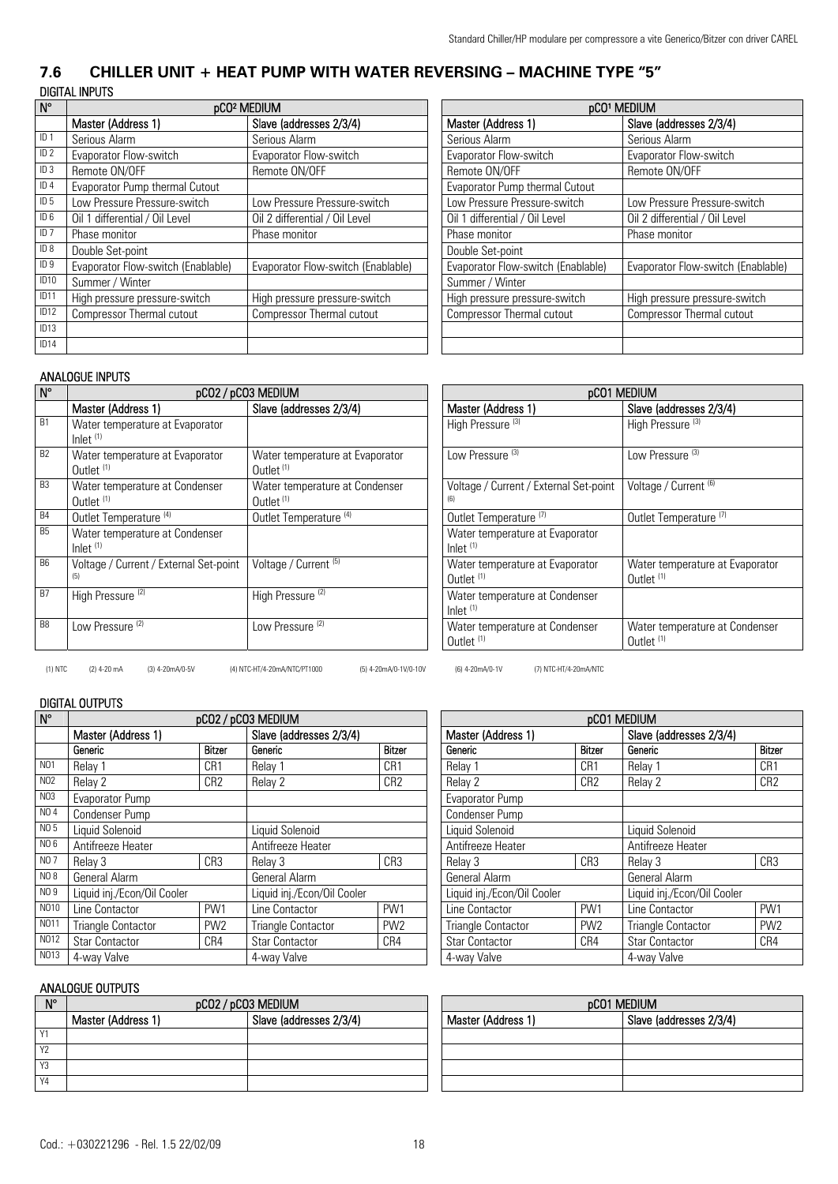## 7.6 CHILLER UNIT + HEAT PUMP WITH WATER REVERSING – MACHINE TYPE "5"

### DIGITAL INPUTS

| N° | pCO² MEDIUM | | pCO¹ MEDIUM | |
|---|---|---|---|---|
| | Master (Address 1) | Slave (addresses 2/3/4) | Master (Address 1) | Slave (addresses 2/3/4) |
| ID 1 | Serious Alarm | Serious Alarm | Serious Alarm | Serious Alarm |
| ID 2 | Evaporator Flow-switch | Evaporator Flow-switch | Evaporator Flow-switch | Evaporator Flow-switch |
| ID 3 | Remote ON/OFF | Remote ON/OFF | Remote ON/OFF | Remote ON/OFF |
| ID 4 | Evaporator Pump thermal Cutout | | Evaporator Pump thermal Cutout | |
| ID 5 | Low Pressure Pressure-switch | Low Pressure Pressure-switch | Low Pressure Pressure-switch | Low Pressure Pressure-switch |
| ID 6 | Oil 1 differential / Oil Level | Oil 2 differential / Oil Level | Oil 1 differential / Oil Level | Oil 2 differential / Oil Level |
| ID 7 | Phase monitor | Phase monitor | Phase monitor | Phase monitor |
| ID 8 | Double Set-point | | Double Set-point | |
| ID 9 | Evaporator Flow-switch (Enablable) | Evaporator Flow-switch (Enablable) | Evaporator Flow-switch (Enablable) | Evaporator Flow-switch (Enablable) |
| ID10 | Summer / Winter | | Summer / Winter | |
| ID11 | High pressure pressure-switch | High pressure pressure-switch | High pressure pressure-switch | High pressure pressure-switch |
| ID12 | Compressor Thermal cutout | Compressor Thermal cutout | Compressor Thermal cutout | Compressor Thermal cutout |
| ID13 | | | | |
| ID14 | | | | |

### ANALOGUE INPUTS

| N° | pCO2 / pCO3 MEDIUM | | pCO1 MEDIUM | |
|---|---|---|---|---|
| | Master (Address 1) | Slave (addresses 2/3/4) | Master (Address 1) | Slave (addresses 2/3/4) |
| B1 | Water temperature at Evaporator Inlet (1) | | High Pressure (3) | High Pressure (3) |
| B2 | Water temperature at Evaporator Outlet (1) | Water temperature at Evaporator Outlet (1) | Low Pressure (3) | Low Pressure (3) |
| B3 | Water temperature at Condenser Outlet (1) | Water temperature at Condenser Outlet (1) | Voltage / Current / External Set-point (6) | Voltage / Current (6) |
| B4 | Outlet Temperature (4) | Outlet Temperature (4) | Outlet Temperature (7) | Outlet Temperature (7) |
| B5 | Water temperature at Condenser Inlet (1) | | Water temperature at Evaporator Inlet (1) | |
| B6 | Voltage / Current / External Set-point (5) | Voltage / Current (5) | Water temperature at Evaporator Outlet (1) | Water temperature at Evaporator Outlet (1) |
| B7 | High Pressure (2) | High Pressure (2) | Water temperature at Condenser Inlet (1) | |
| B8 | Low Pressure (2) | Low Pressure (2) | Water temperature at Condenser Outlet (1) | Water temperature at Condenser Outlet (1) |

(1) NTC (2) 4-20 mA (3) 4-20mA/0-5V (4) NTC-HT/4-20mA/NTC/PT1000 (5) 4-20mA/0-1V/0-10V (6) 4-20mA/0-1V (7) NTC-HT/4-20mA/NTC

### DIGITAL OUTPUTS

| N° | pCO2 / pCO3 MEDIUM | | | | pCO1 MEDIUM | | | |
|---|---|---|---|---|---|---|---|---|
| | Master (Address 1) | | Slave (addresses 2/3/4) | | Master (Address 1) | | Slave (addresses 2/3/4) | |
| | Generic | Bitzer | Generic | Bitzer | Generic | Bitzer | Generic | Bitzer |
| NO1 | Relay 1 | CR1 | Relay 1 | CR1 | Relay 1 | CR1 | Relay 1 | CR1 |
| NO2 | Relay 2 | CR2 | Relay 2 | CR2 | Relay 2 | CR2 | Relay 2 | CR2 |
| NO3 | Evaporator Pump | | | | Evaporator Pump | | | |
| NO 4 | Condenser Pump | | | | Condenser Pump | | | |
| NO 5 | Liquid Solenoid | | Liquid Solenoid | | Liquid Solenoid | | Liquid Solenoid | |
| NO 6 | Antifreeze Heater | | Antifreeze Heater | | Antifreeze Heater | | Antifreeze Heater | |
| NO 7 | Relay 3 | CR3 | Relay 3 | CR3 | Relay 3 | CR3 | Relay 3 | CR3 |
| NO 8 | General Alarm | | General Alarm | | General Alarm | | General Alarm | |
| NO 9 | Liquid inj./Econ/Oil Cooler | | Liquid inj./Econ/Oil Cooler | | Liquid inj./Econ/Oil Cooler | | Liquid inj./Econ/Oil Cooler | |
| NO10 | Line Contactor | PW1 | Line Contactor | PW1 | Line Contactor | PW1 | Line Contactor | PW1 |
| NO11 | Triangle Contactor | PW2 | Triangle Contactor | PW2 | Triangle Contactor | PW2 | Triangle Contactor | PW2 |
| NO12 | Star Contactor | CR4 | Star Contactor | CR4 | Star Contactor | CR4 | Star Contactor | CR4 |
| NO13 | 4-way Valve | | 4-way Valve | | 4-way Valve | | 4-way Valve | |

### ANALOGUE OUTPUTS

| N° | pCO2 / pCO3 MEDIUM | | pCO1 MEDIUM | |
|---|---|---|---|---|
| | Master (Address 1) | Slave (addresses 2/3/4) | Master (Address 1) | Slave (addresses 2/3/4) |
| Y1 | | | | |
| Y2 | | | | |
| Y3 | | | | |
| Y4 | | | | |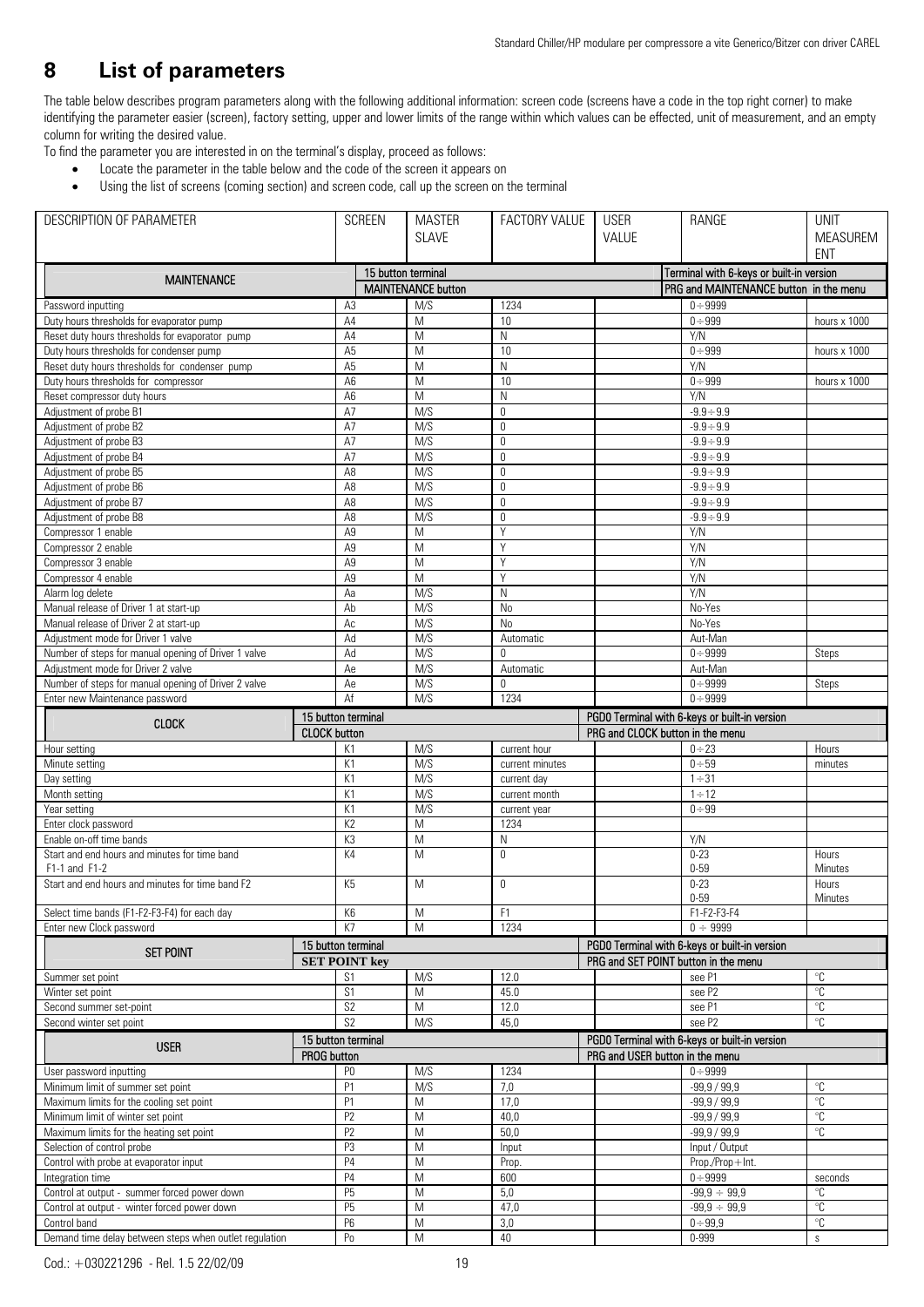# 8 List of parameters

The table below describes program parameters along with the following additional information: screen code (screens have a code in the top right corner) to make identifying the parameter easier (screen), factory setting, upper and lower limits of the range within which values can be effected, unit of measurement, and an empty column for writing the desired value.

To find the parameter you are interested in on the terminal's display, proceed as follows:

- Locate the parameter in the table below and the code of the screen it appears on
- Using the list of screens (coming section) and screen code, call up the screen on the terminal

| DESCRIPTION OF PARAMETER | SCREEN | MASTER SLAVE | FACTORY VALUE | USER VALUE | RANGE | UNIT MEASUREMENT |
|---|---|---|---|---|---|---|
| **MAINTENANCE** | 15 button terminal | | | | Terminal with 6-keys or built-in version | |
| | MAINTENANCE button | | | | PRG and MAINTENANCE button in the menu | |
| Password inputting | A3 | M/S | 1234 | | 0÷9999 | |
| Duty hours thresholds for evaporator pump | A4 | M | 10 | | 0÷999 | hours x 1000 |
| Reset duty hours thresholds for evaporator pump | A4 | M | N | | Y/N | |
| Duty hours thresholds for condenser pump | A5 | M | 10 | | 0÷999 | hours x 1000 |
| Reset duty hours thresholds for condenser pump | A5 | M | N | | Y/N | |
| Duty hours thresholds for compressor | A6 | M | 10 | | 0÷999 | hours x 1000 |
| Reset compressor duty hours | A6 | M | N | | Y/N | |
| Adjustment of probe B1 | A7 | M/S | 0 | | -9.9÷9.9 | |
| Adjustment of probe B2 | A7 | M/S | 0 | | -9.9÷9.9 | |
| Adjustment of probe B3 | A7 | M/S | 0 | | -9.9÷9.9 | |
| Adjustment of probe B4 | A7 | M/S | 0 | | -9.9÷9.9 | |
| Adjustment of probe B5 | A8 | M/S | 0 | | -9.9÷9.9 | |
| Adjustment of probe B6 | A8 | M/S | 0 | | -9.9÷9.9 | |
| Adjustment of probe B7 | A8 | M/S | 0 | | -9.9÷9.9 | |
| Adjustment of probe B8 | A8 | M/S | 0 | | -9.9÷9.9 | |
| Compressor 1 enable | A9 | M | Y | | Y/N | |
| Compressor 2 enable | A9 | M | Y | | Y/N | |
| Compressor 3 enable | A9 | M | Y | | Y/N | |
| Compressor 4 enable | A9 | M | Y | | Y/N | |
| Alarm log delete | Aa | M/S | N | | Y/N | |
| Manual release of Driver 1 at start-up | Ab | M/S | No | | No-Yes | |
| Manual release of Driver 2 at start-up | Ac | M/S | No | | No-Yes | |
| Adjustment mode for Driver 1 valve | Ad | M/S | Automatic | | Aut-Man | |
| Number of steps for manual opening of Driver 1 valve | Ad | M/S | 0 | | 0÷9999 | Steps |
| Adjustment mode for Driver 2 valve | Ae | M/S | Automatic | | Aut-Man | |
| Number of steps for manual opening of Driver 2 valve | Ae | M/S | 0 | | 0÷9999 | Steps |
| Enter new Maintenance password | Af | M/S | 1234 | | 0÷9999 | |
| **CLOCK** | 15 button terminal | | | PGD0 Terminal with 6-keys or built-in version | | |
| | CLOCK button | | | PRG and CLOCK button in the menu | | |
| Hour setting | K1 | M/S | current hour | | 0÷23 | Hours |
| Minute setting | K1 | M/S | current minutes | | 0÷59 | minutes |
| Day setting | K1 | M/S | current day | | 1÷31 | |
| Month setting | K1 | M/S | current month | | 1÷12 | |
| Year setting | K1 | M/S | current year | | 0÷99 | |
| Enter clock password | K2 | M | 1234 | | | |
| Enable on-off time bands | K3 | M | N | | Y/N | |
| Start and end hours and minutes for time band F1-1 and F1-2 | K4 | M | 0 | | 0-23<br>0-59 | Hours<br>Minutes |
| Start and end hours and minutes for time band F2 | K5 | M | 0 | | 0-23<br>0-59 | Hours<br>Minutes |
| Select time bands (F1-F2-F3-F4) for each day | K6 | M | F1 | | F1-F2-F3-F4 | |
| Enter new Clock password | K7 | M | 1234 | | 0 ÷ 9999 | |
| **SET POINT** | 15 button terminal | | | PGD0 Terminal with 6-keys or built-in version | | |
| | SET POINT key | | | PRG and SET POINT button in the menu | | |
| Summer set point | S1 | M/S | 12.0 | | see P1 | °C |
| Winter set point | S1 | M | 45.0 | | see P2 | °C |
| Second summer set-point | S2 | M | 12.0 | | see P1 | °C |
| Second winter set point | S2 | M/S | 45,0 | | see P2 | °C |
| **USER** | 15 button terminal | | | PGD0 Terminal with 6-keys or built-in version | | |
| | PROG button | | | PRG and USER button in the menu | | |
| User password inputting | P0 | M/S | 1234 | | 0÷9999 | |
| Minimum limit of summer set point | P1 | M/S | 7,0 | | -99,9 / 99,9 | °C |
| Maximum limits for the cooling set point | P1 | M | 17,0 | | -99,9 / 99,9 | °C |
| Minimum limit of winter set point | P2 | M | 40,0 | | -99,9 / 99,9 | °C |
| Maximum limits for the heating set point | P2 | M | 50,0 | | -99,9 / 99,9 | °C |
| Selection of control probe | P3 | M | Input | | Input / Output | |
| Control with probe at evaporator input | P4 | M | Prop. | | Prop./Prop+Int. | |
| Integration time | P4 | M | 600 | | 0÷9999 | seconds |
| Control at output - summer forced power down | P5 | M | 5,0 | | -99,9 ÷ 99,9 | °C |
| Control at output - winter forced power down | P5 | M | 47,0 | | -99,9 ÷ 99,9 | °C |
| Control band | P6 | M | 3,0 | | 0÷99,9 | °C |
| Demand time delay between steps when outlet regulation | Po | M | 40 | | 0-999 | s |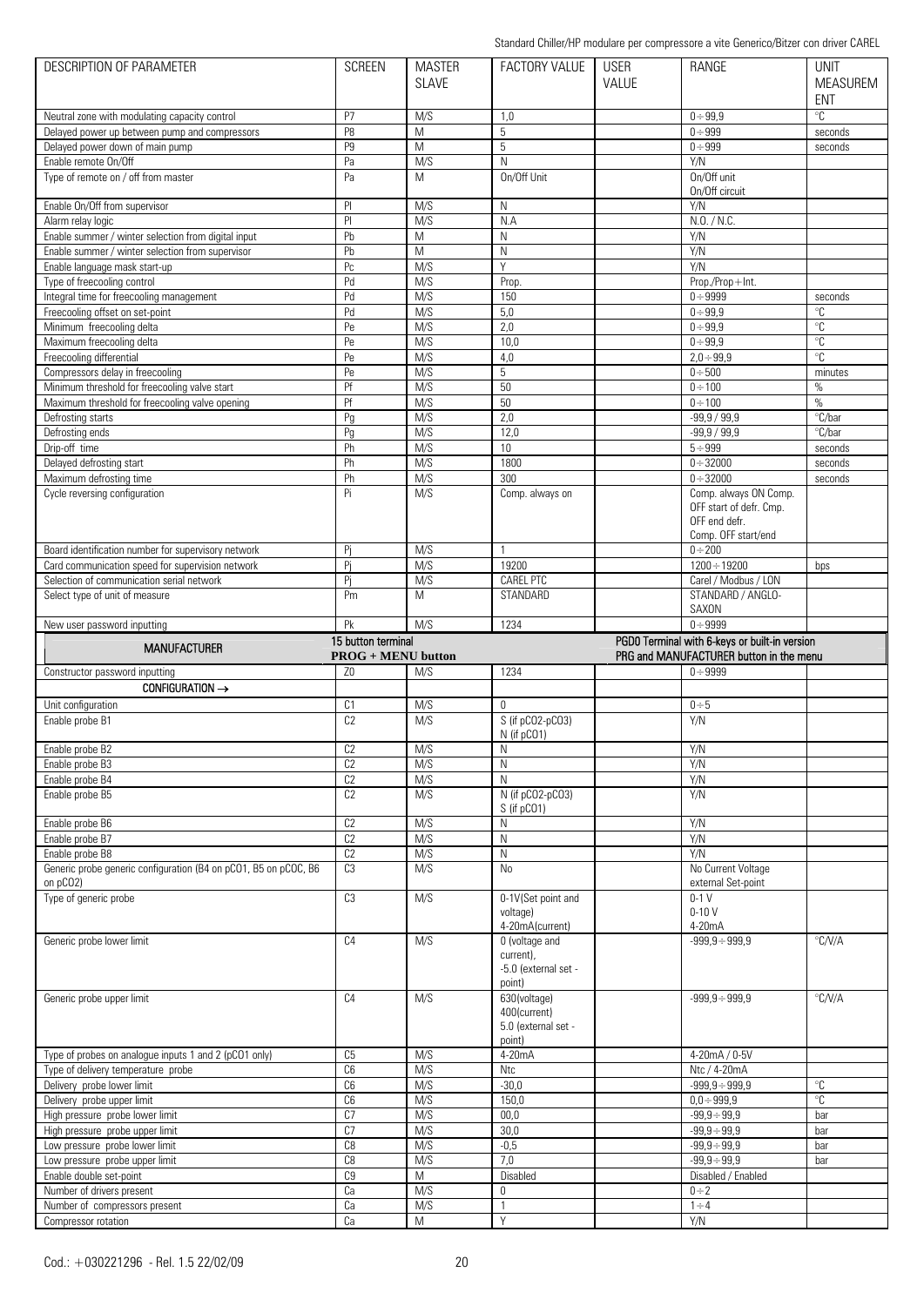| DESCRIPTION OF PARAMETER | SCREEN | MASTER SLAVE | FACTORY VALUE | USER VALUE | RANGE | UNIT MEASUREMENT |
|---|---|---|---|---|---|---|
| Neutral zone with modulating capacity control | P7 | M/S | 1,0 | | 0÷99,9 | °C |
| Delayed power up between pump and compressors | P8 | M | 5 | | 0÷999 | seconds |
| Delayed power down of main pump | P9 | M | 5 | | 0÷999 | seconds |
| Enable remote On/Off | Pa | M/S | N | | Y/N | |
| Type of remote on / off from master | Pa | M | On/Off Unit | | On/Off unit On/Off circuit | |
| Enable On/Off from supervisor | Pl | M/S | N | | Y/N | |
| Alarm relay logic | Pl | M/S | N.A | | N.O. / N.C. | |
| Enable summer / winter selection from digital input | Pb | M | N | | Y/N | |
| Enable summer / winter selection from supervisor | Pb | M | N | | Y/N | |
| Enable language mask start-up | Pc | M/S | Y | | Y/N | |
| Type of freecooling control | Pd | M/S | Prop. | | Prop./Prop+Int. | |
| Integral time for freecooling management | Pd | M/S | 150 | | 0÷9999 | seconds |
| Freecooling offset on set-point | Pd | M/S | 5,0 | | 0÷99,9 | °C |
| Minimum freecooling delta | Pe | M/S | 2,0 | | 0÷99,9 | °C |
| Maximum freecooling delta | Pe | M/S | 10,0 | | 0÷99,9 | °C |
| Freecooling differential | Pe | M/S | 4,0 | | 2,0÷99,9 | °C |
| Compressors delay in freecooling | Pe | M/S | 5 | | 0÷500 | minutes |
| Minimum threshold for freecooling valve start | Pf | M/S | 50 | | 0÷100 | % |
| Maximum threshold for freecooling valve opening | Pf | M/S | 50 | | 0÷100 | % |
| Defrosting starts | Pg | M/S | 2,0 | | -99,9 / 99,9 | °C/bar |
| Defrosting ends | Pg | M/S | 12,0 | | -99,9 / 99,9 | °C/bar |
| Drip-off time | Ph | M/S | 10 | | 5÷999 | seconds |
| Delayed defrosting start | Ph | M/S | 1800 | | 0÷32000 | seconds |
| Maximum defrosting time | Ph | M/S | 300 | | 0÷32000 | seconds |
| Cycle reversing configuration | Pi | M/S | Comp. always on | | Comp. always ON Comp. OFF start of defr. Cmp. OFF end defr. Comp. OFF start/end | |
| Board identification number for supervisory network | Pj | M/S | 1 | | 0÷200 | |
| Card communication speed for supervision network | Pj | M/S | 19200 | | 1200÷19200 | bps |
| Selection of communication serial network | Pj | M/S | CAREL PTC | | Carel / Modbus / LON | |
| Select type of unit of measure | Pm | M | STANDARD | | STANDARD / ANGLO-SAXON | |
| New user password inputting | Pk | M/S | 1234 | | 0÷9999 | |
| **MANUFACTURER** | **15 button terminal PROG + MENU button** | | | | **PGD0 Terminal with 6-keys or built-in version PRG and MANUFACTURER button in the menu** | |
| Constructor password inputting | Z0 | M/S | 1234 | | 0÷9999 | |
| **CONFIGURATION →** | | | | | | |
| Unit configuration | C1 | M/S | 0 | | 0÷5 | |
| Enable probe B1 | C2 | M/S | S (if pCO2-pCO3) N (if pCO1) | | Y/N | |
| Enable probe B2 | C2 | M/S | N | | Y/N | |
| Enable probe B3 | C2 | M/S | N | | Y/N | |
| Enable probe B4 | C2 | M/S | N | | Y/N | |
| Enable probe B5 | C2 | M/S | N (if pCO2-pCO3) S (if pCO1) | | Y/N | |
| Enable probe B6 | C2 | M/S | N | | Y/N | |
| Enable probe B7 | C2 | M/S | N | | Y/N | |
| Enable probe B8 | C2 | M/S | N | | Y/N | |
| Generic probe generic configuration (B4 on pCO1, B5 on pCOC, B6 on pCO2) | C3 | M/S | No | | No Current Voltage external Set-point | |
| Type of generic probe | C3 | M/S | 0-1V(Set point and voltage) 4-20mA(current) | | 0-1 V 0-10 V 4-20mA | |
| Generic probe lower limit | C4 | M/S | 0 (voltage and current), -5.0 (external set - point) | | -999,9÷999,9 | °C/V/A |
| Generic probe upper limit | C4 | M/S | 630(voltage) 400(current) 5.0 (external set - point) | | -999,9÷999,9 | °C/V/A |
| Type of probes on analogue inputs 1 and 2 (pCO1 only) | C5 | M/S | 4-20mA | | 4-20mA / 0-5V | |
| Type of delivery temperature probe | C6 | M/S | Ntc | | Ntc / 4-20mA | |
| Delivery probe lower limit | C6 | M/S | -30,0 | | -999,9÷999,9 | °C |
| Delivery probe upper limit | C6 | M/S | 150,0 | | 0,0÷999,9 | °C |
| High pressure probe lower limit | C7 | M/S | 00,0 | | -99,9÷99,9 | bar |
| High pressure probe upper limit | C7 | M/S | 30,0 | | -99,9÷99,9 | bar |
| Low pressure probe lower limit | C8 | M/S | -0,5 | | -99,9÷99,9 | bar |
| Low pressure probe upper limit | C8 | M/S | 7,0 | | -99,9÷99,9 | bar |
| Enable double set-point | C9 | M | Disabled | | Disabled / Enabled | |
| Number of drivers present | Ca | M/S | 0 | | 0÷2 | |
| Number of compressors present | Ca | M/S | 1 | | 1÷4 | |
| Compressor rotation | Ca | M | Y | | Y/N | |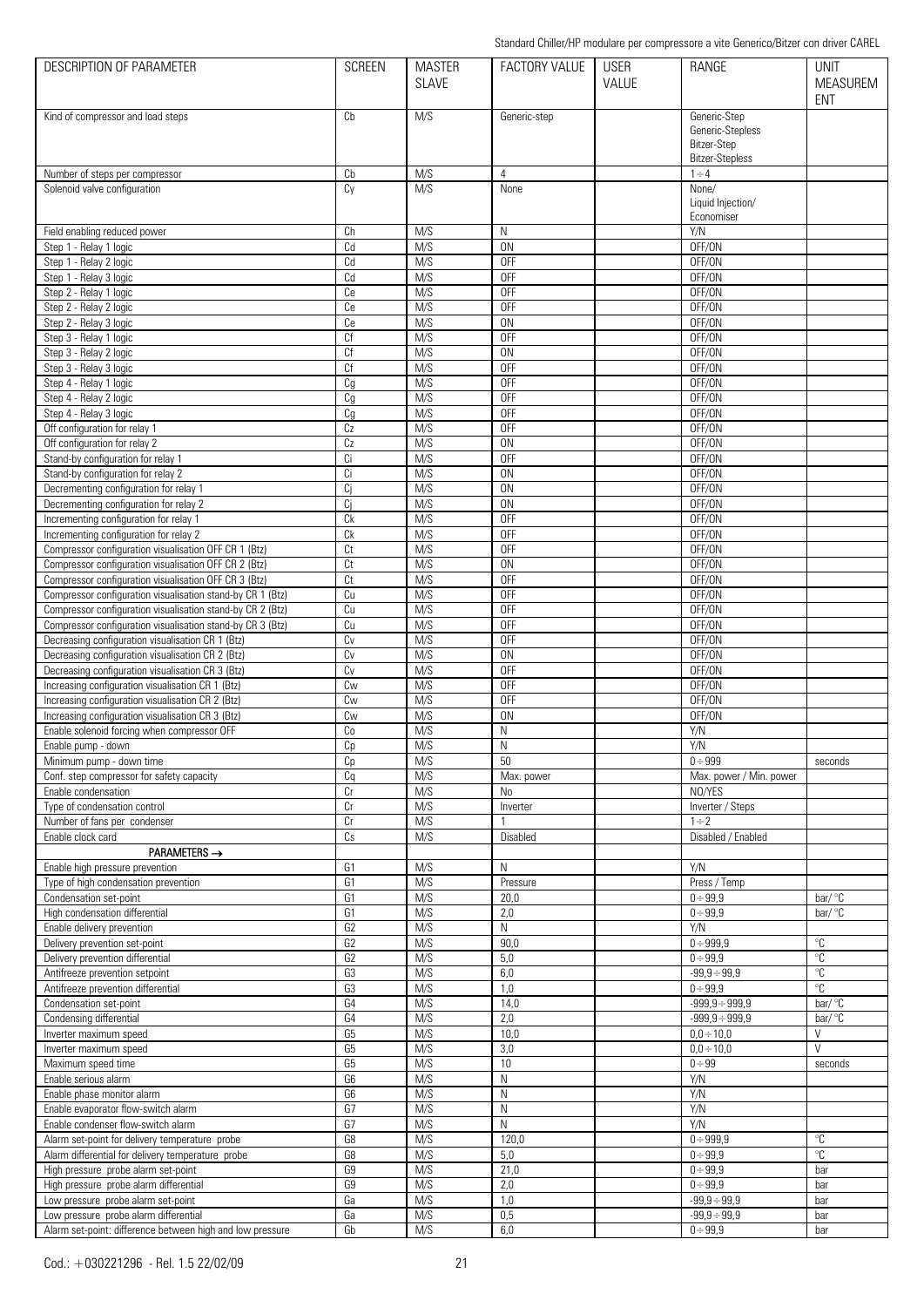| DESCRIPTION OF PARAMETER | SCREEN | MASTER SLAVE | FACTORY VALUE | USER VALUE | RANGE | UNIT MEASUREMENT |
|---|---|---|---|---|---|---|
| Kind of compressor and load steps | Cb | M/S | Generic-step | | Generic-Step<br>Generic-Stepless<br>Bitzer-Step<br>Bitzer-Stepless | |
| Number of steps per compressor | Cb | M/S | 4 | | 1 ÷ 4 | |
| Solenoid valve configuration | Cy | M/S | None | | None/<br>Liquid Injection/<br>Economiser | |
| Field enabling reduced power | Ch | M/S | N | | Y/N | |
| Step 1 - Relay 1 logic | Cd | M/S | ON | | OFF/ON | |
| Step 1 - Relay 2 logic | Cd | M/S | OFF | | OFF/ON | |
| Step 1 - Relay 3 logic | Cd | M/S | OFF | | OFF/ON | |
| Step 2 - Relay 1 logic | Ce | M/S | OFF | | OFF/ON | |
| Step 2 - Relay 2 logic | Ce | M/S | OFF | | OFF/ON | |
| Step 2 - Relay 3 logic | Ce | M/S | ON | | OFF/ON | |
| Step 3 - Relay 1 logic | Cf | M/S | OFF | | OFF/ON | |
| Step 3 - Relay 2 logic | Cf | M/S | ON | | OFF/ON | |
| Step 3 - Relay 3 logic | Cf | M/S | OFF | | OFF/ON | |
| Step 4 - Relay 1 logic | Cg | M/S | OFF | | OFF/ON | |
| Step 4 - Relay 2 logic | Cg | M/S | OFF | | OFF/ON | |
| Step 4 - Relay 3 logic | Cg | M/S | OFF | | OFF/ON | |
| Off configuration for relay 1 | Cz | M/S | OFF | | OFF/ON | |
| Off configuration for relay 2 | Cz | M/S | ON | | OFF/ON | |
| Stand-by configuration for relay 1 | Ci | M/S | OFF | | OFF/ON | |
| Stand-by configuration for relay 2 | Ci | M/S | ON | | OFF/ON | |
| Decrementing configuration for relay 1 | Cj | M/S | ON | | OFF/ON | |
| Decrementing configuration for relay 2 | Cj | M/S | ON | | OFF/ON | |
| Incrementing configuration for relay 1 | Ck | M/S | OFF | | OFF/ON | |
| Incrementing configuration for relay 2 | Ck | M/S | OFF | | OFF/ON | |
| Compressor configuration visualisation OFF CR 1 (Btz) | Ct | M/S | OFF | | OFF/ON | |
| Compressor configuration visualisation OFF CR 2 (Btz) | Ct | M/S | ON | | OFF/ON | |
| Compressor configuration visualisation OFF CR 3 (Btz) | Ct | M/S | OFF | | OFF/ON | |
| Compressor configuration visualisation stand-by CR 1 (Btz) | Cu | M/S | OFF | | OFF/ON | |
| Compressor configuration visualisation stand-by CR 2 (Btz) | Cu | M/S | OFF | | OFF/ON | |
| Compressor configuration visualisation stand-by CR 3 (Btz) | Cu | M/S | OFF | | OFF/ON | |
| Decreasing configuration visualisation CR 1 (Btz) | Cv | M/S | OFF | | OFF/ON | |
| Decreasing configuration visualisation CR 2 (Btz) | Cv | M/S | ON | | OFF/ON | |
| Decreasing configuration visualisation CR 3 (Btz) | Cv | M/S | OFF | | OFF/ON | |
| Increasing configuration visualisation CR 1 (Btz) | Cw | M/S | OFF | | OFF/ON | |
| Increasing configuration visualisation CR 2 (Btz) | Cw | M/S | OFF | | OFF/ON | |
| Increasing configuration visualisation CR 3 (Btz) | Cw | M/S | ON | | OFF/ON | |
| Enable solenoid forcing when compressor OFF | Co | M/S | N | | Y/N | |
| Enable pump - down | Cp | M/S | N | | Y/N | |
| Minimum pump - down time | Cp | M/S | 50 | | 0 ÷ 999 | seconds |
| Conf. step compressor for safety capacity | Cq | M/S | Max. power | | Max. power / Min. power | |
| Enable condensation | Cr | M/S | No | | NO/YES | |
| Type of condensation control | Cr | M/S | Inverter | | Inverter / Steps | |
| Number of fans per condenser | Cr | M/S | 1 | | 1 ÷ 2 | |
| Enable clock card | Cs | M/S | Disabled | | Disabled / Enabled | |
| **PARAMETERS →** | | | | | | |
| Enable high pressure prevention | G1 | M/S | N | | Y/N | |
| Type of high condensation prevention | G1 | M/S | Pressure | | Press / Temp | |
| Condensation set-point | G1 | M/S | 20,0 | | 0 ÷ 99,9 | bar/ °C |
| High condensation differential | G1 | M/S | 2,0 | | 0 ÷ 99,9 | bar/ °C |
| Enable delivery prevention | G2 | M/S | N | | Y/N | |
| Delivery prevention set-point | G2 | M/S | 90,0 | | 0 ÷ 999,9 | °C |
| Delivery prevention differential | G2 | M/S | 5,0 | | 0 ÷ 99,9 | °C |
| Antifreeze prevention setpoint | G3 | M/S | 6,0 | | -99,9 ÷ 99,9 | °C |
| Antifreeze prevention differential | G3 | M/S | 1,0 | | 0 ÷ 99,9 | °C |
| Condensation set-point | G4 | M/S | 14,0 | | -999,9 ÷ 999,9 | bar/ °C |
| Condensing differential | G4 | M/S | 2,0 | | -999,9 ÷ 999,9 | bar/ °C |
| Inverter maximum speed | G5 | M/S | 10,0 | | 0,0 ÷ 10,0 | V |
| Inverter maximum speed | G5 | M/S | 3,0 | | 0,0 ÷ 10,0 | V |
| Maximum speed time | G5 | M/S | 10 | | 0 ÷ 99 | seconds |
| Enable serious alarm | G6 | M/S | N | | Y/N | |
| Enable phase monitor alarm | G6 | M/S | N | | Y/N | |
| Enable evaporator flow-switch alarm | G7 | M/S | N | | Y/N | |
| Enable condenser flow-switch alarm | G7 | M/S | N | | Y/N | |
| Alarm set-point for delivery temperature probe | G8 | M/S | 120,0 | | 0 ÷ 999,9 | °C |
| Alarm differential for delivery temperature probe | G8 | M/S | 5,0 | | 0 ÷ 99,9 | °C |
| High pressure probe alarm set-point | G9 | M/S | 21,0 | | 0 ÷ 99,9 | bar |
| High pressure probe alarm differential | G9 | M/S | 2,0 | | 0 ÷ 99,9 | bar |
| Low pressure probe alarm set-point | Ga | M/S | 1,0 | | -99,9 ÷ 99,9 | bar |
| Low pressure probe alarm differential | Ga | M/S | 0,5 | | -99,9 ÷ 99,9 | bar |
| Alarm set-point: difference between high and low pressure | Gb | M/S | 6,0 | | 0 ÷ 99,9 | bar |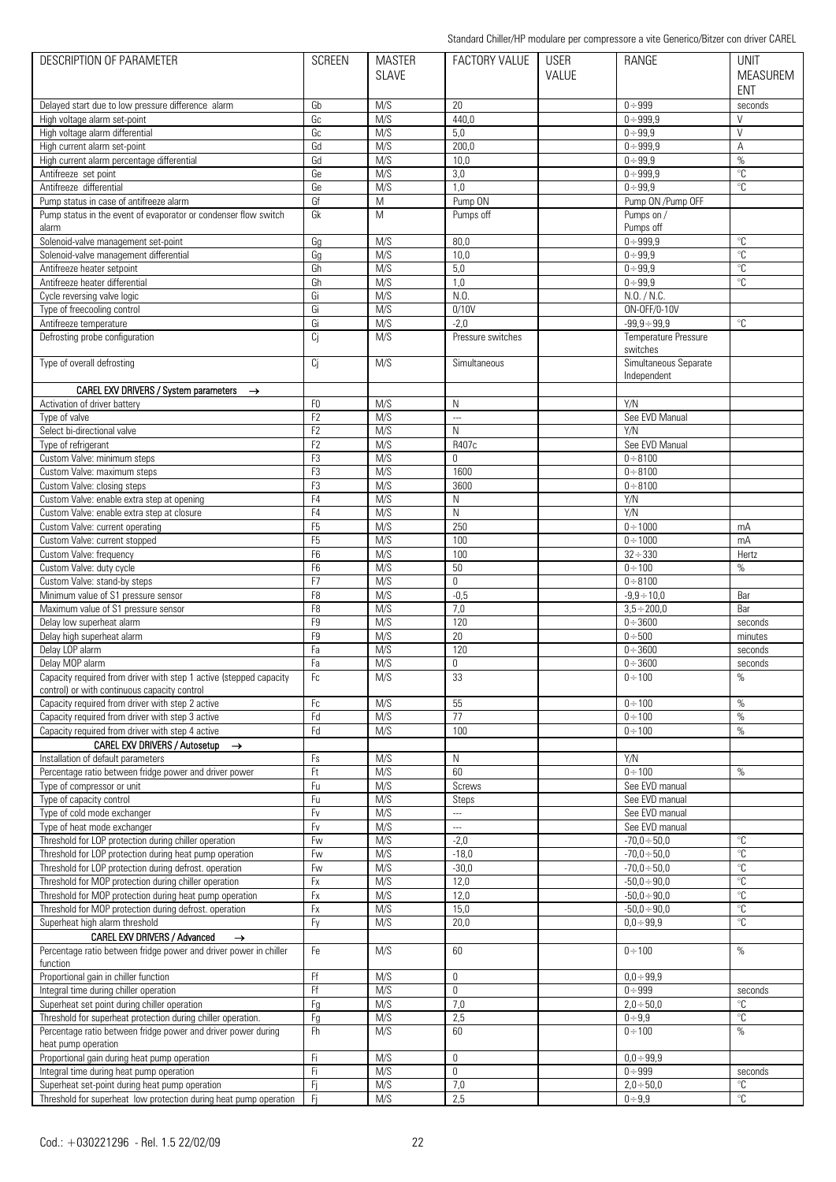| DESCRIPTION OF PARAMETER | SCREEN | MASTER SLAVE | FACTORY VALUE | USER VALUE | RANGE | UNIT MEASUREMENT |
|---|---|---|---|---|---|---|
| Delayed start due to low pressure difference alarm | Gb | M/S | 20 | | 0÷999 | seconds |
| High voltage alarm set-point | Gc | M/S | 440,0 | | 0÷999,9 | V |
| High voltage alarm differential | Gc | M/S | 5,0 | | 0÷99,9 | V |
| High current alarm set-point | Gd | M/S | 200,0 | | 0÷999,9 | A |
| High current alarm percentage differential | Gd | M/S | 10,0 | | 0÷99,9 | % |
| Antifreeze set point | Ge | M/S | 3,0 | | 0÷999,9 | °C |
| Antifreeze differential | Ge | M/S | 1,0 | | 0÷99,9 | °C |
| Pump status in case of antifreeze alarm | Gf | M | Pump ON | | Pump ON /Pump OFF | |
| Pump status in the event of evaporator or condenser flow switch alarm | Gk | M | Pumps off | | Pumps on / Pumps off | |
| Solenoid-valve management set-point | Gg | M/S | 80,0 | | 0÷999,9 | °C |
| Solenoid-valve management differential | Gg | M/S | 10,0 | | 0÷99,9 | °C |
| Antifreeze heater setpoint | Gh | M/S | 5,0 | | 0÷99,9 | °C |
| Antifreeze heater differential | Gh | M/S | 1,0 | | 0÷99,9 | °C |
| Cycle reversing valve logic | Gi | M/S | N.O. | | N.O. / N.C. | |
| Type of freecooling control | Gi | M/S | 0/10V | | ON-OFF/0-10V | |
| Antifreeze temperature | Gi | M/S | -2,0 | | -99,9÷99,9 | °C |
| Defrosting probe configuration | Cj | M/S | Pressure switches | | Temperature Pressure switches | |
| Type of overall defrosting | Cj | M/S | Simultaneous | | Simultaneous Separate Independent | |
| **CAREL EXV DRIVERS / System parameters →** | | | | | | |
| Activation of driver battery | F0 | M/S | N | | Y/N | |
| Type of valve | F2 | M/S | --- | | See EVD Manual | |
| Select bi-directional valve | F2 | M/S | N | | Y/N | |
| Type of refrigerant | F2 | M/S | R407c | | See EVD Manual | |
| Custom Valve: minimum steps | F3 | M/S | 0 | | 0÷8100 | |
| Custom Valve: maximum steps | F3 | M/S | 1600 | | 0÷8100 | |
| Custom Valve: closing steps | F3 | M/S | 3600 | | 0÷8100 | |
| Custom Valve: enable extra step at opening | F4 | M/S | N | | Y/N | |
| Custom Valve: enable extra step at closure | F4 | M/S | N | | Y/N | |
| Custom Valve: current operating | F5 | M/S | 250 | | 0÷1000 | mA |
| Custom Valve: current stopped | F5 | M/S | 100 | | 0÷1000 | mA |
| Custom Valve: frequency | F6 | M/S | 100 | | 32÷330 | Hertz |
| Custom Valve: duty cycle | F6 | M/S | 50 | | 0÷100 | % |
| Custom Valve: stand-by steps | F7 | M/S | 0 | | 0÷8100 | |
| Minimum value of S1 pressure sensor | F8 | M/S | -0,5 | | -9,9÷10,0 | Bar |
| Maximum value of S1 pressure sensor | F8 | M/S | 7,0 | | 3,5÷200,0 | Bar |
| Delay low superheat alarm | F9 | M/S | 120 | | 0÷3600 | seconds |
| Delay high superheat alarm | F9 | M/S | 20 | | 0÷500 | minutes |
| Delay LOP alarm | Fa | M/S | 120 | | 0÷3600 | seconds |
| Delay MOP alarm | Fa | M/S | 0 | | 0÷3600 | seconds |
| Capacity required from driver with step 1 active (stepped capacity control) or with continuous capacity control | Fc | M/S | 33 | | 0÷100 | % |
| Capacity required from driver with step 2 active | Fc | M/S | 55 | | 0÷100 | % |
| Capacity required from driver with step 3 active | Fd | M/S | 77 | | 0÷100 | % |
| Capacity required from driver with step 4 active | Fd | M/S | 100 | | 0÷100 | % |
| **CAREL EXV DRIVERS / Autosetup →** | | | | | | |
| Installation of default parameters | Fs | M/S | N | | Y/N | |
| Percentage ratio between fridge power and driver power | Ft | M/S | 60 | | 0÷100 | % |
| Type of compressor or unit | Fu | M/S | Screws | | See EVD manual | |
| Type of capacity control | Fu | M/S | Steps | | See EVD manual | |
| Type of cold mode exchanger | Fv | M/S | --- | | See EVD manual | |
| Type of heat mode exchanger | Fv | M/S | --- | | See EVD manual | |
| Threshold for LOP protection during chiller operation | Fw | M/S | -2,0 | | -70,0÷50,0 | °C |
| Threshold for LOP protection during heat pump operation | Fw | M/S | -18,0 | | -70,0÷50,0 | °C |
| Threshold for LOP protection during defrost. operation | Fw | M/S | -30,0 | | -70,0÷50,0 | °C |
| Threshold for MOP protection during chiller operation | Fx | M/S | 12,0 | | -50,0÷90,0 | °C |
| Threshold for MOP protection during heat pump operation | Fx | M/S | 12,0 | | -50,0÷90,0 | °C |
| Threshold for MOP protection during defrost. operation | Fx | M/S | 15,0 | | -50,0÷90,0 | °C |
| Superheat high alarm threshold | Fy | M/S | 20,0 | | 0,0÷99,9 | °C |
| **CAREL EXV DRIVERS / Advanced →** | | | | | | |
| Percentage ratio between fridge power and driver power in chiller function | Fe | M/S | 60 | | 0÷100 | % |
| Proportional gain in chiller function | Ff | M/S | 0 | | 0,0÷99,9 | |
| Integral time during chiller operation | Ff | M/S | 0 | | 0÷999 | seconds |
| Superheat set point during chiller operation | Fg | M/S | 7,0 | | 2,0÷50,0 | °C |
| Threshold for superheat protection during chiller operation. | Fg | M/S | 2,5 | | 0÷9,9 | °C |
| Percentage ratio between fridge power and driver power during heat pump operation | Fh | M/S | 60 | | 0÷100 | % |
| Proportional gain during heat pump operation | Fi | M/S | 0 | | 0,0÷99,9 | |
| Integral time during heat pump operation | Fi | M/S | 0 | | 0÷999 | seconds |
| Superheat set-point during heat pump operation | Fj | M/S | 7,0 | | 2,0÷50,0 | °C |
| Threshold for superheat low protection during heat pump operation | Fj | M/S | 2,5 | | 0÷9,9 | °C |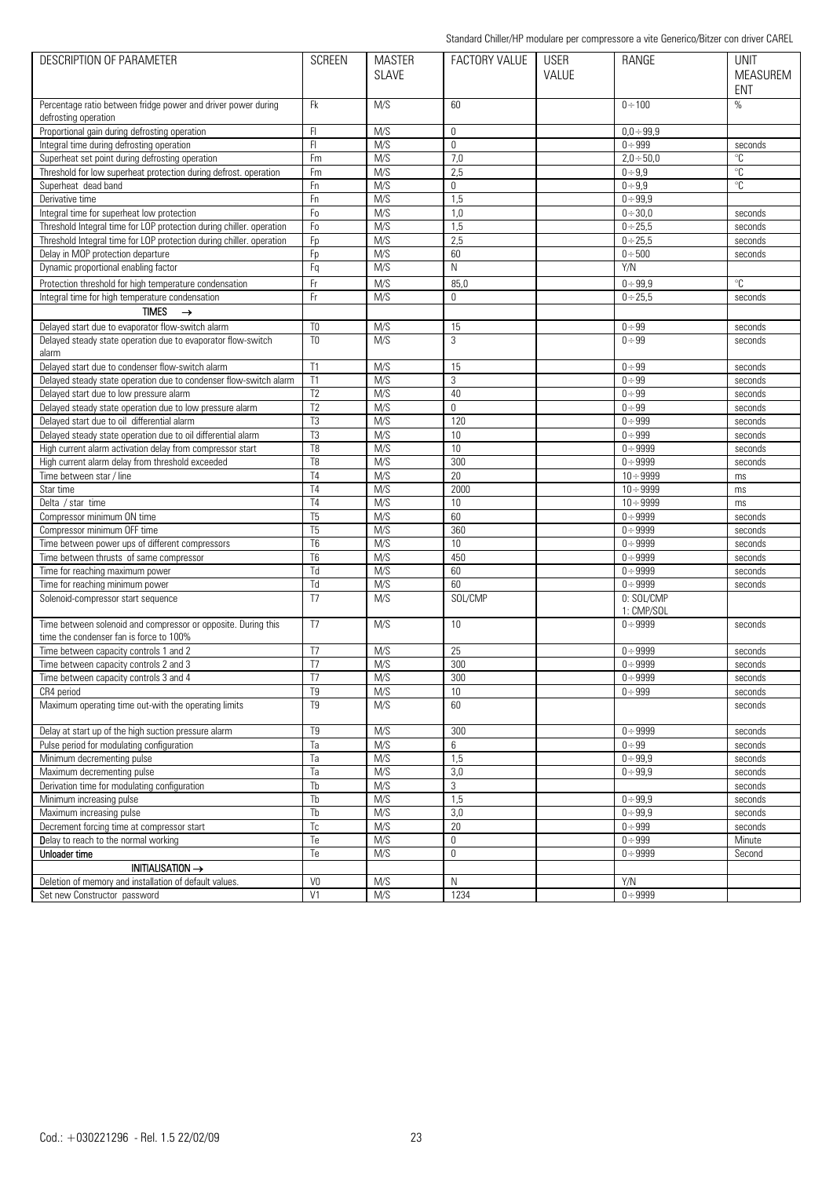| DESCRIPTION OF PARAMETER | SCREEN | MASTER SLAVE | FACTORY VALUE | USER VALUE | RANGE | UNIT MEASUREMENT |
|---|---|---|---|---|---|---|
| Percentage ratio between fridge power and driver power during defrosting operation | Fk | M/S | 60 | | 0÷100 | % |
| Proportional gain during defrosting operation | Fl | M/S | 0 | | 0,0÷99,9 | |
| Integral time during defrosting operation | Fl | M/S | 0 | | 0÷999 | seconds |
| Superheat set point during defrosting operation | Fm | M/S | 7,0 | | 2,0÷50,0 | °C |
| Threshold for low superheat protection during defrost. operation | Fm | M/S | 2,5 | | 0÷9,9 | °C |
| Superheat dead band | Fn | M/S | 0 | | 0÷9,9 | °C |
| Derivative time | Fn | M/S | 1,5 | | 0÷99,9 | |
| Integral time for superheat low protection | Fo | M/S | 1,0 | | 0÷30,0 | seconds |
| Threshold Integral time for LOP protection during chiller. operation | Fo | M/S | 1,5 | | 0÷25,5 | seconds |
| Threshold Integral time for LOP protection during chiller. operation | Fp | M/S | 2,5 | | 0÷25,5 | seconds |
| Delay in MOP protection departure | Fp | M/S | 60 | | 0÷500 | seconds |
| Dynamic proportional enabling factor | Fq | M/S | N | | Y/N | |
| Protection threshold for high temperature condensation | Fr | M/S | 85,0 | | 0÷99,9 | °C |
| Integral time for high temperature condensation | Fr | M/S | 0 | | 0÷25,5 | seconds |
| **TIMES →** | | | | | | |
| Delayed start due to evaporator flow-switch alarm | T0 | M/S | 15 | | 0÷99 | seconds |
| Delayed steady state operation due to evaporator flow-switch alarm | T0 | M/S | 3 | | 0÷99 | seconds |
| Delayed start due to condenser flow-switch alarm | T1 | M/S | 15 | | 0÷99 | seconds |
| Delayed steady state operation due to condenser flow-switch alarm | T1 | M/S | 3 | | 0÷99 | seconds |
| Delayed start due to low pressure alarm | T2 | M/S | 40 | | 0÷99 | seconds |
| Delayed steady state operation due to low pressure alarm | T2 | M/S | 0 | | 0÷99 | seconds |
| Delayed start due to oil differential alarm | T3 | M/S | 120 | | 0÷999 | seconds |
| Delayed steady state operation due to oil differential alarm | T3 | M/S | 10 | | 0÷999 | seconds |
| High current alarm activation delay from compressor start | T8 | M/S | 10 | | 0÷9999 | seconds |
| High current alarm delay from threshold exceeded | T8 | M/S | 300 | | 0÷9999 | seconds |
| Time between star / line | T4 | M/S | 20 | | 10÷9999 | ms |
| Star time | T4 | M/S | 2000 | | 10÷9999 | ms |
| Delta / star time | T4 | M/S | 10 | | 10÷9999 | ms |
| Compressor minimum ON time | T5 | M/S | 60 | | 0÷9999 | seconds |
| Compressor minimum OFF time | T5 | M/S | 360 | | 0÷9999 | seconds |
| Time between power ups of different compressors | T6 | M/S | 10 | | 0÷9999 | seconds |
| Time between thrusts of same compressor | T6 | M/S | 450 | | 0÷9999 | seconds |
| Time for reaching maximum power | Td | M/S | 60 | | 0÷9999 | seconds |
| Time for reaching minimum power | Td | M/S | 60 | | 0÷9999 | seconds |
| Solenoid-compressor start sequence | T7 | M/S | SOL/CMP | | 0: SOL/CMP 1: CMP/SOL | |
| Time between solenoid and compressor or opposite. During this time the condenser fan is force to 100% | T7 | M/S | 10 | | 0÷9999 | seconds |
| Time between capacity controls 1 and 2 | T7 | M/S | 25 | | 0÷9999 | seconds |
| Time between capacity controls 2 and 3 | T7 | M/S | 300 | | 0÷9999 | seconds |
| Time between capacity controls 3 and 4 | T7 | M/S | 300 | | 0÷9999 | seconds |
| CR4 period | T9 | M/S | 10 | | 0÷999 | seconds |
| Maximum operating time out-with the operating limits | T9 | M/S | 60 | | | seconds |
| Delay at start up of the high suction pressure alarm | T9 | M/S | 300 | | 0÷9999 | seconds |
| Pulse period for modulating configuration | Ta | M/S | 6 | | 0÷99 | seconds |
| Minimum decrementing pulse | Ta | M/S | 1,5 | | 0÷99,9 | seconds |
| Maximum decrementing pulse | Ta | M/S | 3,0 | | 0÷99,9 | seconds |
| Derivation time for modulating configuration | Tb | M/S | 3 | | | seconds |
| Minimum increasing pulse | Tb | M/S | 1,5 | | 0÷99,9 | seconds |
| Maximum increasing pulse | Tb | M/S | 3,0 | | 0÷99,9 | seconds |
| Decrement forcing time at compressor start | Tc | M/S | 20 | | 0÷999 | seconds |
| Delay to reach to the normal working | Te | M/S | 0 | | 0÷999 | Minute |
| **Unloader time** | Te | M/S | 0 | | 0÷9999 | Second |
| **INITIALISATION →** | | | | | | |
| Deletion of memory and installation of default values. | V0 | M/S | N | | Y/N | |
| Set new Constructor password | V1 | M/S | 1234 | | 0÷9999 | |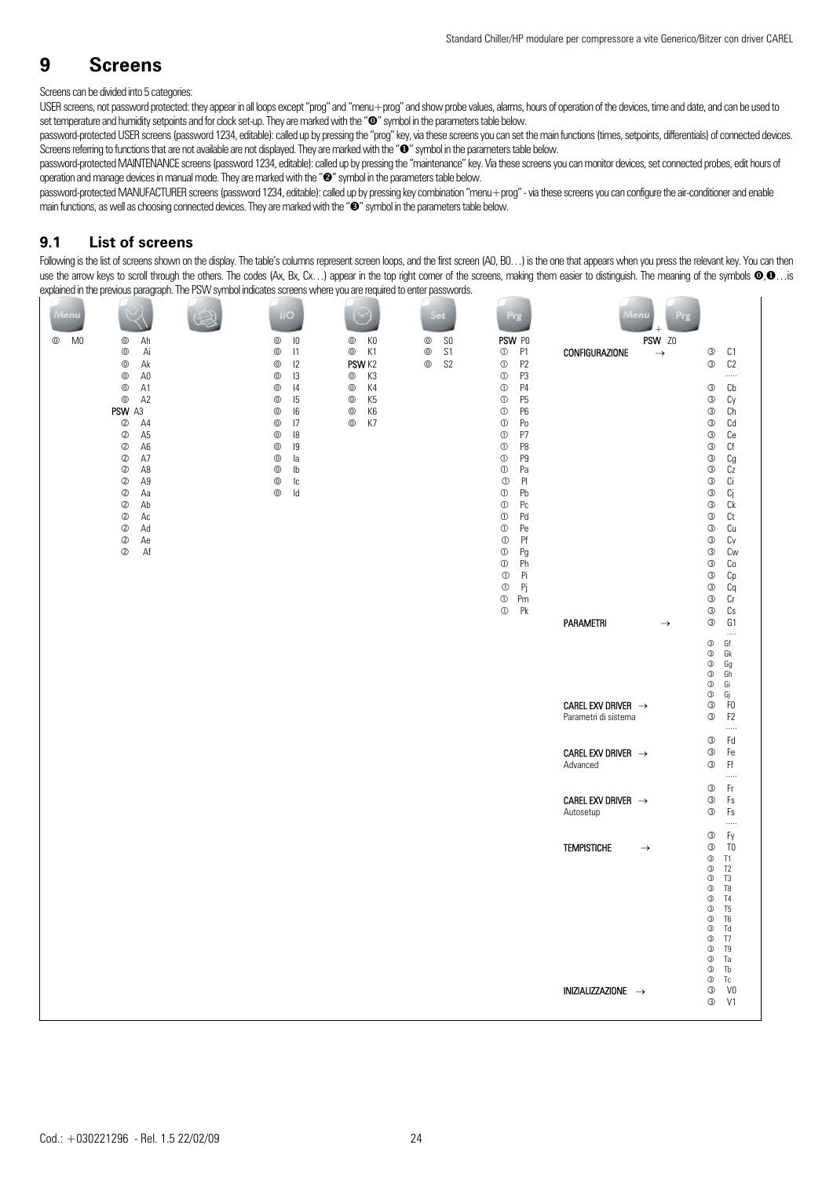# 9 Screens

Screens can be divided into 5 categories:

USER screens, not password protected: they appear in all loops except "prog" and "menu+prog" and show probe values, alarms, hours of operation of the devices, time and date, and can be used to set temperature and humidity setpoints and for clock set-up. They are marked with the "⓿" symbol in the parameters table below.

password-protected USER screens (password 1234, editable): called up by pressing the "prog" key, via these screens you can set the main functions (times, setpoints, differentials) of connected devices. Screens referring to functions that are not available are not displayed. They are marked with the "❶" symbol in the parameters table below.

password-protected MAINTENANCE screens (password 1234, editable): called up by pressing the "maintenance" key. Via these screens you can monitor devices, set connected probes, edit hours of operation and manage devices in manual mode. They are marked with the "❷" symbol in the parameters table below.

password-protected MANUFACTURER screens (password 1234, editable): called up by pressing key combination "menu+prog" - via these screens you can configure the air-conditioner and enable main functions, as well as choosing connected devices. They are marked with the "❸" symbol in the parameters table below.

## 9.1 List of screens

Following is the list of screens shown on the display. The table's columns represent screen loops, and the first screen (A0, B0…) is the one that appears when you press the relevant key. You can then use the arrow keys to scroll through the others. The codes (Ax, Bx, Cx…) appear in the top right corner of the screens, making them easier to distinguish. The meaning of the symbols ⓿,❶…is explained in the previous paragraph. The PSW symbol indicates screens where you are required to enter passwords.

| Menu | Maintenance | Printer | I/O | Clock | Set | Prg | Menu + Prg | |
|---|---|---|---|---|---|---|---|---|
| ⓪ M0 | ⓪ Ah | | ⓪ I0 | ⓪ K0 | ⓪ S0 | PSW P0 | | PSW Z0 |
| | ⓪ Ai | | ⓪ I1 | ⓪ K1 | ⓪ S1 | ① P1 | CONFIGURAZIONE → | ③ C1 |
| | ⓪ Ak | | ⓪ I2 | PSW K2 | ⓪ S2 | ① P2 | | ③ C2 |
| | ⓪ A0 | | ⓪ I3 | ⓪ K3 | | ① P3 | | ….. |
| | ⓪ A1 | | ⓪ I4 | ⓪ K4 | | ① P4 | | ③ Cb |
| | ⓪ A2 | | ⓪ I5 | ⓪ K5 | | ① P5 | | ③ Cy |
| | PSW A3 | | ⓪ I6 | ⓪ K6 | | ① P6 | | ③ Ch |
| | ② A4 | | ⓪ I7 | ⓪ K7 | | ① Po | | ③ Cd |
| | ② A5 | | ⓪ I8 | | | ① P7 | | ③ Ce |
| | ② A6 | | ⓪ I9 | | | ① P8 | | ③ Cf |
| | ② A7 | | ⓪ Ia | | | ① P9 | | ③ Cg |
| | ② A8 | | ⓪ Ib | | | ① Pa | | ③ Cz |
| | ② A9 | | ⓪ Ic | | | ① Pl | | ③ Ci |
| | ② Aa | | ⓪ Id | | | ① Pb | | ③ Cj |
| | ② Ab | | | | | ① Pc | | ③ Ck |
| | ② Ac | | | | | ① Pd | | ③ Ct |
| | ② Ad | | | | | ① Pe | | ③ Cu |
| | ② Ae | | | | | ① Pf | | ③ Cv |
| | ② Af | | | | | ① Pg | | ③ Cw |
| | | | | | | ① Ph | | ③ Co |
| | | | | | | ① Pi | | ③ Cp |
| | | | | | | ① Pj | | ③ Cq |
| | | | | | | ① Pm | | ③ Cr |
| | | | | | | ① Pk | | ③ Cs |
| | | | | | | | PARAMETRI → | ③ G1 |
| | | | | | | | | ….. |
| | | | | | | | | ③ Gf |
| | | | | | | | | ③ Gk |
| | | | | | | | | ③ Gg |
| | | | | | | | | ③ Gh |
| | | | | | | | | ③ Gi |
| | | | | | | | | ③ Gj |
| | | | | | | | CAREL EXV DRIVER → Parametri di sistema | ③ F0 |
| | | | | | | | | ③ F2 |
| | | | | | | | | ….. |
| | | | | | | | | ③ Fd |
| | | | | | | | CAREL EXV DRIVER → Advanced | ③ Fe |
| | | | | | | | | ③ Ff |
| | | | | | | | | ….. |
| | | | | | | | | ③ Fr |
| | | | | | | | CAREL EXV DRIVER → Autosetup | ③ Fs |
| | | | | | | | | ③ Fs |
| | | | | | | | | ….. |
| | | | | | | | | ③ Fy |
| | | | | | | | TEMPISTICHE → | ③ T0 |
| | | | | | | | | ③ T1 |
| | | | | | | | | ③ T2 |
| | | | | | | | | ③ T3 |
| | | | | | | | | ③ T8 |
| | | | | | | | | ③ T4 |
| | | | | | | | | ③ T5 |
| | | | | | | | | ③ T6 |
| | | | | | | | | ③ Td |
| | | | | | | | | ③ T7 |
| | | | | | | | | ③ T9 |
| | | | | | | | | ③ Ta |
| | | | | | | | | ③ Tb |
| | | | | | | | | ③ Tc |
| | | | | | | | INIZIALIZZAZIONE → | ③ V0 |
| | | | | | | | | ③ V1 |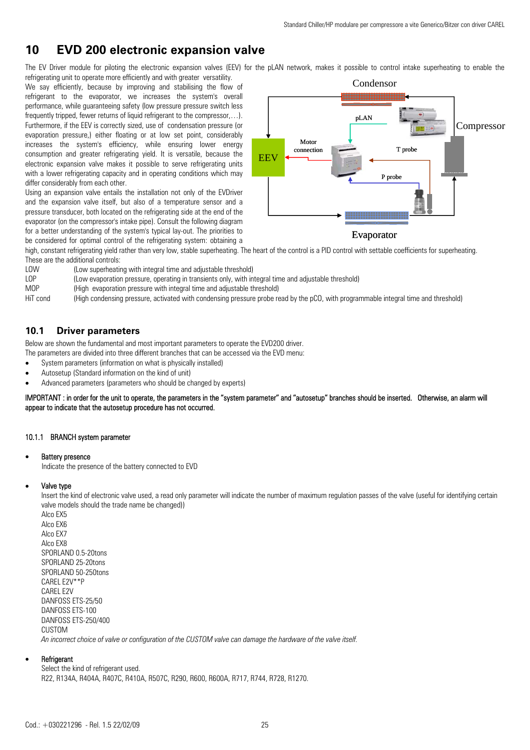# 10 EVD 200 electronic expansion valve

The EV Driver module for piloting the electronic expansion valves (EEV) for the pLAN network, makes it possible to control intake superheating to enable the refrigerating unit to operate more efficiently and with greater versatility.

We say efficiently, because by improving and stabilising the flow of refrigerant to the evaporator, we increases the system's overall performance, while guaranteeing safety (low pressure pressure switch less frequently tripped, fewer returns of liquid refrigerant to the compressor,…). Furthermore, if the EEV is correctly sized, use of condensation pressure (or evaporation pressure,) either floating or at low set point, considerably increases the system's efficiency, while ensuring lower energy consumption and greater refrigerating yield. It is versatile, because the electronic expansion valve makes it possible to serve refrigerating units with a lower refrigerating capacity and in operating conditions which may differ considerably from each other.

Using an expansion valve entails the installation not only of the EVDriver and the expansion valve itself, but also of a temperature sensor and a pressure transducer, both located on the refrigerating side at the end of the evaporator (on the compressor's intake pipe). Consult the following diagram for a better understanding of the system's typical lay-out. The priorities to be considered for optimal control of the refrigerating system: obtaining a high, constant refrigerating yield rather than very low, stable superheating. The heart of the control is a PID control with settable coefficients for superheating.

These are the additional controls:

| | |
|---|---|
| LOW | (Low superheating with integral time and adjustable threshold) |
| LOP | (Low evaporation pressure, operating in transients only, with integral time and adjustable threshold) |
| MOP | (High evaporation pressure with integral time and adjustable threshold) |
| HiT cond | (High condensing pressure, activated with condensing pressure probe read by the pCO, with programmable integral time and threshold) |

## 10.1 Driver parameters

Below are shown the fundamental and most important parameters to operate the EVD200 driver.
The parameters are divided into three different branches that can be accessed via the EVD menu:

- System parameters (information on what is physically installed)
- Autosetup (Standard information on the kind of unit)
- Advanced parameters (parameters who should be changed by experts)

IMPORTANT : in order for the unit to operate, the parameters in the "system parameter" and "autosetup" branches should be inserted. Otherwise, an alarm will appear to indicate that the autosetup procedure has not occurred.

### 10.1.1 BRANCH system parameter

- Battery presence
  Indicate the presence of the battery connected to EVD

- Valve type
  Insert the kind of electronic valve used, a read only parameter will indicate the number of maximum regulation passes of the valve (useful for identifying certain valve models should the trade name be changed))
  Alco EX5
  Alco EX6
  Alco EX7
  Alco EX8
  SPORLAND 0.5-20tons
  SPORLAND 25-20tons
  SPORLAND 50-250tons
  CAREL E2V**P
  CAREL E2V
  DANFOSS ETS-25/50
  DANFOSS ETS-100
  DANFOSS ETS-250/400
  CUSTOM
  *An incorrect choice of valve or configuration of the CUSTOM valve can damage the hardware of the valve itself.*

- Refrigerant
  Select the kind of refrigerant used.
  R22, R134A, R404A, R407C, R410A, R507C, R290, R600, R600A, R717, R744, R728, R1270.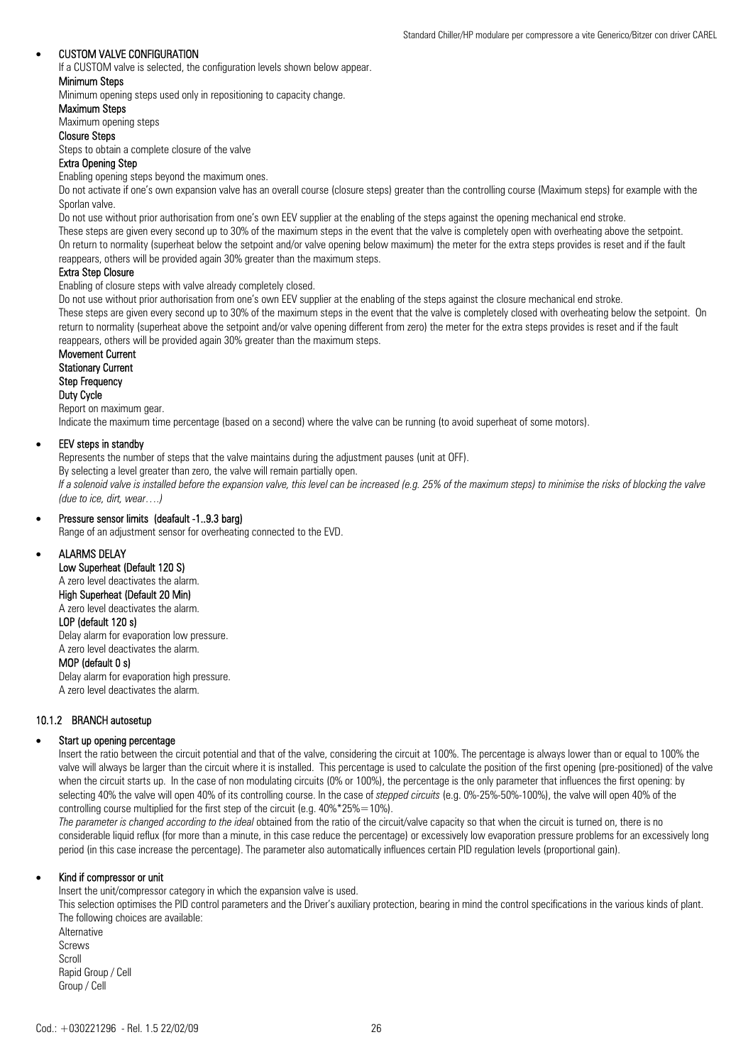- **CUSTOM VALVE CONFIGURATION**

  If a CUSTOM valve is selected, the configuration levels shown below appear.

  **Minimum Steps**

  Minimum opening steps used only in repositioning to capacity change.

  **Maximum Steps**

  Maximum opening steps

  **Closure Steps**

  Steps to obtain a complete closure of the valve

  **Extra Opening Step**

  Enabling opening steps beyond the maximum ones.

  Do not activate if one's own expansion valve has an overall course (closure steps) greater than the controlling course (Maximum steps) for example with the Sporlan valve.

  Do not use without prior authorisation from one's own EEV supplier at the enabling of the steps against the opening mechanical end stroke.

  These steps are given every second up to 30% of the maximum steps in the event that the valve is completely open with overheating above the setpoint.

  On return to normality (superheat below the setpoint and/or valve opening below maximum) the meter for the extra steps provides is reset and if the fault reappears, others will be provided again 30% greater than the maximum steps.

  **Extra Step Closure**

  Enabling of closure steps with valve already completely closed.

  Do not use without prior authorisation from one's own EEV supplier at the enabling of the steps against the closure mechanical end stroke.

  These steps are given every second up to 30% of the maximum steps in the event that the valve is completely closed with overheating below the setpoint. On return to normality (superheat above the setpoint and/or valve opening different from zero) the meter for the extra steps provides is reset and if the fault reappears, others will be provided again 30% greater than the maximum steps.

  **Movement Current**

  **Stationary Current**

  **Step Frequency**

  **Duty Cycle**

  Report on maximum gear.

  Indicate the maximum time percentage (based on a second) where the valve can be running (to avoid superheat of some motors).

- **EEV steps in standby**

  Represents the number of steps that the valve maintains during the adjustment pauses (unit at OFF).

  By selecting a level greater than zero, the valve will remain partially open.

  *If a solenoid valve is installed before the expansion valve, this level can be increased (e.g. 25% of the maximum steps) to minimise the risks of blocking the valve (due to ice, dirt, wear….)*

- **Pressure sensor limits (deafault -1..9.3 barg)**

  Range of an adjustment sensor for overheating connected to the EVD.

- **ALARMS DELAY**

  **Low Superheat (Default 120 S)**

  A zero level deactivates the alarm.

  **High Superheat (Default 20 Min)**

  A zero level deactivates the alarm.

  **LOP (default 120 s)**

  Delay alarm for evaporation low pressure.

  A zero level deactivates the alarm.

  **MOP (default 0 s)**

  Delay alarm for evaporation high pressure.

  A zero level deactivates the alarm.

#### 10.1.2 BRANCH autosetup

- **Start up opening percentage**

  Insert the ratio between the circuit potential and that of the valve, considering the circuit at 100%. The percentage is always lower than or equal to 100% the valve will always be larger than the circuit where it is installed. This percentage is used to calculate the position of the first opening (pre-positioned) of the valve when the circuit starts up. In the case of non modulating circuits (0% or 100%), the percentage is the only parameter that influences the first opening: by selecting 40% the valve will open 40% of its controlling course. In the case of *stepped circuits* (e.g. 0%-25%-50%-100%), the valve will open 40% of the controlling course multiplied for the first step of the circuit (e.g. 40%*25%=10%).

  *The parameter is changed according to the ideal* obtained from the ratio of the circuit/valve capacity so that when the circuit is turned on, there is no considerable liquid reflux (for more than a minute, in this case reduce the percentage) or excessively low evaporation pressure problems for an excessively long period (in this case increase the percentage). The parameter also automatically influences certain PID regulation levels (proportional gain).

- **Kind if compressor or unit**

  Insert the unit/compressor category in which the expansion valve is used.

  This selection optimises the PID control parameters and the Driver's auxiliary protection, bearing in mind the control specifications in the various kinds of plant.

  The following choices are available:

  Alternative

  Screws

  Scroll

  Rapid Group / Cell

  Group / Cell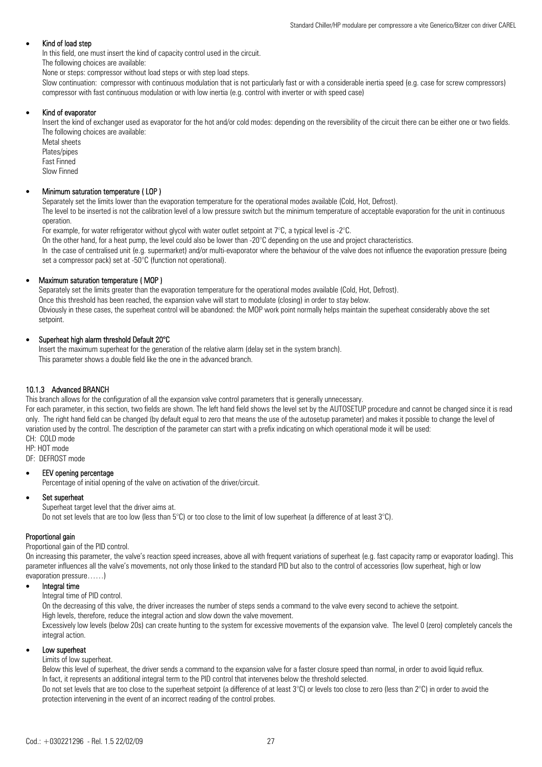- **Kind of load step**

  In this field, one must insert the kind of capacity control used in the circuit.
  The following choices are available:
  None or steps: compressor without load steps or with step load steps.
  Slow continuation: compressor with continuous modulation that is not particularly fast or with a considerable inertia speed (e.g. case for screw compressors) compressor with fast continuous modulation or with low inertia (e.g. control with inverter or with speed case)

- **Kind of evaporator**

  Insert the kind of exchanger used as evaporator for the hot and/or cold modes: depending on the reversibility of the circuit there can be either one or two fields. The following choices are available:
  Metal sheets
  Plates/pipes
  Fast Finned
  Slow Finned

- **Minimum saturation temperature ( LOP )**

  Separately set the limits lower than the evaporation temperature for the operational modes available (Cold, Hot, Defrost).
  The level to be inserted is not the calibration level of a low pressure switch but the minimum temperature of acceptable evaporation for the unit in continuous operation.
  For example, for water refrigerator without glycol with water outlet setpoint at 7°C, a typical level is -2°C.
  On the other hand, for a heat pump, the level could also be lower than -20°C depending on the use and project characteristics.
  In the case of centralised unit (e.g. supermarket) and/or multi-evaporator where the behaviour of the valve does not influence the evaporation pressure (being set a compressor pack) set at -50°C (function not operational).

- **Maximum saturation temperature ( MOP )**

  Separately set the limits greater than the evaporation temperature for the operational modes available (Cold, Hot, Defrost).
  Once this threshold has been reached, the expansion valve will start to modulate (closing) in order to stay below.
  Obviously in these cases, the superheat control will be abandoned: the MOP work point normally helps maintain the superheat considerably above the set setpoint.

- **Superheat high alarm threshold Default 20°C**

  Insert the maximum superheat for the generation of the relative alarm (delay set in the system branch).
  This parameter shows a double field like the one in the advanced branch.

### 10.1.3 Advanced BRANCH

This branch allows for the configuration of all the expansion valve control parameters that is generally unnecessary.
For each parameter, in this section, two fields are shown. The left hand field shows the level set by the AUTOSETUP procedure and cannot be changed since it is read only. The right hand field can be changed (by default equal to zero that means the use of the autosetup parameter) and makes it possible to change the level of variation used by the control. The description of the parameter can start with a prefix indicating on which operational mode it will be used:
CH: COLD mode
HP: HOT mode
DF: DEFROST mode

- **EEV opening percentage**

  Percentage of initial opening of the valve on activation of the driver/circuit.

- **Set superheat**

  Superheat target level that the driver aims at.
  Do not set levels that are too low (less than 5°C) or too close to the limit of low superheat (a difference of at least 3°C).

**Proportional gain**

Proportional gain of the PID control.
On increasing this parameter, the valve's reaction speed increases, above all with frequent variations of superheat (e.g. fast capacity ramp or evaporator loading). This parameter influences all the valve's movements, not only those linked to the standard PID but also to the control of accessories (low superheat, high or low evaporation pressure……)

- **Integral time**

  Integral time of PID control.
  On the decreasing of this valve, the driver increases the number of steps sends a command to the valve every second to achieve the setpoint.
  High levels, therefore, reduce the integral action and slow down the valve movement.
  Excessively low levels (below 20s) can create hunting to the system for excessive movements of the expansion valve. The level 0 (zero) completely cancels the integral action.

- **Low superheat**

  Limits of low superheat.
  Below this level of superheat, the driver sends a command to the expansion valve for a faster closure speed than normal, in order to avoid liquid reflux.
  In fact, it represents an additional integral term to the PID control that intervenes below the threshold selected.
  Do not set levels that are too close to the superheat setpoint (a difference of at least 3°C) or levels too close to zero (less than 2°C) in order to avoid the protection intervening in the event of an incorrect reading of the control probes.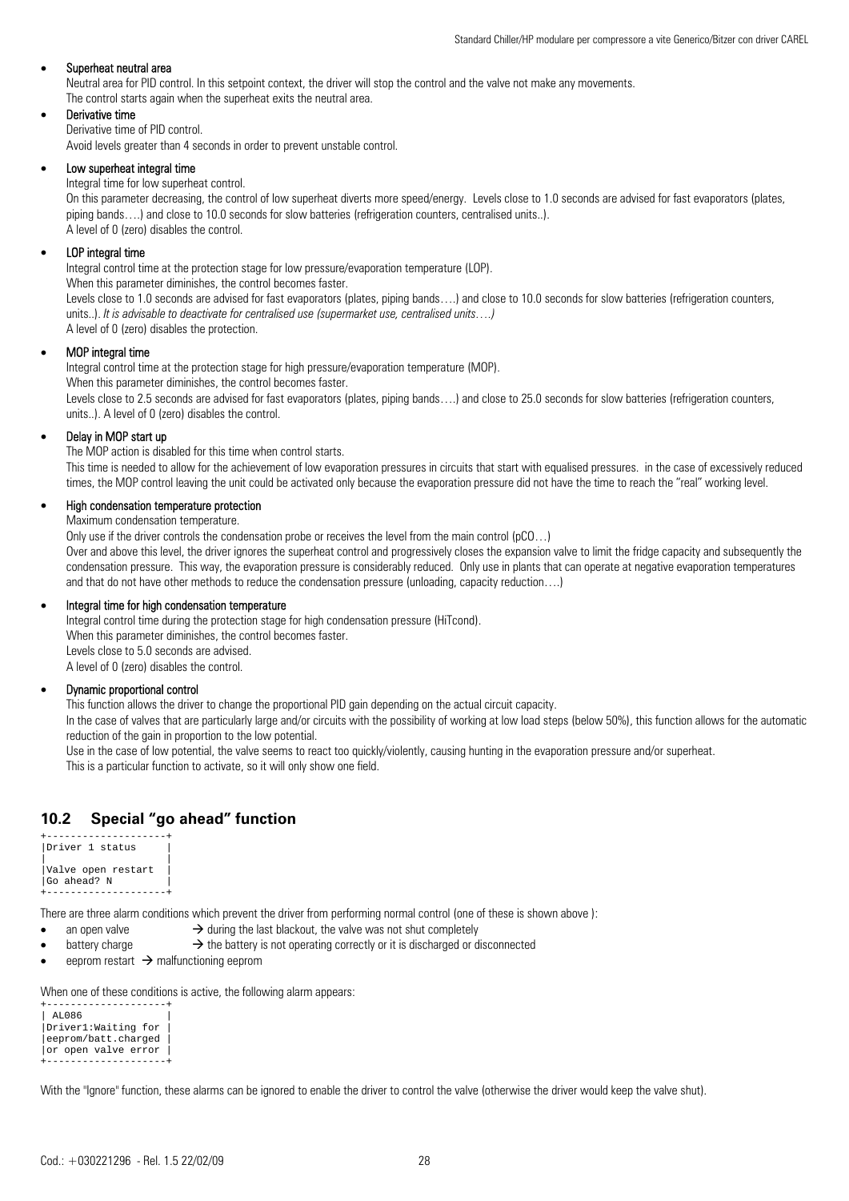- **Superheat neutral area**
  Neutral area for PID control. In this setpoint context, the driver will stop the control and the valve not make any movements.
  The control starts again when the superheat exits the neutral area.

- **Derivative time**
  Derivative time of PID control.
  Avoid levels greater than 4 seconds in order to prevent unstable control.

- **Low superheat integral time**
  Integral time for low superheat control.
  On this parameter decreasing, the control of low superheat diverts more speed/energy. Levels close to 1.0 seconds are advised for fast evaporators (plates, piping bands….) and close to 10.0 seconds for slow batteries (refrigeration counters, centralised units..).
  A level of 0 (zero) disables the control.

- **LOP integral time**
  Integral control time at the protection stage for low pressure/evaporation temperature (LOP).
  When this parameter diminishes, the control becomes faster.
  Levels close to 1.0 seconds are advised for fast evaporators (plates, piping bands….) and close to 10.0 seconds for slow batteries (refrigeration counters, units..). *It is advisable to deactivate for centralised use (supermarket use, centralised units….)*
  A level of 0 (zero) disables the protection.

- **MOP integral time**
  Integral control time at the protection stage for high pressure/evaporation temperature (MOP).
  When this parameter diminishes, the control becomes faster.
  Levels close to 2.5 seconds are advised for fast evaporators (plates, piping bands….) and close to 25.0 seconds for slow batteries (refrigeration counters, units..). A level of 0 (zero) disables the control.

- **Delay in MOP start up**
  The MOP action is disabled for this time when control starts.
  This time is needed to allow for the achievement of low evaporation pressures in circuits that start with equalised pressures. in the case of excessively reduced times, the MOP control leaving the unit could be activated only because the evaporation pressure did not have the time to reach the "real" working level.

- **High condensation temperature protection**
  Maximum condensation temperature.
  Only use if the driver controls the condensation probe or receives the level from the main control (pCO…)
  Over and above this level, the driver ignores the superheat control and progressively closes the expansion valve to limit the fridge capacity and subsequently the condensation pressure. This way, the evaporation pressure is considerably reduced. Only use in plants that can operate at negative evaporation temperatures and that do not have other methods to reduce the condensation pressure (unloading, capacity reduction….)

- **Integral time for high condensation temperature**
  Integral control time during the protection stage for high condensation pressure (HiTcond).
  When this parameter diminishes, the control becomes faster.
  Levels close to 5.0 seconds are advised.
  A level of 0 (zero) disables the control.

- **Dynamic proportional control**
  This function allows the driver to change the proportional PID gain depending on the actual circuit capacity.
  In the case of valves that are particularly large and/or circuits with the possibility of working at low load steps (below 50%), this function allows for the automatic reduction of the gain in proportion to the low potential.
  Use in the case of low potential, the valve seems to react too quickly/violently, causing hunting in the evaporation pressure and/or superheat.
  This is a particular function to activate, so it will only show one field.

## 10.2 Special "go ahead" function

```
+--------------------+
|Driver 1 status     |
|                    |
|Valve open restart  |
|Go ahead? N         |
+--------------------+
```

There are three alarm conditions which prevent the driver from performing normal control (one of these is shown above ):

- an open valve → during the last blackout, the valve was not shut completely
- battery charge → the battery is not operating correctly or it is discharged or disconnected
- eeprom restart → malfunctioning eeprom

When one of these conditions is active, the following alarm appears:

```
+--------------------+
| AL086              |
|Driver1:Waiting for |
|eeprom/batt.charged |
|or open valve error |
+--------------------+
```

With the "Ignore" function, these alarms can be ignored to enable the driver to control the valve (otherwise the driver would keep the valve shut).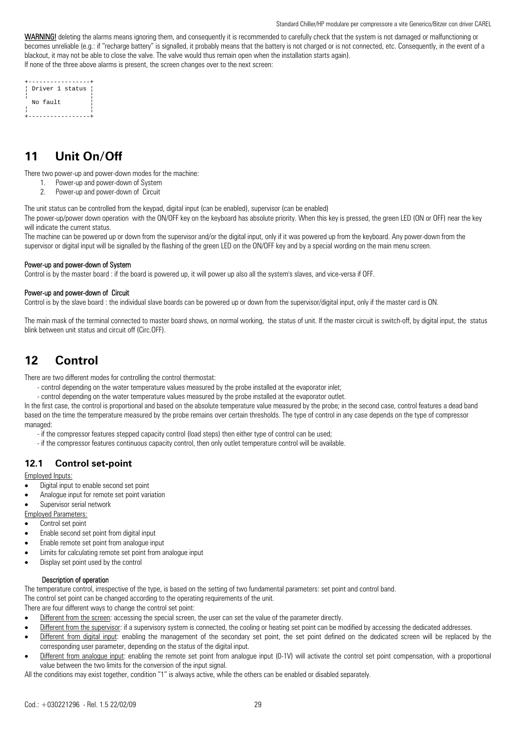WARNING! deleting the alarms means ignoring them, and consequently it is recommended to carefully check that the system is not damaged or malfunctioning or becomes unreliable (e.g.: if "recharge battery" is signalled, it probably means that the battery is not charged or is not connected, etc. Consequently, in the event of a blackout, it may not be able to close the valve. The valve would thus remain open when the installation starts again).
If none of the three above alarms is present, the screen changes over to the next screen:

```
+-----------------+
¦ Driver 1 status ¦
¦                 ¦
  No fault        ¦
¦                 ¦
+-----------------+
```

# 11 Unit On/Off

There two power-up and power-down modes for the machine:

1. Power-up and power-down of System
2. Power-up and power-down of Circuit

The unit status can be controlled from the keypad, digital input (can be enabled), supervisor (can be enabled)
The power-up/power down operation with the ON/OFF key on the keyboard has absolute priority. When this key is pressed, the green LED (ON or OFF) near the key will indicate the current status.
The machine can be powered up or down from the supervisor and/or the digital input, only if it was powered up from the keyboard. Any power-down from the supervisor or digital input will be signalled by the flashing of the green LED on the ON/OFF key and by a special wording on the main menu screen.

**Power-up and power-down of System**
Control is by the master board : if the board is powered up, it will power up also all the system's slaves, and vice-versa if OFF.

**Power-up and power-down of Circuit**
Control is by the slave board : the individual slave boards can be powered up or down from the supervisor/digital input, only if the master card is ON.

The main mask of the terminal connected to master board shows, on normal working, the status of unit. If the master circuit is switch-off, by digital input, the status blink between unit status and circuit off (Circ.OFF).

# 12 Control

There are two different modes for controlling the control thermostat:

- control depending on the water temperature values measured by the probe installed at the evaporator inlet;
- control depending on the water temperature values measured by the probe installed at the evaporator outlet.

In the first case, the control is proportional and based on the absolute temperature value measured by the probe; in the second case, control features a dead band based on the time the temperature measured by the probe remains over certain thresholds. The type of control in any case depends on the type of compressor managed:

- if the compressor features stepped capacity control (load steps) then either type of control can be used;
- if the compressor features continuous capacity control, then only outlet temperature control will be available.

## 12.1 Control set-point

Employed Inputs:

- Digital input to enable second set point
- Analogue input for remote set point variation
- Supervisor serial network

Employed Parameters:

- Control set point
- Enable second set point from digital input
- Enable remote set point from analogue input
- Limits for calculating remote set point from analogue input
- Display set point used by the control

**Description of operation**
The temperature control, irrespective of the type, is based on the setting of two fundamental parameters: set point and control band.
The control set point can be changed according to the operating requirements of the unit.
There are four different ways to change the control set point:

- Different from the screen: accessing the special screen, the user can set the value of the parameter directly.
- Different from the supervisor: if a supervisory system is connected, the cooling or heating set point can be modified by accessing the dedicated addresses.
- Different from digital input: enabling the management of the secondary set point, the set point defined on the dedicated screen will be replaced by the corresponding user parameter, depending on the status of the digital input.
- Different from analogue input: enabling the remote set point from analogue input (0-1V) will activate the control set point compensation, with a proportional value between the two limits for the conversion of the input signal.

All the conditions may exist together, condition "1" is always active, while the others can be enabled or disabled separately.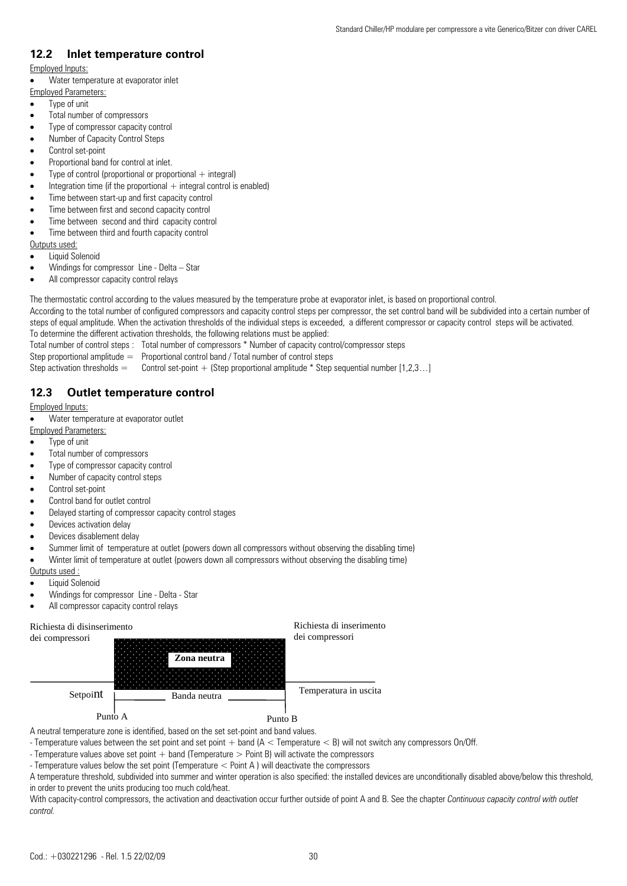## 12.2 Inlet temperature control

Employed Inputs:

- Water temperature at evaporator inlet

Employed Parameters:

- Type of unit
- Total number of compressors
- Type of compressor capacity control
- Number of Capacity Control Steps
- Control set-point
- Proportional band for control at inlet.
- Type of control (proportional or proportional + integral)
- Integration time (if the proportional + integral control is enabled)
- Time between start-up and first capacity control
- Time between first and second capacity control
- Time between second and third capacity control
- Time between third and fourth capacity control

Outputs used:

- Liquid Solenoid
- Windings for compressor Line - Delta – Star
- All compressor capacity control relays

The thermostatic control according to the values measured by the temperature probe at evaporator inlet, is based on proportional control.
According to the total number of configured compressors and capacity control steps per compressor, the set control band will be subdivided into a certain number of steps of equal amplitude. When the activation thresholds of the individual steps is exceeded, a different compressor or capacity control steps will be activated.
To determine the different activation thresholds, the following relations must be applied:

Total number of control steps : Total number of compressors * Number of capacity control/compressor steps
Step proportional amplitude = Proportional control band / Total number of control steps
Step activation thresholds = Control set-point + (Step proportional amplitude * Step sequential number [1,2,3…]

## 12.3 Outlet temperature control

Employed Inputs:

- Water temperature at evaporator outlet

Employed Parameters:

- Type of unit
- Total number of compressors
- Type of compressor capacity control
- Number of capacity control steps
- Control set-point
- Control band for outlet control
- Delayed starting of compressor capacity control stages
- Devices activation delay
- Devices disablement delay
- Summer limit of temperature at outlet (powers down all compressors without observing the disabling time)
- Winter limit of temperature at outlet (powers down all compressors without observing the disabling time)

Outputs used :

- Liquid Solenoid
- Windings for compressor Line - Delta - Star
- All compressor capacity control relays

Richiesta di disinserimento dei compressori | Zona neutra | Richiesta di inserimento dei compressori

Setpoint | Banda neutra | Temperatura in uscita

Punto A | Punto B

A neutral temperature zone is identified, based on the set set-point and band values.
- Temperature values between the set point and set point + band (A < Temperature < B) will not switch any compressors On/Off.
- Temperature values above set point + band (Temperature > Point B) will activate the compressors
- Temperature values below the set point (Temperature < Point A ) will deactivate the compressors

A temperature threshold, subdivided into summer and winter operation is also specified: the installed devices are unconditionally disabled above/below this threshold, in order to prevent the units producing too much cold/heat.
With capacity-control compressors, the activation and deactivation occur further outside of point A and B. See the chapter *Continuous capacity control with outlet control.*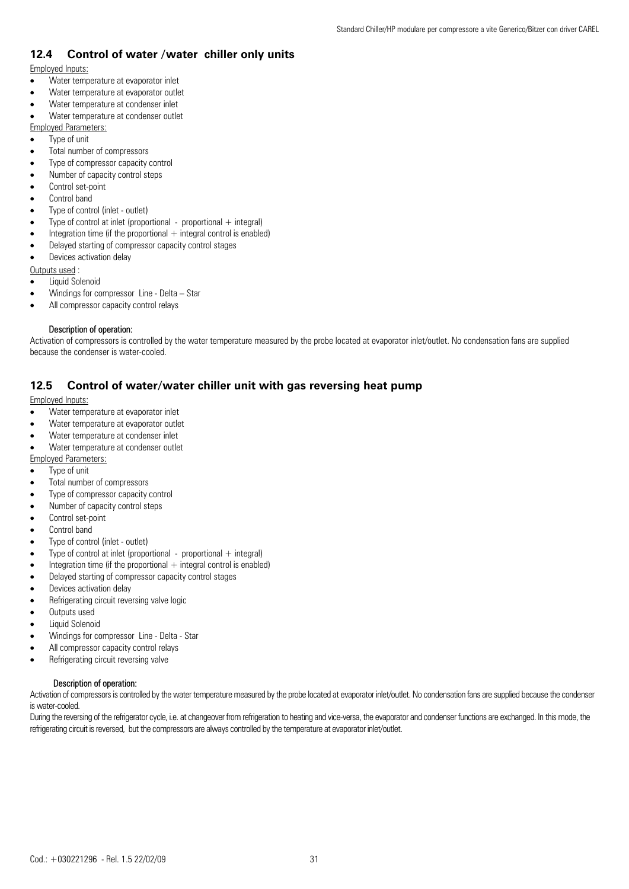## 12.4 Control of water /water chiller only units

Employed Inputs:

- Water temperature at evaporator inlet
- Water temperature at evaporator outlet
- Water temperature at condenser inlet
- Water temperature at condenser outlet

Employed Parameters:

- Type of unit
- Total number of compressors
- Type of compressor capacity control
- Number of capacity control steps
- Control set-point
- Control band
- Type of control (inlet - outlet)
- Type of control at inlet (proportional - proportional + integral)
- Integration time (if the proportional + integral control is enabled)
- Delayed starting of compressor capacity control stages
- Devices activation delay

Outputs used :

- Liquid Solenoid
- Windings for compressor Line - Delta – Star
- All compressor capacity control relays

**Description of operation:**

Activation of compressors is controlled by the water temperature measured by the probe located at evaporator inlet/outlet. No condensation fans are supplied because the condenser is water-cooled.

## 12.5 Control of water/water chiller unit with gas reversing heat pump

Employed Inputs:

- Water temperature at evaporator inlet
- Water temperature at evaporator outlet
- Water temperature at condenser inlet
- Water temperature at condenser outlet

Employed Parameters:

- Type of unit
- Total number of compressors
- Type of compressor capacity control
- Number of capacity control steps
- Control set-point
- Control band
- Type of control (inlet - outlet)
- Type of control at inlet (proportional - proportional + integral)
- Integration time (if the proportional + integral control is enabled)
- Delayed starting of compressor capacity control stages
- Devices activation delay
- Refrigerating circuit reversing valve logic
- Outputs used
- Liquid Solenoid
- Windings for compressor Line - Delta - Star
- All compressor capacity control relays
- Refrigerating circuit reversing valve

**Description of operation:**

Activation of compressors is controlled by the water temperature measured by the probe located at evaporator inlet/outlet. No condensation fans are supplied because the condenser is water-cooled.

During the reversing of the refrigerator cycle, i.e. at changeover from refrigeration to heating and vice-versa, the evaporator and condenser functions are exchanged. In this mode, the refrigerating circuit is reversed, but the compressors are always controlled by the temperature at evaporator inlet/outlet.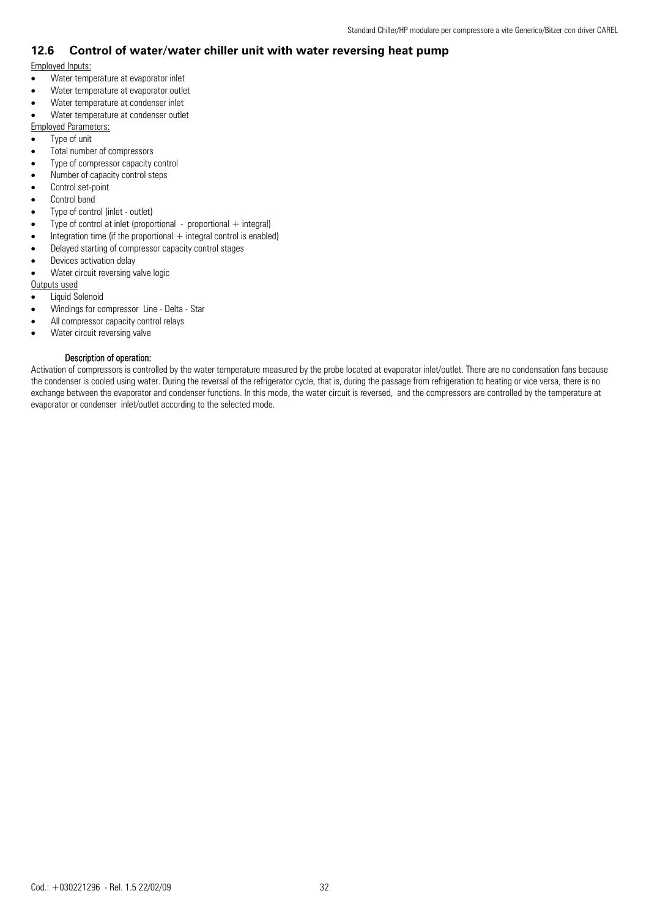## 12.6 Control of water/water chiller unit with water reversing heat pump

Employed Inputs:

- Water temperature at evaporator inlet
- Water temperature at evaporator outlet
- Water temperature at condenser inlet
- Water temperature at condenser outlet

Employed Parameters:

- Type of unit
- Total number of compressors
- Type of compressor capacity control
- Number of capacity control steps
- Control set-point
- Control band
- Type of control (inlet - outlet)
- Type of control at inlet (proportional - proportional + integral)
- Integration time (if the proportional + integral control is enabled)
- Delayed starting of compressor capacity control stages
- Devices activation delay
- Water circuit reversing valve logic

Outputs used

- Liquid Solenoid
- Windings for compressor Line - Delta - Star
- All compressor capacity control relays
- Water circuit reversing valve

**Description of operation:**

Activation of compressors is controlled by the water temperature measured by the probe located at evaporator inlet/outlet. There are no condensation fans because the condenser is cooled using water. During the reversal of the refrigerator cycle, that is, during the passage from refrigeration to heating or vice versa, there is no exchange between the evaporator and condenser functions. In this mode, the water circuit is reversed, and the compressors are controlled by the temperature at evaporator or condenser inlet/outlet according to the selected mode.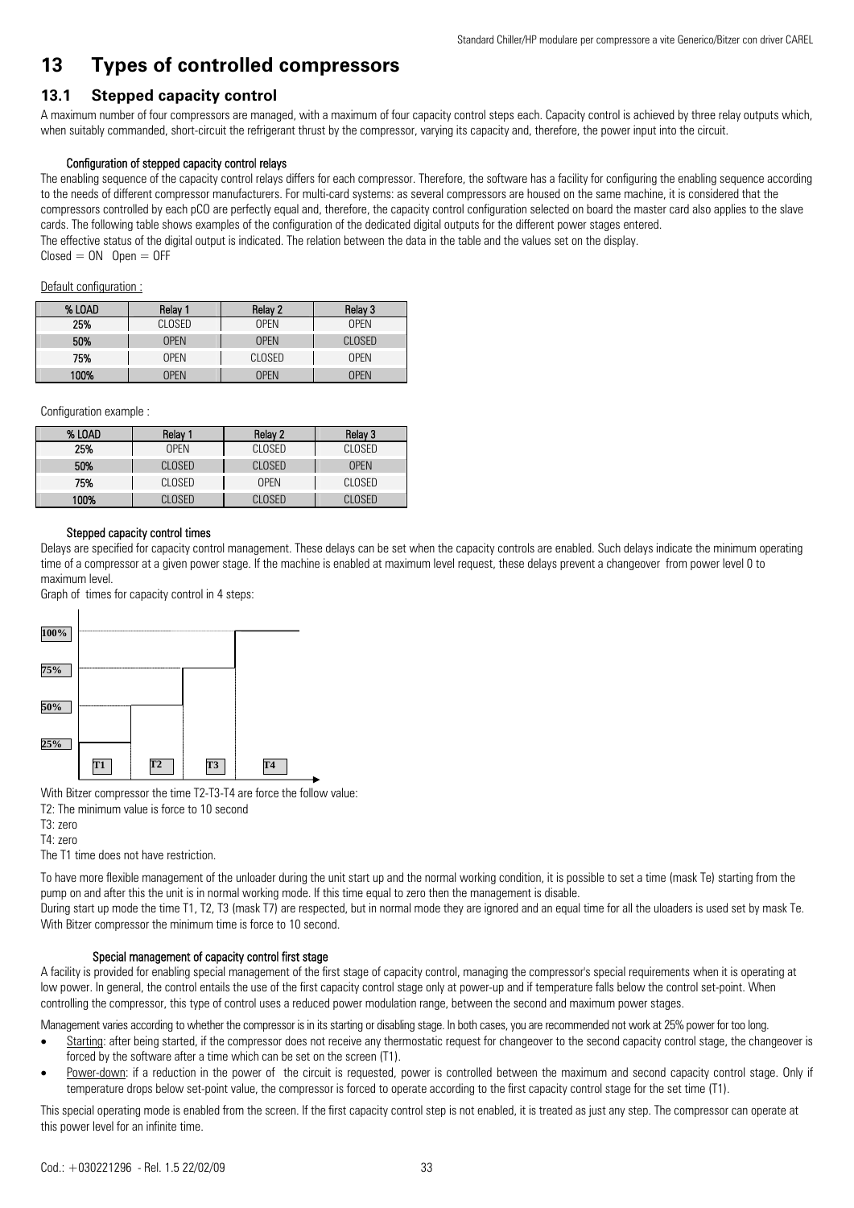# 13 Types of controlled compressors

## 13.1 Stepped capacity control

A maximum number of four compressors are managed, with a maximum of four capacity control steps each. Capacity control is achieved by three relay outputs which, when suitably commanded, short-circuit the refrigerant thrust by the compressor, varying its capacity and, therefore, the power input into the circuit.

#### Configuration of stepped capacity control relays

The enabling sequence of the capacity control relays differs for each compressor. Therefore, the software has a facility for configuring the enabling sequence according to the needs of different compressor manufacturers. For multi-card systems: as several compressors are housed on the same machine, it is considered that the compressors controlled by each pCO are perfectly equal and, therefore, the capacity control configuration selected on board the master card also applies to the slave cards. The following table shows examples of the configuration of the dedicated digital outputs for the different power stages entered.
The effective status of the digital output is indicated. The relation between the data in the table and the values set on the display.
Closed = ON  Open = OFF

Default configuration :

| % LOAD | Relay 1 | Relay 2 | Relay 3 |
|---|---|---|---|
| 25% | CLOSED | OPEN | OPEN |
| 50% | OPEN | OPEN | CLOSED |
| 75% | OPEN | CLOSED | OPEN |
| 100% | OPEN | OPEN | OPEN |

Configuration example :

| % LOAD | Relay 1 | Relay 2 | Relay 3 |
|---|---|---|---|
| 25% | OPEN | CLOSED | CLOSED |
| 50% | CLOSED | CLOSED | OPEN |
| 75% | CLOSED | OPEN | CLOSED |
| 100% | CLOSED | CLOSED | CLOSED |

#### Stepped capacity control times

Delays are specified for capacity control management. These delays can be set when the capacity controls are enabled. Such delays indicate the minimum operating time of a compressor at a given power stage. If the machine is enabled at maximum level request, these delays prevent a changeover from power level 0 to maximum level.
Graph of times for capacity control in 4 steps:

100% 75% 50% 25% T1 T2 T3 T4

With Bitzer compressor the time T2-T3-T4 are force the follow value:
T2: The minimum value is force to 10 second
T3: zero
T4: zero
The T1 time does not have restriction.

To have more flexible management of the unloader during the unit start up and the normal working condition, it is possible to set a time (mask Te) starting from the pump on and after this the unit is in normal working mode. If this time equal to zero then the management is disable.
During start up mode the time T1, T2, T3 (mask T7) are respected, but in normal mode they are ignored and an equal time for all the uloaders is used set by mask Te. With Bitzer compressor the minimum time is force to 10 second.

#### Special management of capacity control first stage

A facility is provided for enabling special management of the first stage of capacity control, managing the compressor's special requirements when it is operating at low power. In general, the control entails the use of the first capacity control stage only at power-up and if temperature falls below the control set-point. When controlling the compressor, this type of control uses a reduced power modulation range, between the second and maximum power stages.

Management varies according to whether the compressor is in its starting or disabling stage. In both cases, you are recommended not work at 25% power for too long.

- Starting: after being started, if the compressor does not receive any thermostatic request for changeover to the second capacity control stage, the changeover is forced by the software after a time which can be set on the screen (T1).
- Power-down: if a reduction in the power of the circuit is requested, power is controlled between the maximum and second capacity control stage. Only if temperature drops below set-point value, the compressor is forced to operate according to the first capacity control stage for the set time (T1).

This special operating mode is enabled from the screen. If the first capacity control step is not enabled, it is treated as just any step. The compressor can operate at this power level for an infinite time.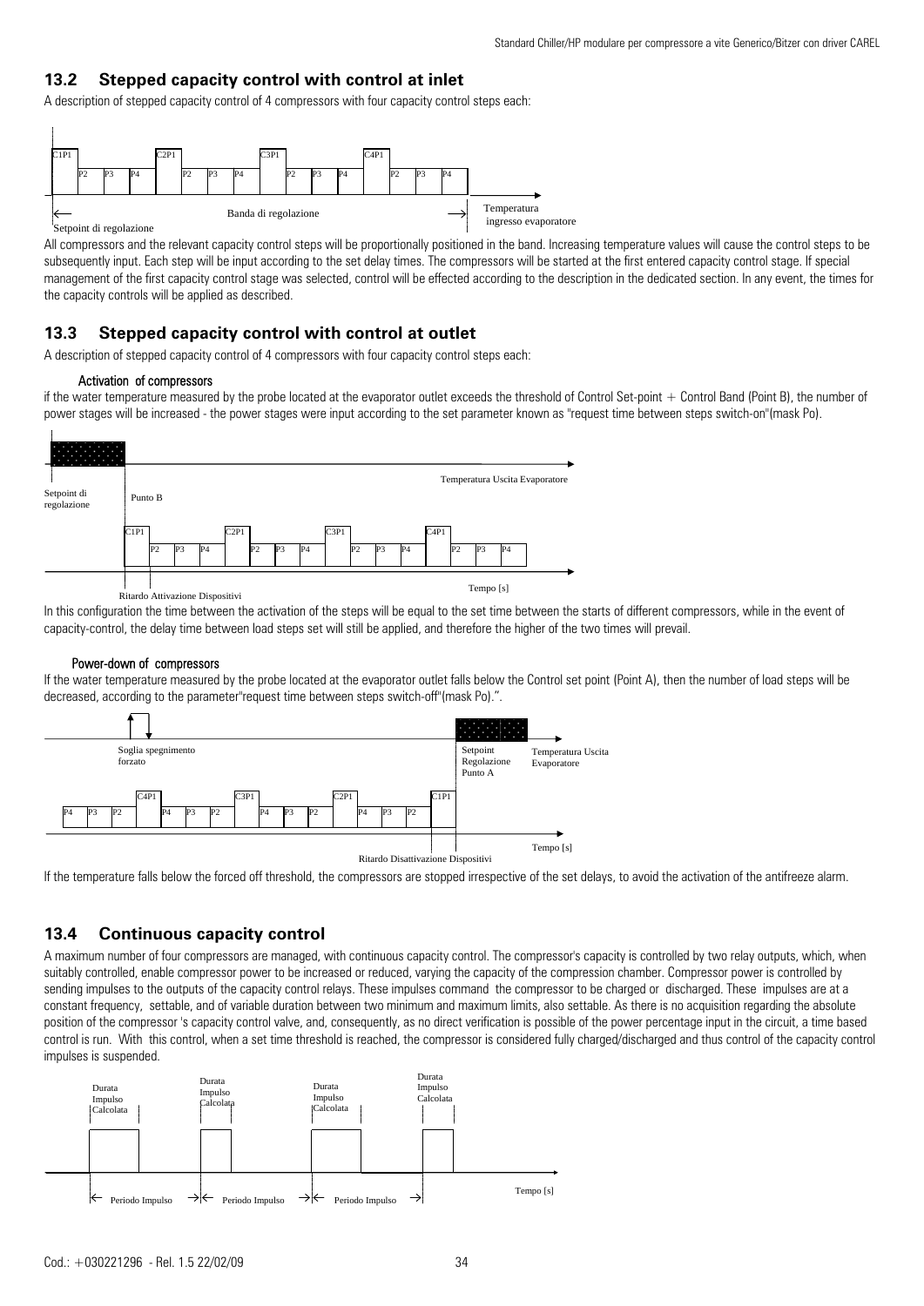## 13.2 Stepped capacity control with control at inlet

A description of stepped capacity control of 4 compressors with four capacity control steps each:

C1P1 P2 P3 P4 C2P1 P2 P3 P4 C3P1 P2 P3 P4 C4P1 P2 P3 P4

Setpoint di regolazione — Banda di regolazione — Temperatura ingresso evaporatore

All compressors and the relevant capacity control steps will be proportionally positioned in the band. Increasing temperature values will cause the control steps to be subsequently input. Each step will be input according to the set delay times. The compressors will be started at the first entered capacity control stage. If special management of the first capacity control stage was selected, control will be effected according to the description in the dedicated section. In any event, the times for the capacity controls will be applied as described.

## 13.3 Stepped capacity control with control at outlet

A description of stepped capacity control of 4 compressors with four capacity control steps each:

#### Activation of compressors

if the water temperature measured by the probe located at the evaporator outlet exceeds the threshold of Control Set-point + Control Band (Point B), the number of power stages will be increased - the power stages were input according to the set parameter known as "request time between steps switch-on"(mask Po).

Setpoint di regolazione — Punto B — Temperatura Uscita Evaporatore

C1P1 P2 P3 P4 C2P1 P2 P3 P4 C3P1 P2 P3 P4 C4P1 P2 P3 P4

Ritardo Attivazione Dispositivi — Tempo [s]

In this configuration the time between the activation of the steps will be equal to the set time between the starts of different compressors, while in the event of capacity-control, the delay time between load steps set will still be applied, and therefore the higher of the two times will prevail.

#### Power-down of compressors

If the water temperature measured by the probe located at the evaporator outlet falls below the Control set point (Point A), then the number of load steps will be decreased, according to the parameter"request time between steps switch-off"(mask Po).".

Soglia spegnimento forzato — Setpoint Regolazione Punto A — Temperatura Uscita Evaporatore

P4 P3 P2 C4P1 P4 P3 P2 C3P1 P4 P3 P2 C2P1 P4 P3 P2 C1P1

Ritardo Disattivazione Dispositivi — Tempo [s]

If the temperature falls below the forced off threshold, the compressors are stopped irrespective of the set delays, to avoid the activation of the antifreeze alarm.

## 13.4 Continuous capacity control

A maximum number of four compressors are managed, with continuous capacity control. The compressor's capacity is controlled by two relay outputs, which, when suitably controlled, enable compressor power to be increased or reduced, varying the capacity of the compression chamber. Compressor power is controlled by sending impulses to the outputs of the capacity control relays. These impulses command the compressor to be charged or discharged. These impulses are at a constant frequency, settable, and of variable duration between two minimum and maximum limits, also settable. As there is no acquisition regarding the absolute position of the compressor 's capacity control valve, and, consequently, as no direct verification is possible of the power percentage input in the circuit, a time based control is run. With this control, when a set time threshold is reached, the compressor is considered fully charged/discharged and thus control of the capacity control impulses is suspended.

Durata Impulso Calcolata — Durata Impulso Calcolata — Durata Impulso Calcolata — Durata Impulso Calcolata

Periodo Impulso — Periodo Impulso — Periodo Impulso — Tempo [s]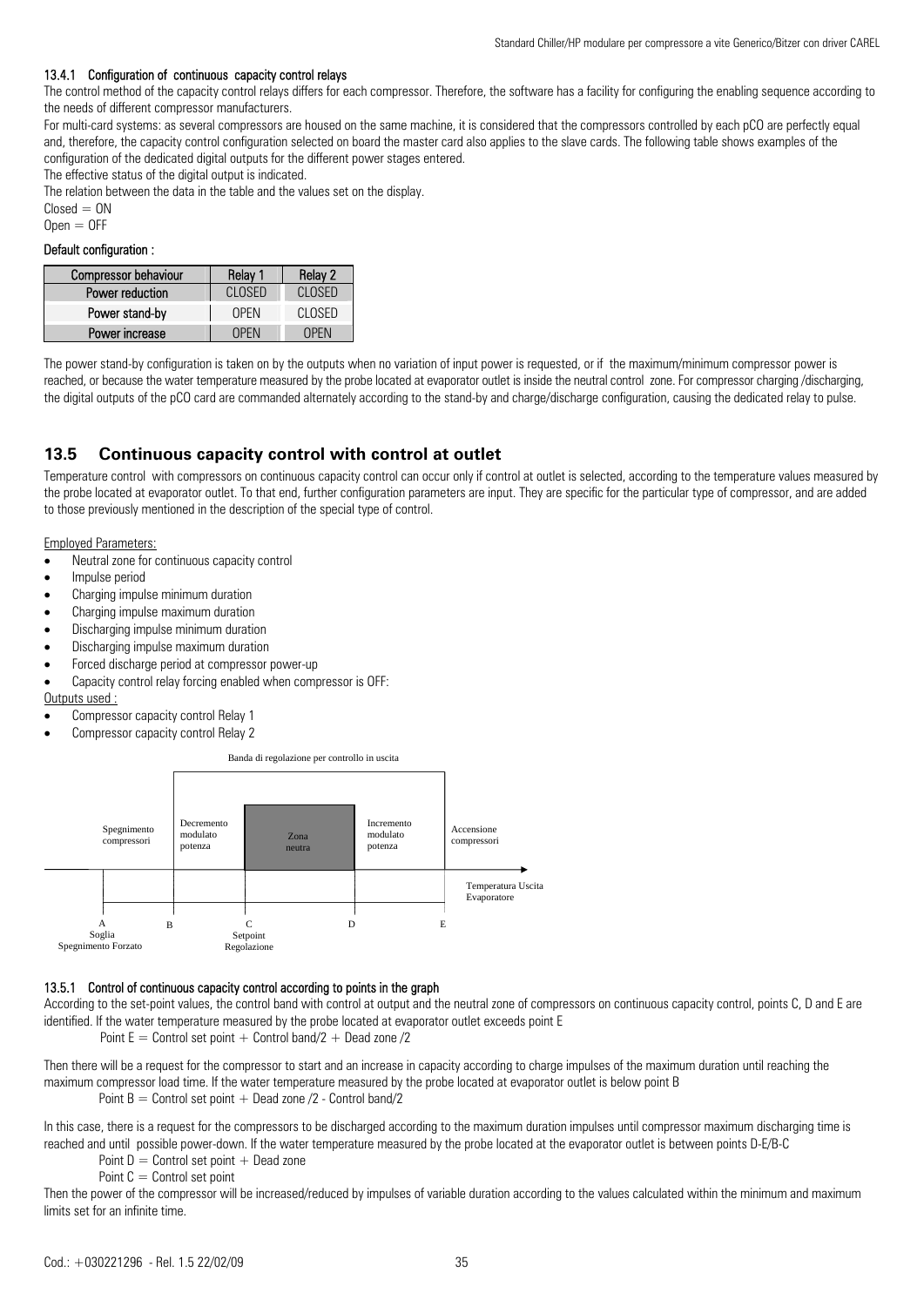#### 13.4.1 Configuration of continuous capacity control relays

The control method of the capacity control relays differs for each compressor. Therefore, the software has a facility for configuring the enabling sequence according to the needs of different compressor manufacturers.

For multi-card systems: as several compressors are housed on the same machine, it is considered that the compressors controlled by each pCO are perfectly equal and, therefore, the capacity control configuration selected on board the master card also applies to the slave cards. The following table shows examples of the configuration of the dedicated digital outputs for the different power stages entered.

The effective status of the digital output is indicated.

The relation between the data in the table and the values set on the display.

Closed = ON

Open = OFF

**Default configuration :**

| Compressor behaviour | Relay 1 | Relay 2 |
|---|---|---|
| Power reduction | CLOSED | CLOSED |
| Power stand-by | OPEN | CLOSED |
| Power increase | OPEN | OPEN |

The power stand-by configuration is taken on by the outputs when no variation of input power is requested, or if the maximum/minimum compressor power is reached, or because the water temperature measured by the probe located at evaporator outlet is inside the neutral control zone. For compressor charging /discharging, the digital outputs of the pCO card are commanded alternately according to the stand-by and charge/discharge configuration, causing the dedicated relay to pulse.

## 13.5 Continuous capacity control with control at outlet

Temperature control with compressors on continuous capacity control can occur only if control at outlet is selected, according to the temperature values measured by the probe located at evaporator outlet. To that end, further configuration parameters are input. They are specific for the particular type of compressor, and are added to those previously mentioned in the description of the special type of control.

Employed Parameters:

- Neutral zone for continuous capacity control
- Impulse period
- Charging impulse minimum duration
- Charging impulse maximum duration
- Discharging impulse minimum duration
- Discharging impulse maximum duration
- Forced discharge period at compressor power-up
- Capacity control relay forcing enabled when compressor is OFF:

Outputs used :

- Compressor capacity control Relay 1
- Compressor capacity control Relay 2

Banda di regolazione per controllo in uscita

Spegnimento compressori | Decremento modulato potenza | Zona neutra | Incremento modulato potenza | Accensione compressori

Temperatura Uscita Evaporatore

A Soglia Spegnimento Forzato | B | C Setpoint Regolazione | D | E

#### 13.5.1 Control of continuous capacity control according to points in the graph

According to the set-point values, the control band with control at output and the neutral zone of compressors on continuous capacity control, points C, D and E are identified. If the water temperature measured by the probe located at evaporator outlet exceeds point E

Point E = Control set point + Control band/2 + Dead zone /2

Then there will be a request for the compressor to start and an increase in capacity according to charge impulses of the maximum duration until reaching the maximum compressor load time. If the water temperature measured by the probe located at evaporator outlet is below point B

Point B = Control set point + Dead zone /2 - Control band/2

In this case, there is a request for the compressors to be discharged according to the maximum duration impulses until compressor maximum discharging time is reached and until possible power-down. If the water temperature measured by the probe located at the evaporator outlet is between points D-E/B-C

Point D = Control set point + Dead zone

Point C = Control set point

Then the power of the compressor will be increased/reduced by impulses of variable duration according to the values calculated within the minimum and maximum limits set for an infinite time.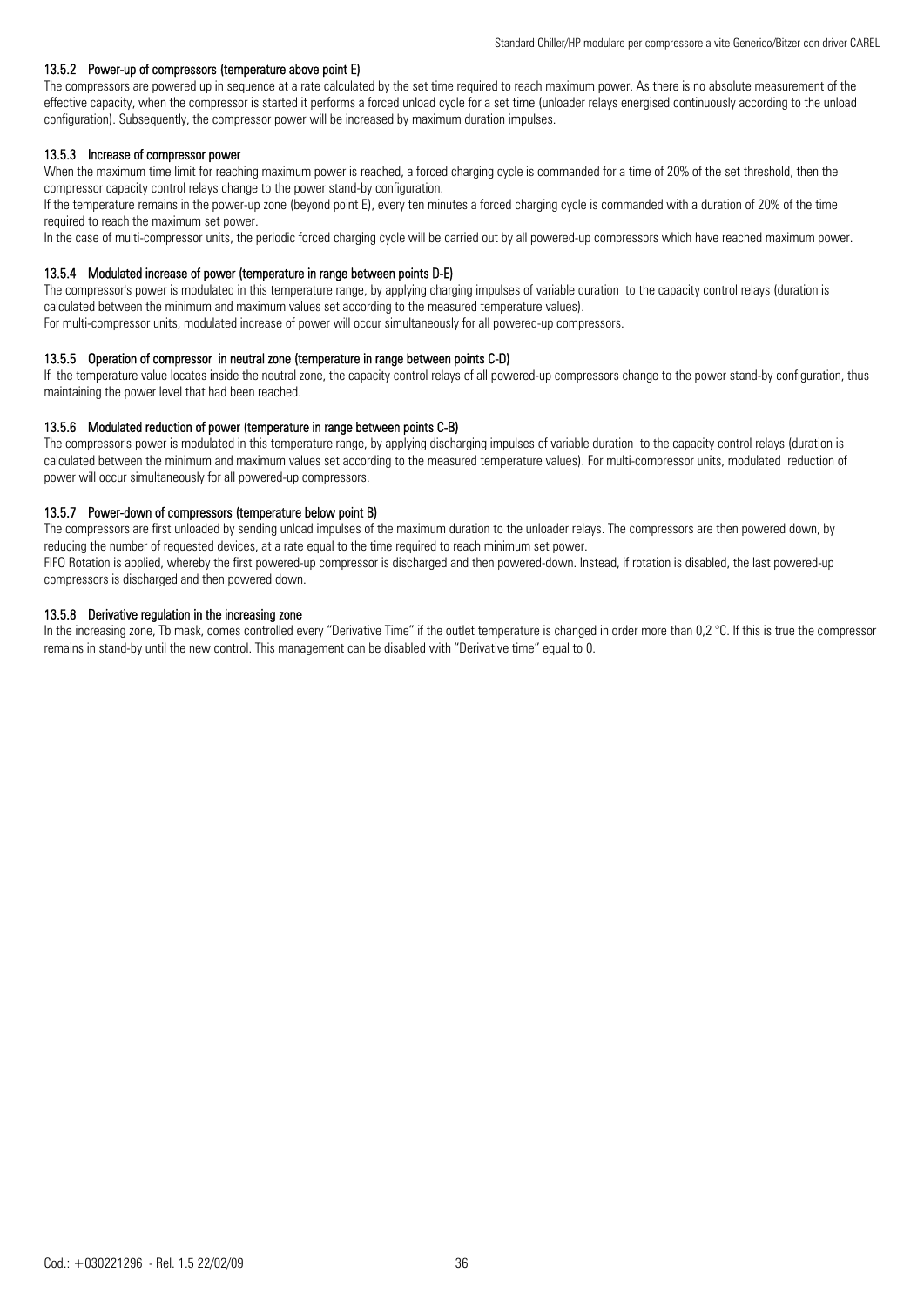### 13.5.2 Power-up of compressors (temperature above point E)

The compressors are powered up in sequence at a rate calculated by the set time required to reach maximum power. As there is no absolute measurement of the effective capacity, when the compressor is started it performs a forced unload cycle for a set time (unloader relays energised continuously according to the unload configuration). Subsequently, the compressor power will be increased by maximum duration impulses.

### 13.5.3 Increase of compressor power

When the maximum time limit for reaching maximum power is reached, a forced charging cycle is commanded for a time of 20% of the set threshold, then the compressor capacity control relays change to the power stand-by configuration.

If the temperature remains in the power-up zone (beyond point E), every ten minutes a forced charging cycle is commanded with a duration of 20% of the time required to reach the maximum set power.

In the case of multi-compressor units, the periodic forced charging cycle will be carried out by all powered-up compressors which have reached maximum power.

### 13.5.4 Modulated increase of power (temperature in range between points D-E)

The compressor's power is modulated in this temperature range, by applying charging impulses of variable duration to the capacity control relays (duration is calculated between the minimum and maximum values set according to the measured temperature values).

For multi-compressor units, modulated increase of power will occur simultaneously for all powered-up compressors.

### 13.5.5 Operation of compressor in neutral zone (temperature in range between points C-D)

If the temperature value locates inside the neutral zone, the capacity control relays of all powered-up compressors change to the power stand-by configuration, thus maintaining the power level that had been reached.

### 13.5.6 Modulated reduction of power (temperature in range between points C-B)

The compressor's power is modulated in this temperature range, by applying discharging impulses of variable duration to the capacity control relays (duration is calculated between the minimum and maximum values set according to the measured temperature values). For multi-compressor units, modulated reduction of power will occur simultaneously for all powered-up compressors.

### 13.5.7 Power-down of compressors (temperature below point B)

The compressors are first unloaded by sending unload impulses of the maximum duration to the unloader relays. The compressors are then powered down, by reducing the number of requested devices, at a rate equal to the time required to reach minimum set power.

FIFO Rotation is applied, whereby the first powered-up compressor is discharged and then powered-down. Instead, if rotation is disabled, the last powered-up compressors is discharged and then powered down.

### 13.5.8 Derivative regulation in the increasing zone

In the increasing zone, Tb mask, comes controlled every "Derivative Time" if the outlet temperature is changed in order more than 0,2 °C. If this is true the compressor remains in stand-by until the new control. This management can be disabled with "Derivative time" equal to 0.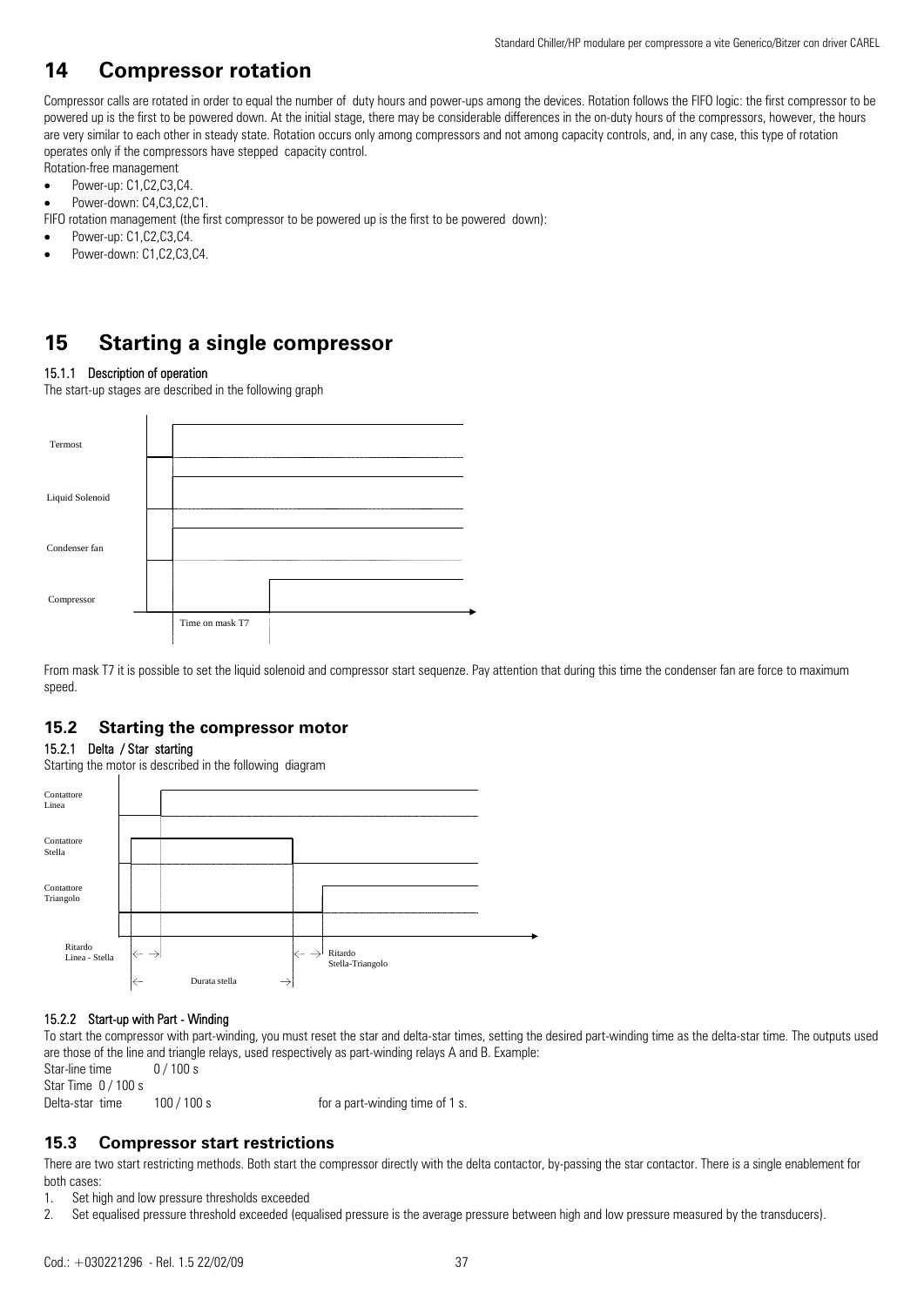# 14 Compressor rotation

Compressor calls are rotated in order to equal the number of duty hours and power-ups among the devices. Rotation follows the FIFO logic: the first compressor to be powered up is the first to be powered down. At the initial stage, there may be considerable differences in the on-duty hours of the compressors, however, the hours are very similar to each other in steady state. Rotation occurs only among compressors and not among capacity controls, and, in any case, this type of rotation operates only if the compressors have stepped capacity control.

Rotation-free management

- Power-up: C1,C2,C3,C4.
- Power-down: C4,C3,C2,C1.

FIFO rotation management (the first compressor to be powered up is the first to be powered down):

- Power-up: C1,C2,C3,C4.
- Power-down: C1,C2,C3,C4.

# 15 Starting a single compressor

### 15.1.1 Description of operation

The start-up stages are described in the following graph

Termost

Liquid Solenoid

Condenser fan

Compressor

Time on mask T7

From mask T7 it is possible to set the liquid solenoid and compressor start sequenze. Pay attention that during this time the condenser fan are force to maximum speed.

## 15.2 Starting the compressor motor

### 15.2.1 Delta / Star starting

Starting the motor is described in the following diagram

Contattore Linea

Contattore Stella

Contattore Triangolo

Ritardo Linea - Stella

Ritardo Stella-Triangolo

Durata stella

### 15.2.2 Start-up with Part - Winding

To start the compressor with part-winding, you must reset the star and delta-star times, setting the desired part-winding time as the delta-star time. The outputs used are those of the line and triangle relays, used respectively as part-winding relays A and B. Example:

Star-line time 0 / 100 s

Star Time 0 / 100 s

Delta-star time 100 / 100 s for a part-winding time of 1 s.

## 15.3 Compressor start restrictions

There are two start restricting methods. Both start the compressor directly with the delta contactor, by-passing the star contactor. There is a single enablement for both cases:

1. Set high and low pressure thresholds exceeded
2. Set equalised pressure threshold exceeded (equalised pressure is the average pressure between high and low pressure measured by the transducers).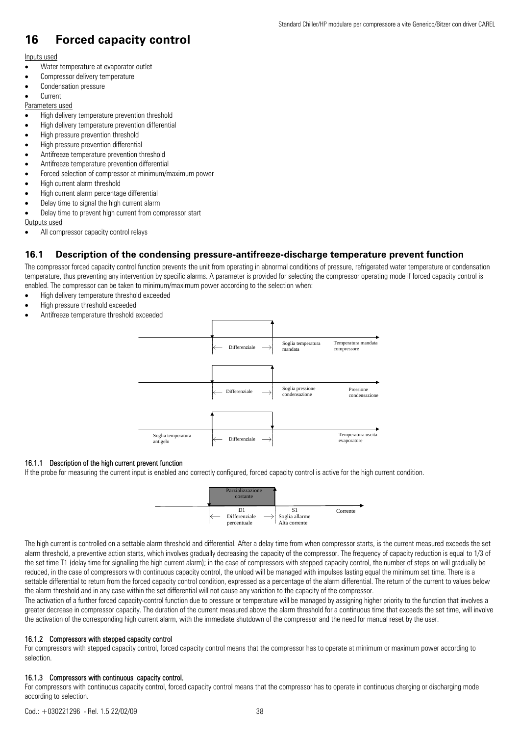# 16 Forced capacity control

Inputs used
- Water temperature at evaporator outlet
- Compressor delivery temperature
- Condensation pressure
- Current

Parameters used
- High delivery temperature prevention threshold
- High delivery temperature prevention differential
- High pressure prevention threshold
- High pressure prevention differential
- Antifreeze temperature prevention threshold
- Antifreeze temperature prevention differential
- Forced selection of compressor at minimum/maximum power
- High current alarm threshold
- High current alarm percentage differential
- Delay time to signal the high current alarm
- Delay time to prevent high current from compressor start

Outputs used
- All compressor capacity control relays

## 16.1 Description of the condensing pressure-antifreeze-discharge temperature prevent function

The compressor forced capacity control function prevents the unit from operating in abnormal conditions of pressure, refrigerated water temperature or condensation temperature, thus preventing any intervention by specific alarms. A parameter is provided for selecting the compressor operating mode if forced capacity control is enabled. The compressor can be taken to minimum/maximum power according to the selection when:

- High delivery temperature threshold exceeded
- High pressure threshold exceeded
- Antifreeze temperature threshold exceeded

Differenziale — Soglia temperatura mandata — Temperatura mandata compressore

Differenziale — Soglia pressione condensazione — Pressione condensazione

Soglia temperatura antigelo — Differenziale — Temperatura uscita evaporatore

### 16.1.1 Description of the high current prevent function

If the probe for measuring the current input is enabled and correctly configured, forced capacity control is active for the high current condition.

Parzializzazione costante — D1 Differenziale percentuale — S1 Soglia allarme Alta corrente — Corrente

The high current is controlled on a settable alarm threshold and differential. After a delay time from when compressor starts, is the current measured exceeds the set alarm threshold, a preventive action starts, which involves gradually decreasing the capacity of the compressor. The frequency of capacity reduction is equal to 1/3 of the set time T1 (delay time for signalling the high current alarm); in the case of compressors with stepped capacity control, the number of steps on will gradually be reduced, in the case of compressors with continuous capacity control, the unload will be managed with impulses lasting equal the minimum set time. There is a settable differential to return from the forced capacity control condition, expressed as a percentage of the alarm differential. The return of the current to values below the alarm threshold and in any case within the set differential will not cause any variation to the capacity of the compressor.

The activation of a further forced capacity-control function due to pressure or temperature will be managed by assigning higher priority to the function that involves a greater decrease in compressor capacity. The duration of the current measured above the alarm threshold for a continuous time that exceeds the set time, will involve the activation of the corresponding high current alarm, with the immediate shutdown of the compressor and the need for manual reset by the user.

### 16.1.2 Compressors with stepped capacity control

For compressors with stepped capacity control, forced capacity control means that the compressor has to operate at minimum or maximum power according to selection.

### 16.1.3 Compressors with continuous capacity control.

For compressors with continuous capacity control, forced capacity control means that the compressor has to operate in continuous charging or discharging mode according to selection.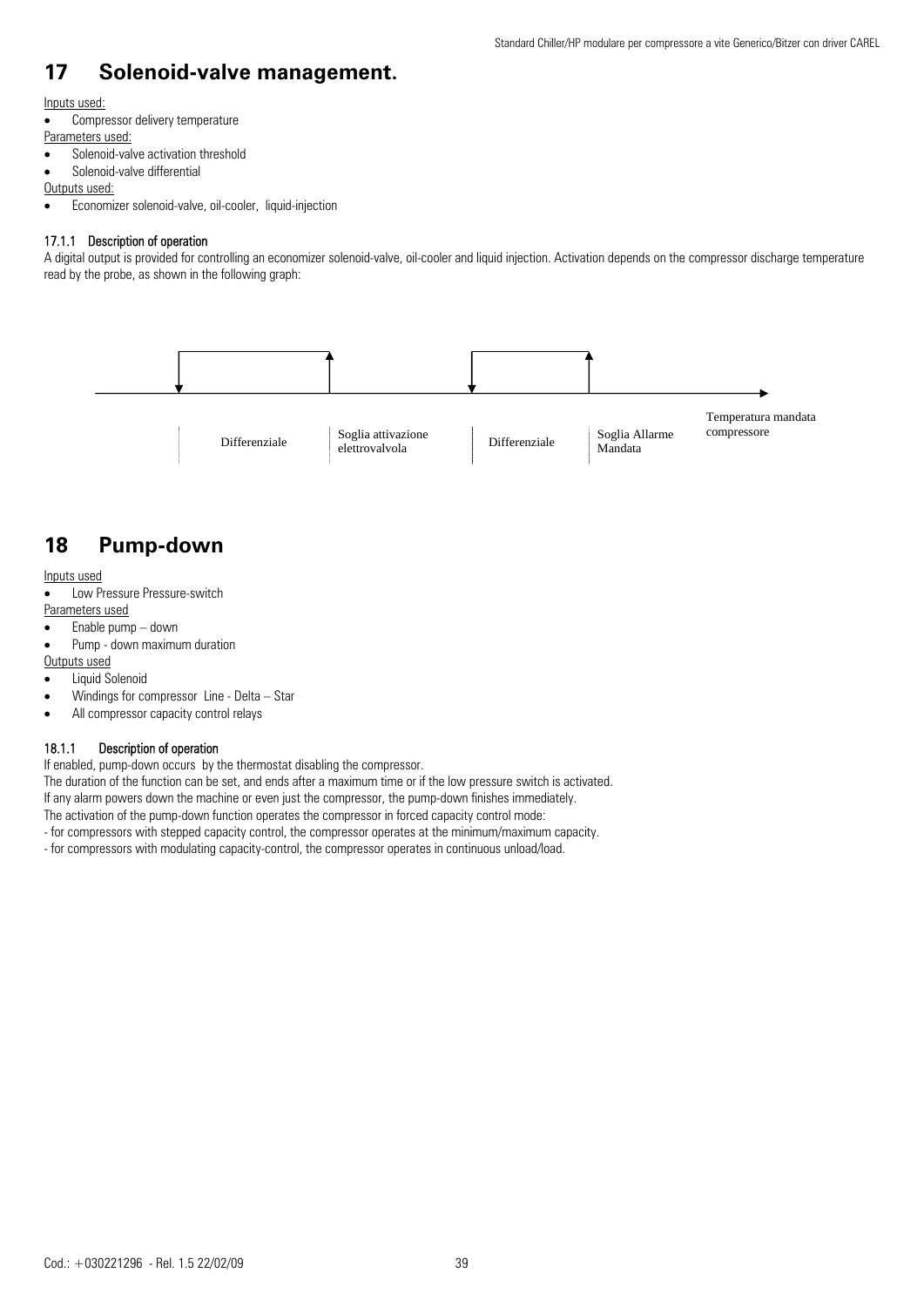# 17 Solenoid-valve management.

Inputs used:

- Compressor delivery temperature

Parameters used:

- Solenoid-valve activation threshold
- Solenoid-valve differential

Outputs used:

- Economizer solenoid-valve, oil-cooler, liquid-injection

### 17.1.1 Description of operation

A digital output is provided for controlling an economizer solenoid-valve, oil-cooler and liquid injection. Activation depends on the compressor discharge temperature read by the probe, as shown in the following graph:

Differenziale | Soglia attivazione elettrovalvola | Differenziale | Soglia Allarme Mandata | Temperatura mandata compressore

# 18 Pump-down

Inputs used

- Low Pressure Pressure-switch

Parameters used

- Enable pump – down
- Pump - down maximum duration

Outputs used

- Liquid Solenoid
- Windings for compressor Line - Delta – Star
- All compressor capacity control relays

### 18.1.1 Description of operation

If enabled, pump-down occurs by the thermostat disabling the compressor.
The duration of the function can be set, and ends after a maximum time or if the low pressure switch is activated.
If any alarm powers down the machine or even just the compressor, the pump-down finishes immediately.
The activation of the pump-down function operates the compressor in forced capacity control mode:
- for compressors with stepped capacity control, the compressor operates at the minimum/maximum capacity.
- for compressors with modulating capacity-control, the compressor operates in continuous unload/load.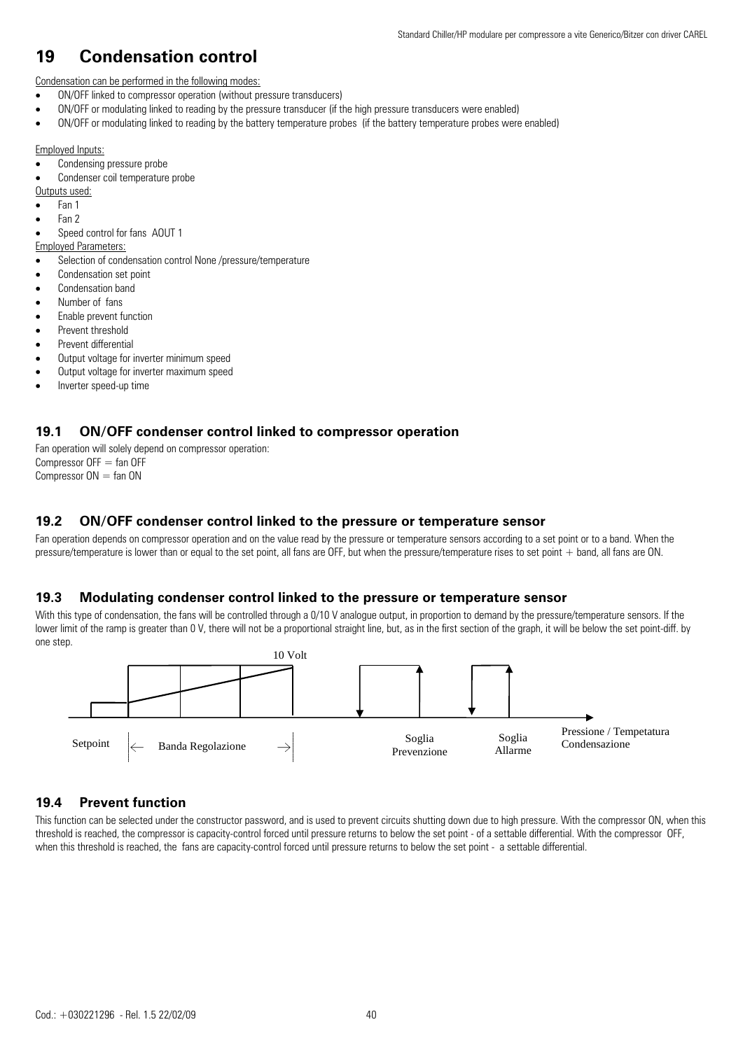# 19 Condensation control

Condensation can be performed in the following modes:

- ON/OFF linked to compressor operation (without pressure transducers)
- ON/OFF or modulating linked to reading by the pressure transducer (if the high pressure transducers were enabled)
- ON/OFF or modulating linked to reading by the battery temperature probes (if the battery temperature probes were enabled)

Employed Inputs:

- Condensing pressure probe
- Condenser coil temperature probe

Outputs used:

- Fan 1
- Fan 2
- Speed control for fans AOUT 1

Employed Parameters:

- Selection of condensation control None /pressure/temperature
- Condensation set point
- Condensation band
- Number of fans
- Enable prevent function
- Prevent threshold
- Prevent differential
- Output voltage for inverter minimum speed
- Output voltage for inverter maximum speed
- Inverter speed-up time

## 19.1 ON/OFF condenser control linked to compressor operation

Fan operation will solely depend on compressor operation:
Compressor OFF = fan OFF
Compressor ON = fan ON

## 19.2 ON/OFF condenser control linked to the pressure or temperature sensor

Fan operation depends on compressor operation and on the value read by the pressure or temperature sensors according to a set point or to a band. When the pressure/temperature is lower than or equal to the set point, all fans are OFF, but when the pressure/temperature rises to set point + band, all fans are ON.

## 19.3 Modulating condenser control linked to the pressure or temperature sensor

With this type of condensation, the fans will be controlled through a 0/10 V analogue output, in proportion to demand by the pressure/temperature sensors. If the lower limit of the ramp is greater than 0 V, there will not be a proportional straight line, but, as in the first section of the graph, it will be below the set point-diff. by one step.

10 Volt

Setpoint ← Banda Regolazione → Soglia Prevenzione Soglia Allarme Pressione / Tempetatura Condensazione

## 19.4 Prevent function

This function can be selected under the constructor password, and is used to prevent circuits shutting down due to high pressure. With the compressor ON, when this threshold is reached, the compressor is capacity-control forced until pressure returns to below the set point - of a settable differential. With the compressor OFF, when this threshold is reached, the fans are capacity-control forced until pressure returns to below the set point - a settable differential.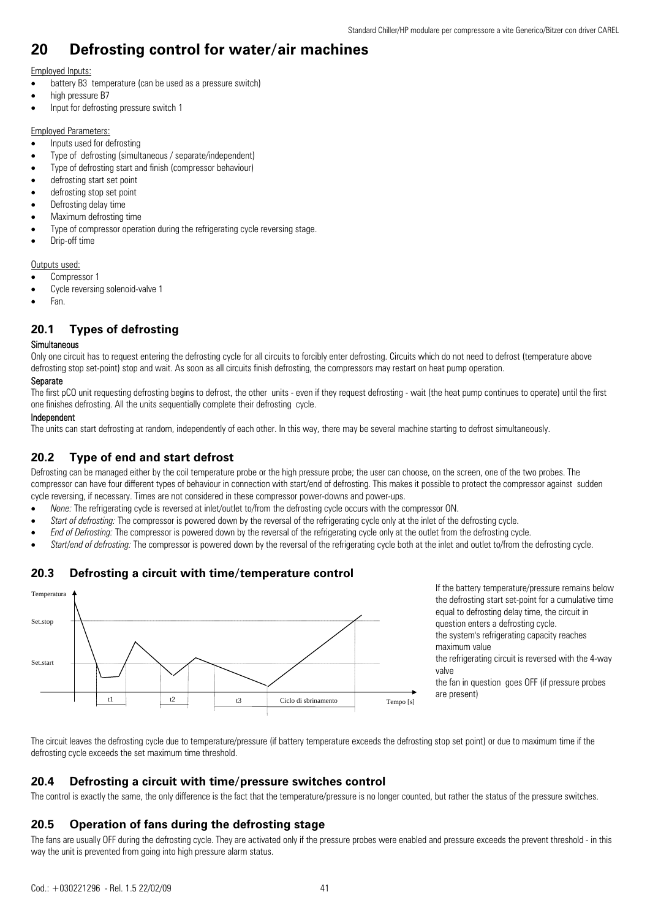# 20 Defrosting control for water/air machines

Employed Inputs:

- battery B3 temperature (can be used as a pressure switch)
- high pressure B7
- Input for defrosting pressure switch 1

Employed Parameters:

- Inputs used for defrosting
- Type of defrosting (simultaneous / separate/independent)
- Type of defrosting start and finish (compressor behaviour)
- defrosting start set point
- defrosting stop set point
- Defrosting delay time
- Maximum defrosting time
- Type of compressor operation during the refrigerating cycle reversing stage.
- Drip-off time

Outputs used:

- Compressor 1
- Cycle reversing solenoid-valve 1
- Fan.

## 20.1 Types of defrosting

**Simultaneous**

Only one circuit has to request entering the defrosting cycle for all circuits to forcibly enter defrosting. Circuits which do not need to defrost (temperature above defrosting stop set-point) stop and wait. As soon as all circuits finish defrosting, the compressors may restart on heat pump operation.

**Separate**

The first pCO unit requesting defrosting begins to defrost, the other units - even if they request defrosting - wait (the heat pump continues to operate) until the first one finishes defrosting. All the units sequentially complete their defrosting cycle.

**Independent**

The units can start defrosting at random, independently of each other. In this way, there may be several machine starting to defrost simultaneously.

## 20.2 Type of end and start defrost

Defrosting can be managed either by the coil temperature probe or the high pressure probe; the user can choose, on the screen, one of the two probes. The compressor can have four different types of behaviour in connection with start/end of defrosting. This makes it possible to protect the compressor against sudden cycle reversing, if necessary. Times are not considered in these compressor power-downs and power-ups.

- *None:* The refrigerating cycle is reversed at inlet/outlet to/from the defrosting cycle occurs with the compressor ON.
- *Start of defrosting:* The compressor is powered down by the reversal of the refrigerating cycle only at the inlet of the defrosting cycle.
- *End of Defrosting:* The compressor is powered down by the reversal of the refrigerating cycle only at the outlet from the defrosting cycle.
- *Start/end of defrosting:* The compressor is powered down by the reversal of the refrigerating cycle both at the inlet and outlet to/from the defrosting cycle.

## 20.3 Defrosting a circuit with time/temperature control

If the battery temperature/pressure remains below the defrosting start set-point for a cumulative time equal to defrosting delay time, the circuit in question enters a defrosting cycle.
the system's refrigerating capacity reaches maximum value
the refrigerating circuit is reversed with the 4-way valve
the fan in question goes OFF (if pressure probes are present)

The circuit leaves the defrosting cycle due to temperature/pressure (if battery temperature exceeds the defrosting stop set point) or due to maximum time if the defrosting cycle exceeds the set maximum time threshold.

## 20.4 Defrosting a circuit with time/pressure switches control

The control is exactly the same, the only difference is the fact that the temperature/pressure is no longer counted, but rather the status of the pressure switches.

## 20.5 Operation of fans during the defrosting stage

The fans are usually OFF during the defrosting cycle. They are activated only if the pressure probes were enabled and pressure exceeds the prevent threshold - in this way the unit is prevented from going into high pressure alarm status.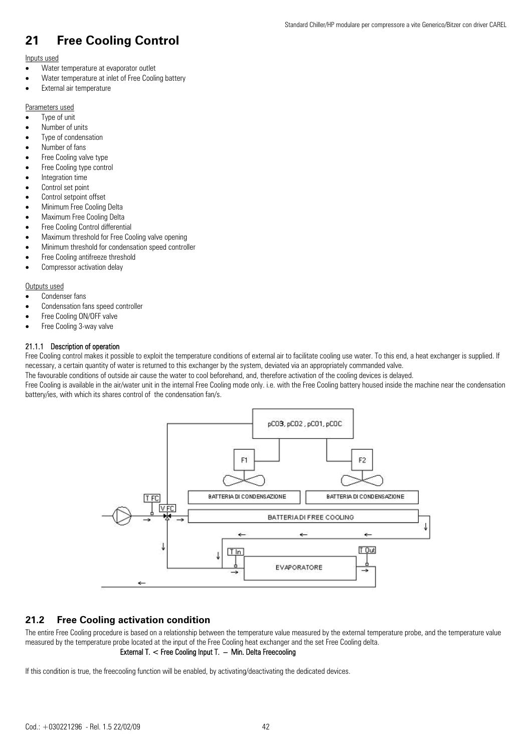# 21 Free Cooling Control

Inputs used

- Water temperature at evaporator outlet
- Water temperature at inlet of Free Cooling battery
- External air temperature

Parameters used

- Type of unit
- Number of units
- Type of condensation
- Number of fans
- Free Cooling valve type
- Free Cooling type control
- Integration time
- Control set point
- Control setpoint offset
- Minimum Free Cooling Delta
- Maximum Free Cooling Delta
- Free Cooling Control differential
- Maximum threshold for Free Cooling valve opening
- Minimum threshold for condensation speed controller
- Free Cooling antifreeze threshold
- Compressor activation delay

Outputs used

- Condenser fans
- Condensation fans speed controller
- Free Cooling ON/OFF valve
- Free Cooling 3-way valve

#### 21.1.1 Description of operation

Free Cooling control makes it possible to exploit the temperature conditions of external air to facilitate cooling use water. To this end, a heat exchanger is supplied. If necessary, a certain quantity of water is returned to this exchanger by the system, deviated via an appropriately commanded valve.

The favourable conditions of outside air cause the water to cool beforehand, and, therefore activation of the cooling devices is delayed.

Free Cooling is available in the air/water unit in the internal Free Cooling mode only. i.e. with the Free Cooling battery housed inside the machine near the condensation battery/ies, with which its shares control of the condensation fan/s.

## 21.2 Free Cooling activation condition

The entire Free Cooling procedure is based on a relationship between the temperature value measured by the external temperature probe, and the temperature value measured by the temperature probe located at the input of the Free Cooling heat exchanger and the set Free Cooling delta.

**External T. < Free Cooling Input T. – Min. Delta Freecooling**

If this condition is true, the freecooling function will be enabled, by activating/deactivating the dedicated devices.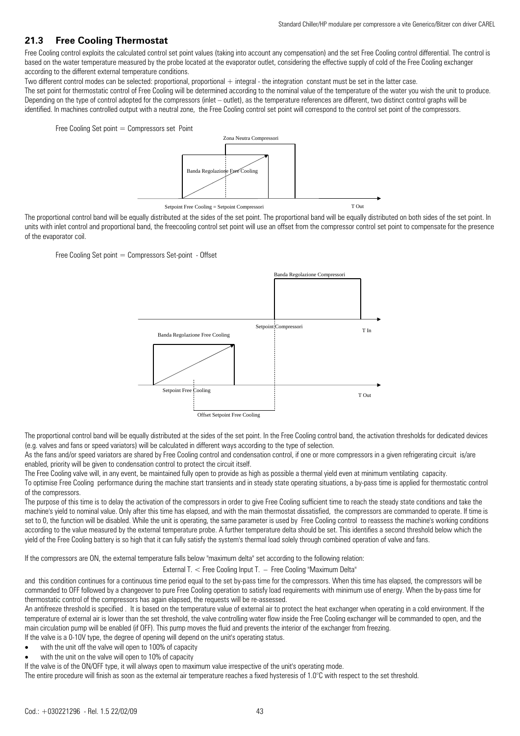## 21.3 Free Cooling Thermostat

Free Cooling control exploits the calculated control set point values (taking into account any compensation) and the set Free Cooling control differential. The control is based on the water temperature measured by the probe located at the evaporator outlet, considering the effective supply of cold of the Free Cooling exchanger according to the different external temperature conditions.

Two different control modes can be selected: proportional, proportional + integral - the integration constant must be set in the latter case.

The set point for thermostatic control of Free Cooling will be determined according to the nominal value of the temperature of the water you wish the unit to produce. Depending on the type of control adopted for the compressors (inlet – outlet), as the temperature references are different, two distinct control graphs will be identified. In machines controlled output with a neutral zone, the Free Cooling control set point will correspond to the control set point of the compressors.

Free Cooling Set point = Compressors set Point

Zona Neutra Compressori

Banda Regolazione Free Cooling

Setpoint Free Cooling = Setpoint Compressori

T Out

The proportional control band will be equally distributed at the sides of the set point. The proportional band will be equally distributed on both sides of the set point. In units with inlet control and proportional band, the freecooling control set point will use an offset from the compressor control set point to compensate for the presence of the evaporator coil.

Free Cooling Set point = Compressors Set-point - Offset

Banda Regolazione Compressori

Setpoint Compressori

T In

Banda Regolazione Free Cooling

Setpoint Free Cooling

T Out

Offset Setpoint Free Cooling

The proportional control band will be equally distributed at the sides of the set point. In the Free Cooling control band, the activation thresholds for dedicated devices (e.g. valves and fans or speed variators) will be calculated in different ways according to the type of selection.

As the fans and/or speed variators are shared by Free Cooling control and condensation control, if one or more compressors in a given refrigerating circuit is/are enabled, priority will be given to condensation control to protect the circuit itself.

The Free Cooling valve will, in any event, be maintained fully open to provide as high as possible a thermal yield even at minimum ventilating capacity.

To optimise Free Cooling performance during the machine start transients and in steady state operating situations, a by-pass time is applied for thermostatic control of the compressors.

The purpose of this time is to delay the activation of the compressors in order to give Free Cooling sufficient time to reach the steady state conditions and take the machine's yield to nominal value. Only after this time has elapsed, and with the main thermostat dissatisfied, the compressors are commanded to operate. If time is set to 0, the function will be disabled. While the unit is operating, the same parameter is used by Free Cooling control to reassess the machine's working conditions according to the value measured by the external temperature probe. A further temperature delta should be set. This identifies a second threshold below which the yield of the Free Cooling battery is so high that it can fully satisfy the system's thermal load solely through combined operation of valve and fans.

If the compressors are ON, the external temperature falls below "maximum delta" set according to the following relation:

External T. < Free Cooling Input T. – Free Cooling "Maximum Delta"

and this condition continues for a continuous time period equal to the set by-pass time for the compressors. When this time has elapsed, the compressors will be commanded to OFF followed by a changeover to pure Free Cooling operation to satisfy load requirements with minimum use of energy. When the by-pass time for thermostatic control of the compressors has again elapsed, the requests will be re-assessed.

An antifreeze threshold is specified . It is based on the temperature value of external air to protect the heat exchanger when operating in a cold environment. If the temperature of external air is lower than the set threshold, the valve controlling water flow inside the Free Cooling exchanger will be commanded to open, and the main circulation pump will be enabled (if OFF). This pump moves the fluid and prevents the interior of the exchanger from freezing.

If the valve is a 0-10V type, the degree of opening will depend on the unit's operating status.

- with the unit off the valve will open to 100% of capacity
- with the unit on the valve will open to 10% of capacity

If the valve is of the ON/OFF type, it will always open to maximum value irrespective of the unit's operating mode.

The entire procedure will finish as soon as the external air temperature reaches a fixed hysteresis of 1.0°C with respect to the set threshold.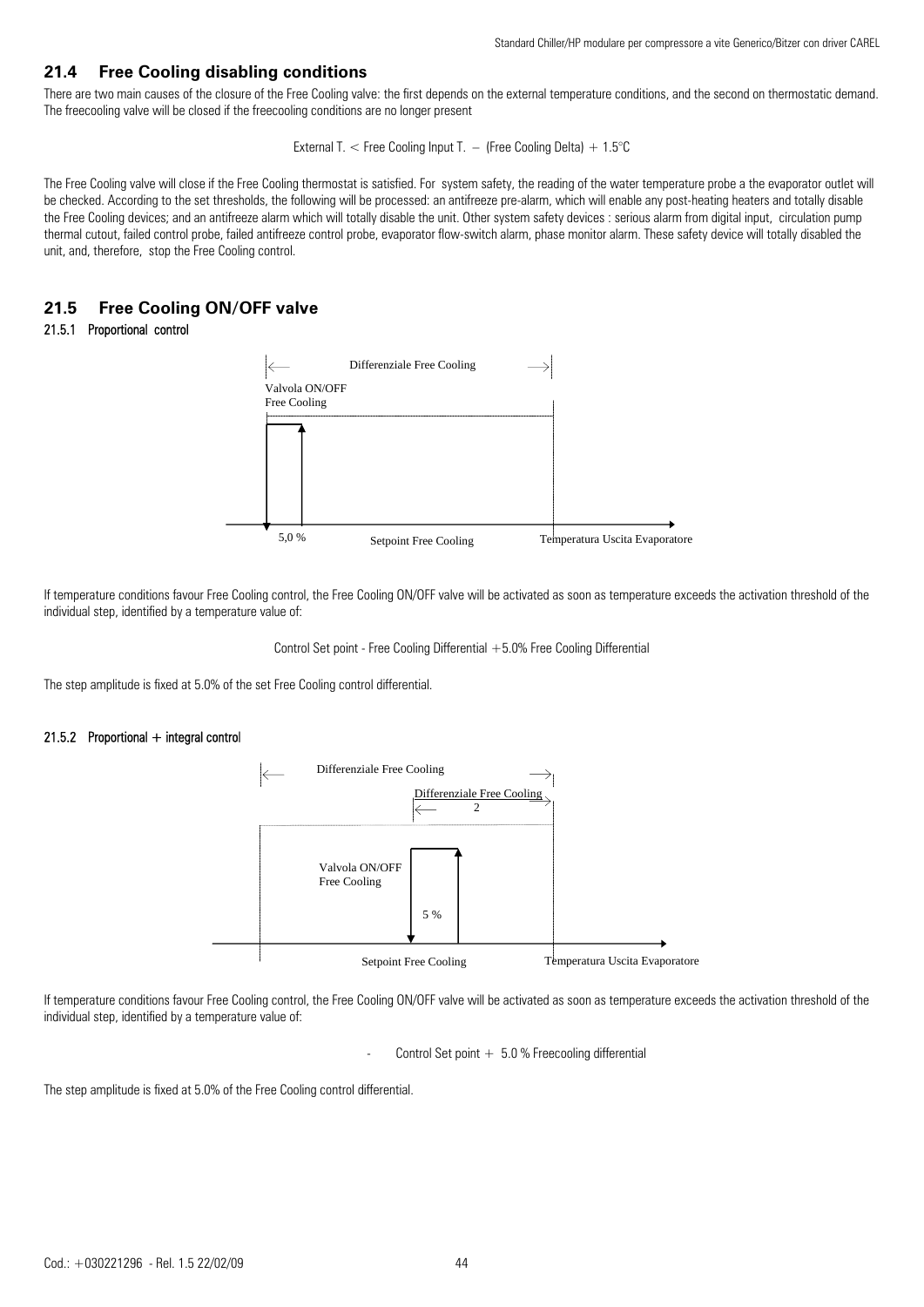## 21.4 Free Cooling disabling conditions

There are two main causes of the closure of the Free Cooling valve: the first depends on the external temperature conditions, and the second on thermostatic demand. The freecooling valve will be closed if the freecooling conditions are no longer present

External T. < Free Cooling Input T. – (Free Cooling Delta) + 1.5°C

The Free Cooling valve will close if the Free Cooling thermostat is satisfied. For system safety, the reading of the water temperature probe a the evaporator outlet will be checked. According to the set thresholds, the following will be processed: an antifreeze pre-alarm, which will enable any post-heating heaters and totally disable the Free Cooling devices; and an antifreeze alarm which will totally disable the unit. Other system safety devices : serious alarm from digital input, circulation pump thermal cutout, failed control probe, failed antifreeze control probe, evaporator flow-switch alarm, phase monitor alarm. These safety device will totally disabled the unit, and, therefore, stop the Free Cooling control.

## 21.5 Free Cooling ON/OFF valve

### 21.5.1 Proportional control

Differenziale Free Cooling

Valvola ON/OFF Free Cooling

5,0 % — Setpoint Free Cooling — Temperatura Uscita Evaporatore

If temperature conditions favour Free Cooling control, the Free Cooling ON/OFF valve will be activated as soon as temperature exceeds the activation threshold of the individual step, identified by a temperature value of:

Control Set point - Free Cooling Differential +5.0% Free Cooling Differential

The step amplitude is fixed at 5.0% of the set Free Cooling control differential.

### 21.5.2 Proportional + integral control

Differenziale Free Cooling

Differenziale Free Cooling / 2

Valvola ON/OFF Free Cooling

5 %

Setpoint Free Cooling — Temperatura Uscita Evaporatore

If temperature conditions favour Free Cooling control, the Free Cooling ON/OFF valve will be activated as soon as temperature exceeds the activation threshold of the individual step, identified by a temperature value of:

- Control Set point + 5.0 % Freecooling differential

The step amplitude is fixed at 5.0% of the Free Cooling control differential.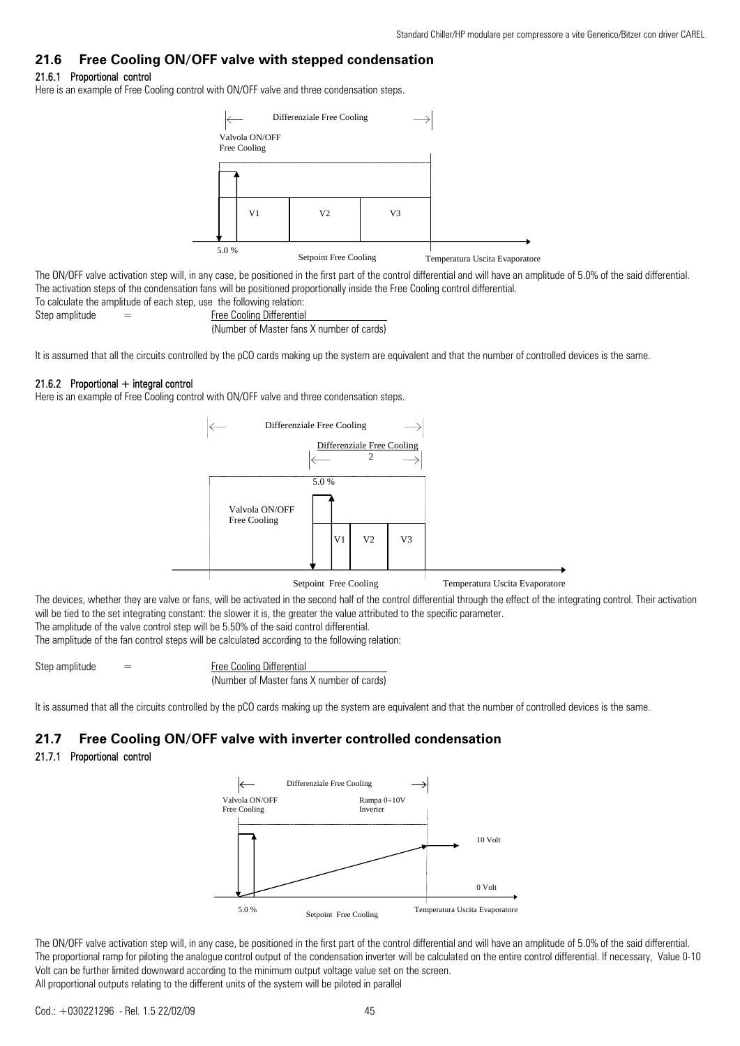## 21.6 Free Cooling ON/OFF valve with stepped condensation

### 21.6.1 Proportional control

Here is an example of Free Cooling control with ON/OFF valve and three condensation steps.

Differenziale Free Cooling

Valvola ON/OFF Free Cooling

V1 V2 V3

5.0 %

Setpoint Free Cooling

Temperatura Uscita Evaporatore

The ON/OFF valve activation step will, in any case, be positioned in the first part of the control differential and will have an amplitude of 5.0% of the said differential.
The activation steps of the condensation fans will be positioned proportionally inside the Free Cooling control differential.
To calculate the amplitude of each step, use the following relation:

$$\text{Step amplitude} = \frac{\text{Free Cooling Differential}}{\text{(Number of Master fans X number of cards)}}$$

It is assumed that all the circuits controlled by the pCO cards making up the system are equivalent and that the number of controlled devices is the same.

### 21.6.2 Proportional + integral control

Here is an example of Free Cooling control with ON/OFF valve and three condensation steps.

Differenziale Free Cooling

Differenziale Free Cooling / 2

5.0 %

Valvola ON/OFF Free Cooling

V1 V2 V3

Setpoint Free Cooling

Temperatura Uscita Evaporatore

The devices, whether they are valve or fans, will be activated in the second half of the control differential through the effect of the integrating control. Their activation will be tied to the set integrating constant: the slower it is, the greater the value attributed to the specific parameter.
The amplitude of the valve control step will be 5.50% of the said control differential.
The amplitude of the fan control steps will be calculated according to the following relation:

$$\text{Step amplitude} = \frac{\text{Free Cooling Differential}}{\text{(Number of Master fans X number of cards)}}$$

It is assumed that all the circuits controlled by the pCO cards making up the system are equivalent and that the number of controlled devices is the same.

## 21.7 Free Cooling ON/OFF valve with inverter controlled condensation

### 21.7.1 Proportional control

Differenziale Free Cooling

Valvola ON/OFF Free Cooling

Rampa 0÷10V Inverter

10 Volt

0 Volt

5.0 %

Setpoint Free Cooling

Temperatura Uscita Evaporatore

The ON/OFF valve activation step will, in any case, be positioned in the first part of the control differential and will have an amplitude of 5.0% of the said differential.
The proportional ramp for piloting the analogue control output of the condensation inverter will be calculated on the entire control differential. If necessary, Value 0-10 Volt can be further limited downward according to the minimum output voltage value set on the screen.
All proportional outputs relating to the different units of the system will be piloted in parallel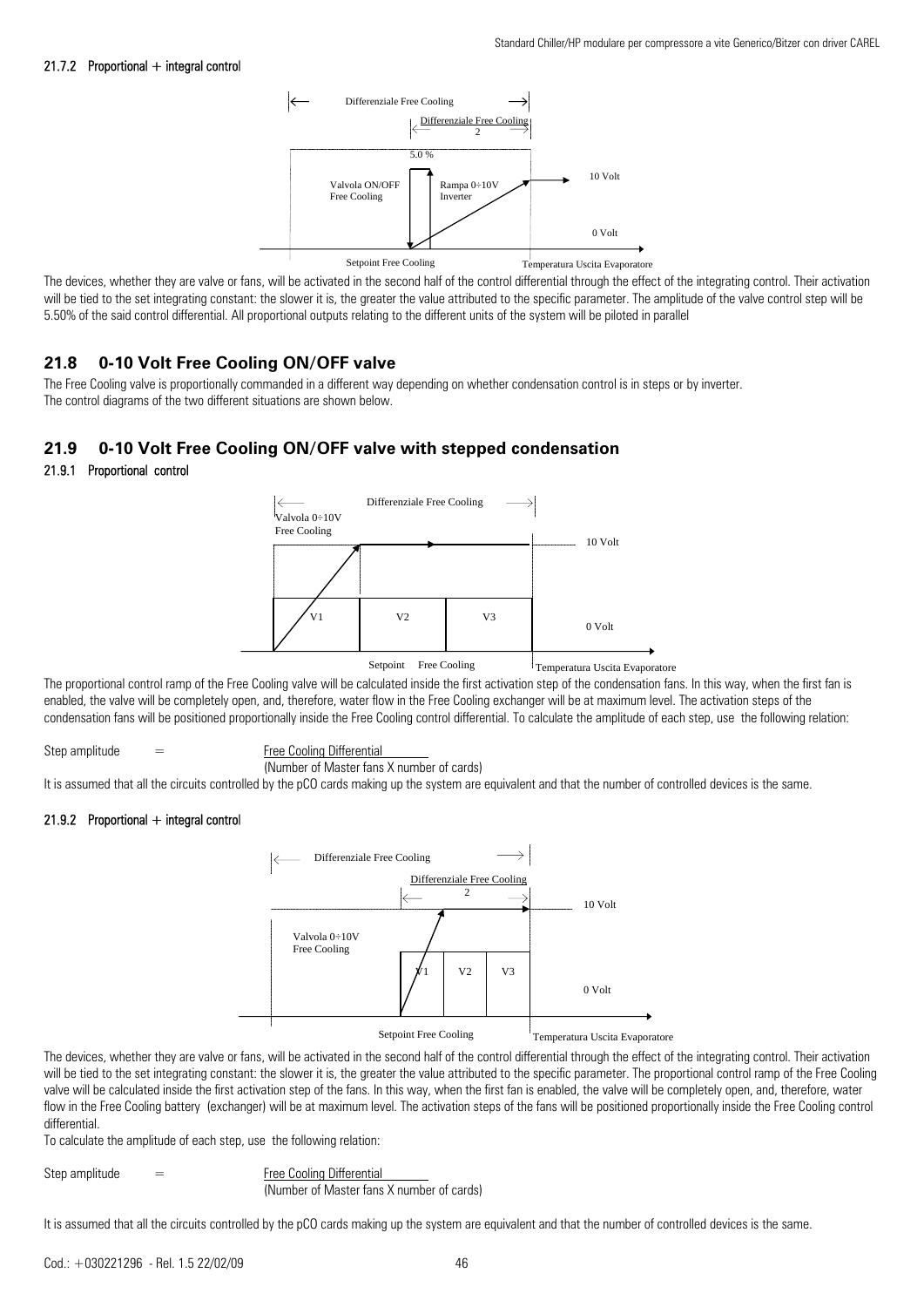#### 21.7.2 Proportional + integral control

The devices, whether they are valve or fans, will be activated in the second half of the control differential through the effect of the integrating control. Their activation will be tied to the set integrating constant: the slower it is, the greater the value attributed to the specific parameter. The amplitude of the valve control step will be 5.50% of the said control differential. All proportional outputs relating to the different units of the system will be piloted in parallel

## 21.8 0-10 Volt Free Cooling ON/OFF valve

The Free Cooling valve is proportionally commanded in a different way depending on whether condensation control is in steps or by inverter.
The control diagrams of the two different situations are shown below.

## 21.9 0-10 Volt Free Cooling ON/OFF valve with stepped condensation

#### 21.9.1 Proportional control

The proportional control ramp of the Free Cooling valve will be calculated inside the first activation step of the condensation fans. In this way, when the first fan is enabled, the valve will be completely open, and, therefore, water flow in the Free Cooling exchanger will be at maximum level. The activation steps of the condensation fans will be positioned proportionally inside the Free Cooling control differential. To calculate the amplitude of each step, use the following relation:

$$\text{Step amplitude} = \frac{\text{Free Cooling Differential}}{\text{(Number of Master fans X number of cards)}}$$

It is assumed that all the circuits controlled by the pCO cards making up the system are equivalent and that the number of controlled devices is the same.

#### 21.9.2 Proportional + integral control

The devices, whether they are valve or fans, will be activated in the second half of the control differential through the effect of the integrating control. Their activation will be tied to the set integrating constant: the slower it is, the greater the value attributed to the specific parameter. The proportional control ramp of the Free Cooling valve will be calculated inside the first activation step of the fans. In this way, when the first fan is enabled, the valve will be completely open, and, therefore, water flow in the Free Cooling battery (exchanger) will be at maximum level. The activation steps of the fans will be positioned proportionally inside the Free Cooling control differential.

To calculate the amplitude of each step, use the following relation:

$$\text{Step amplitude} = \frac{\text{Free Cooling Differential}}{\text{(Number of Master fans X number of cards)}}$$

It is assumed that all the circuits controlled by the pCO cards making up the system are equivalent and that the number of controlled devices is the same.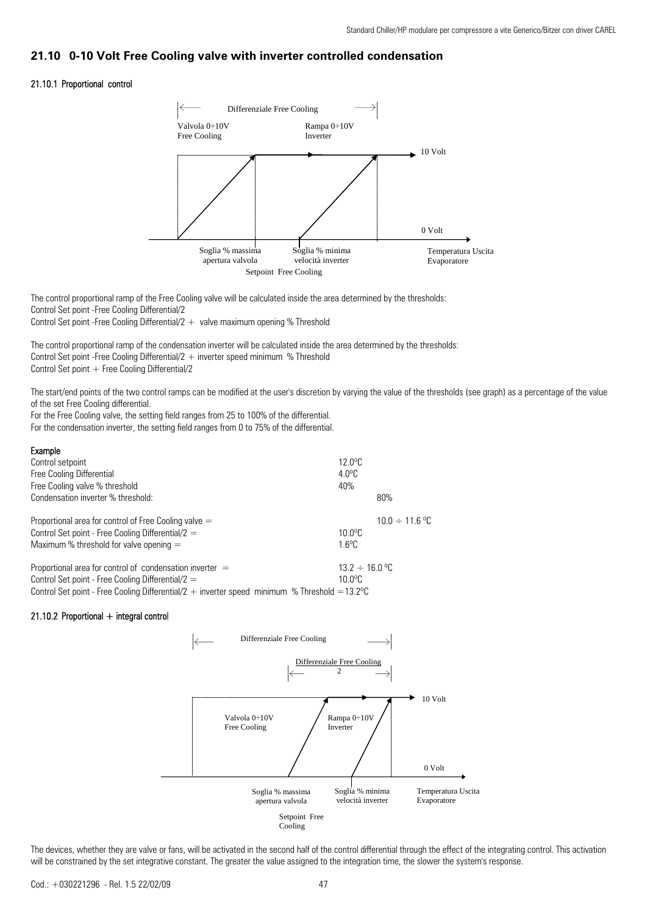## 21.10 0-10 Volt Free Cooling valve with inverter controlled condensation

### 21.10.1 Proportional control

Differenziale Free Cooling

Valvola 0÷10V Free Cooling

Rampa 0÷10V Inverter

10 Volt

0 Volt

Soglia % massima apertura valvola

Soglia % minima velocità inverter

Setpoint Free Cooling

Temperatura Uscita Evaporatore

The control proportional ramp of the Free Cooling valve will be calculated inside the area determined by the thresholds:
Control Set point -Free Cooling Differential/2
Control Set point -Free Cooling Differential/2 + valve maximum opening % Threshold

The control proportional ramp of the condensation inverter will be calculated inside the area determined by the thresholds:
Control Set point -Free Cooling Differential/2 + inverter speed minimum % Threshold
Control Set point + Free Cooling Differential/2

The start/end points of the two control ramps can be modified at the user's discretion by varying the value of the thresholds (see graph) as a percentage of the value of the set Free Cooling differential.
For the Free Cooling valve, the setting field ranges from 25 to 100% of the differential.
For the condensation inverter, the setting field ranges from 0 to 75% of the differential.

**Example**

| | |
|---|---|
| Control setpoint | 12.0ºC |
| Free Cooling Differential | 4.0ºC |
| Free Cooling valve % threshold | 40% |
| Condensation inverter % threshold: | 80% |
| Proportional area for control of Free Cooling valve = | 10.0 ÷ 11.6 ºC |
| Control Set point - Free Cooling Differential/2 = | 10.0ºC |
| Maximum % threshold for valve opening = | 1.6ºC |
| Proportional area for control of condensation inverter = | 13.2 ÷ 16.0 ºC |
| Control Set point - Free Cooling Differential/2 = | 10.0ºC |

Control Set point - Free Cooling Differential/2 + inverter speed minimum % Threshold =13.2ºC

### 21.10.2 Proportional + integral control

Differenziale Free Cooling

Differenziale Free Cooling / 2

10 Volt

Valvola 0÷10V Free Cooling

Rampa 0÷10V Inverter

0 Volt

Soglia % massima apertura valvola

Soglia % minima velocità inverter

Temperatura Uscita Evaporatore

Setpoint Free Cooling

The devices, whether they are valve or fans, will be activated in the second half of the control differential through the effect of the integrating control. This activation will be constrained by the set integrative constant. The greater the value assigned to the integration time, the slower the system's response.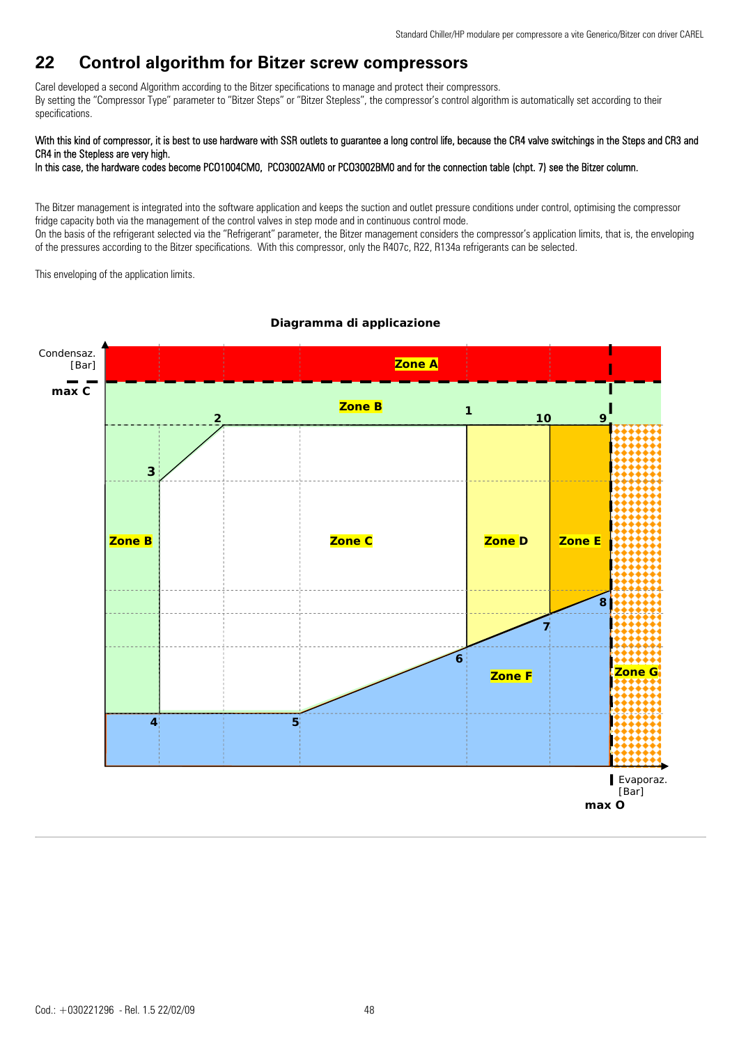# 22 Control algorithm for Bitzer screw compressors

Carel developed a second Algorithm according to the Bitzer specifications to manage and protect their compressors.
By setting the "Compressor Type" parameter to "Bitzer Steps" or "Bitzer Stepless", the compressor's control algorithm is automatically set according to their specifications.

With this kind of compressor, it is best to use hardware with SSR outlets to guarantee a long control life, because the CR4 valve switchings in the Steps and CR3 and CR4 in the Stepless are very high.
In this case, the hardware codes become PCO1004CM0, PCO3002AM0 or PCO3002BM0 and for the connection table (chpt. 7) see the Bitzer column.

The Bitzer management is integrated into the software application and keeps the suction and outlet pressure conditions under control, optimising the compressor fridge capacity both via the management of the control valves in step mode and in continuous control mode.
On the basis of the refrigerant selected via the "Refrigerant" parameter, the Bitzer management considers the compressor's application limits, that is, the enveloping of the pressures according to the Bitzer specifications. With this compressor, only the R407c, R22, R134a refrigerants can be selected.

This enveloping of the application limits.

**Diagramma di applicazione**

Condensaz. [Bar]

max C

Zone A

Zone B

Zone C

Zone D

Zone E

Zone F

Zone G

1, 2, 3, 4, 5, 6, 7, 8, 9, 10

Evaporaz. [Bar]

max O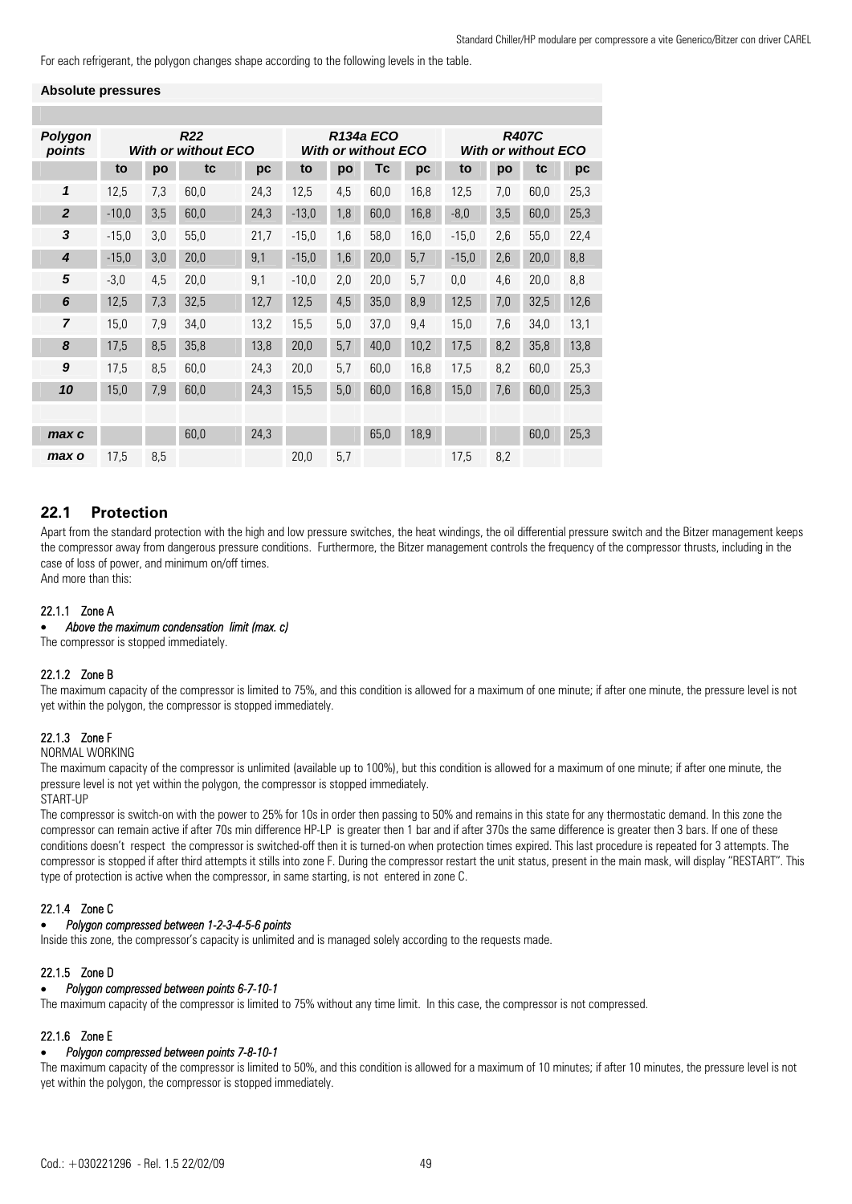For each refrigerant, the polygon changes shape according to the following levels in the table.

**Absolute pressures**

| Polygon points | R22 With or without ECO | | | | R134a ECO With or without ECO | | | | R407C With or without ECO | | | |
|---|---|---|---|---|---|---|---|---|---|---|---|---|
| | to | po | tc | pc | to | po | Tc | pc | to | po | tc | pc |
| 1 | 12,5 | 7,3 | 60,0 | 24,3 | 12,5 | 4,5 | 60,0 | 16,8 | 12,5 | 7,0 | 60,0 | 25,3 |
| 2 | -10,0 | 3,5 | 60,0 | 24,3 | -13,0 | 1,8 | 60,0 | 16,8 | -8,0 | 3,5 | 60,0 | 25,3 |
| 3 | -15,0 | 3,0 | 55,0 | 21,7 | -15,0 | 1,6 | 58,0 | 16,0 | -15,0 | 2,6 | 55,0 | 22,4 |
| 4 | -15,0 | 3,0 | 20,0 | 9,1 | -15,0 | 1,6 | 20,0 | 5,7 | -15,0 | 2,6 | 20,0 | 8,8 |
| 5 | -3,0 | 4,5 | 20,0 | 9,1 | -10,0 | 2,0 | 20,0 | 5,7 | 0,0 | 4,6 | 20,0 | 8,8 |
| 6 | 12,5 | 7,3 | 32,5 | 12,7 | 12,5 | 4,5 | 35,0 | 8,9 | 12,5 | 7,0 | 32,5 | 12,6 |
| 7 | 15,0 | 7,9 | 34,0 | 13,2 | 15,5 | 5,0 | 37,0 | 9,4 | 15,0 | 7,6 | 34,0 | 13,1 |
| 8 | 17,5 | 8,5 | 35,8 | 13,8 | 20,0 | 5,7 | 40,0 | 10,2 | 17,5 | 8,2 | 35,8 | 13,8 |
| 9 | 17,5 | 8,5 | 60,0 | 24,3 | 20,0 | 5,7 | 60,0 | 16,8 | 17,5 | 8,2 | 60,0 | 25,3 |
| 10 | 15,0 | 7,9 | 60,0 | 24,3 | 15,5 | 5,0 | 60,0 | 16,8 | 15,0 | 7,6 | 60,0 | 25,3 |
| | | | | | | | | | | | | |
| max c | | | 60,0 | 24,3 | | | 65,0 | 18,9 | | | 60,0 | 25,3 |
| max o | 17,5 | 8,5 | | | 20,0 | 5,7 | | | 17,5 | 8,2 | | |

## 22.1 Protection

Apart from the standard protection with the high and low pressure switches, the heat windings, the oil differential pressure switch and the Bitzer management keeps the compressor away from dangerous pressure conditions. Furthermore, the Bitzer management controls the frequency of the compressor thrusts, including in the case of loss of power, and minimum on/off times.
And more than this:

### 22.1.1 Zone A

- *Above the maximum condensation limit (max. c)*

The compressor is stopped immediately.

### 22.1.2 Zone B

The maximum capacity of the compressor is limited to 75%, and this condition is allowed for a maximum of one minute; if after one minute, the pressure level is not yet within the polygon, the compressor is stopped immediately.

### 22.1.3 Zone F

NORMAL WORKING

The maximum capacity of the compressor is unlimited (available up to 100%), but this condition is allowed for a maximum of one minute; if after one minute, the pressure level is not yet within the polygon, the compressor is stopped immediately.

START-UP

The compressor is switch-on with the power to 25% for 10s in order then passing to 50% and remains in this state for any thermostatic demand. In this zone the compressor can remain active if after 70s min difference HP-LP is greater then 1 bar and if after 370s the same difference is greater then 3 bars. If one of these conditions doesn't respect the compressor is switched-off then it is turned-on when protection times expired. This last procedure is repeated for 3 attempts. The compressor is stopped if after third attempts it stills into zone F. During the compressor restart the unit status, present in the main mask, will display "RESTART". This type of protection is active when the compressor, in same starting, is not entered in zone C.

### 22.1.4 Zone C

- *Polygon compressed between 1-2-3-4-5-6 points*

Inside this zone, the compressor's capacity is unlimited and is managed solely according to the requests made.

### 22.1.5 Zone D

- *Polygon compressed between points 6-7-10-1*

The maximum capacity of the compressor is limited to 75% without any time limit. In this case, the compressor is not compressed.

### 22.1.6 Zone E

- *Polygon compressed between points 7-8-10-1*

The maximum capacity of the compressor is limited to 50%, and this condition is allowed for a maximum of 10 minutes; if after 10 minutes, the pressure level is not yet within the polygon, the compressor is stopped immediately.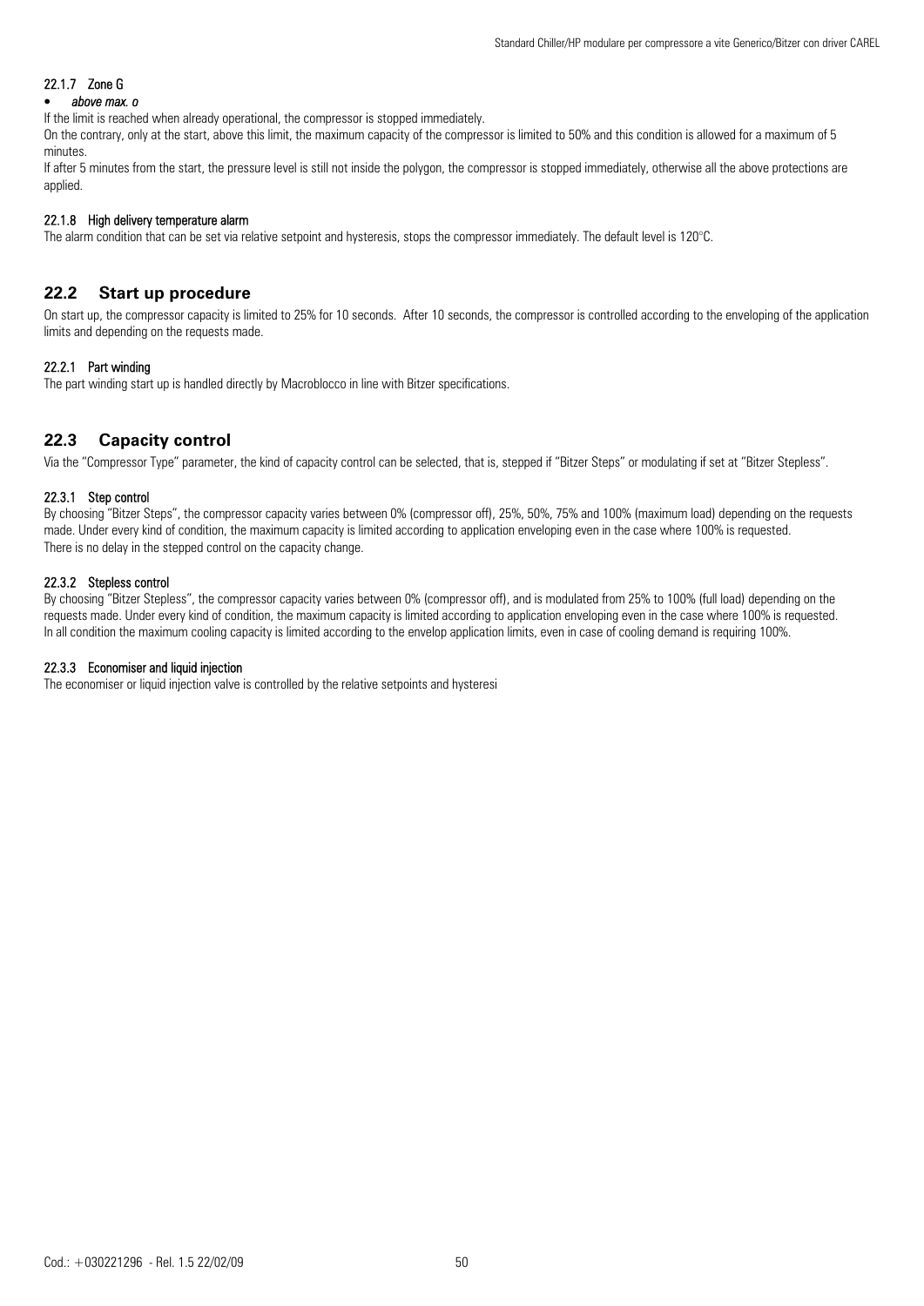#### 22.1.7 Zone G

- *above max. o*

If the limit is reached when already operational, the compressor is stopped immediately.

On the contrary, only at the start, above this limit, the maximum capacity of the compressor is limited to 50% and this condition is allowed for a maximum of 5 minutes.

If after 5 minutes from the start, the pressure level is still not inside the polygon, the compressor is stopped immediately, otherwise all the above protections are applied.

#### 22.1.8 High delivery temperature alarm

The alarm condition that can be set via relative setpoint and hysteresis, stops the compressor immediately. The default level is 120°C.

## 22.2 Start up procedure

On start up, the compressor capacity is limited to 25% for 10 seconds. After 10 seconds, the compressor is controlled according to the enveloping of the application limits and depending on the requests made.

#### 22.2.1 Part winding

The part winding start up is handled directly by Macroblocco in line with Bitzer specifications.

## 22.3 Capacity control

Via the "Compressor Type" parameter, the kind of capacity control can be selected, that is, stepped if "Bitzer Steps" or modulating if set at "Bitzer Stepless".

#### 22.3.1 Step control

By choosing "Bitzer Steps", the compressor capacity varies between 0% (compressor off), 25%, 50%, 75% and 100% (maximum load) depending on the requests made. Under every kind of condition, the maximum capacity is limited according to application enveloping even in the case where 100% is requested.
There is no delay in the stepped control on the capacity change.

#### 22.3.2 Stepless control

By choosing "Bitzer Stepless", the compressor capacity varies between 0% (compressor off), and is modulated from 25% to 100% (full load) depending on the requests made. Under every kind of condition, the maximum capacity is limited according to application enveloping even in the case where 100% is requested.
In all condition the maximum cooling capacity is limited according to the envelop application limits, even in case of cooling demand is requiring 100%.

#### 22.3.3 Economiser and liquid injection

The economiser or liquid injection valve is controlled by the relative setpoints and hysteresi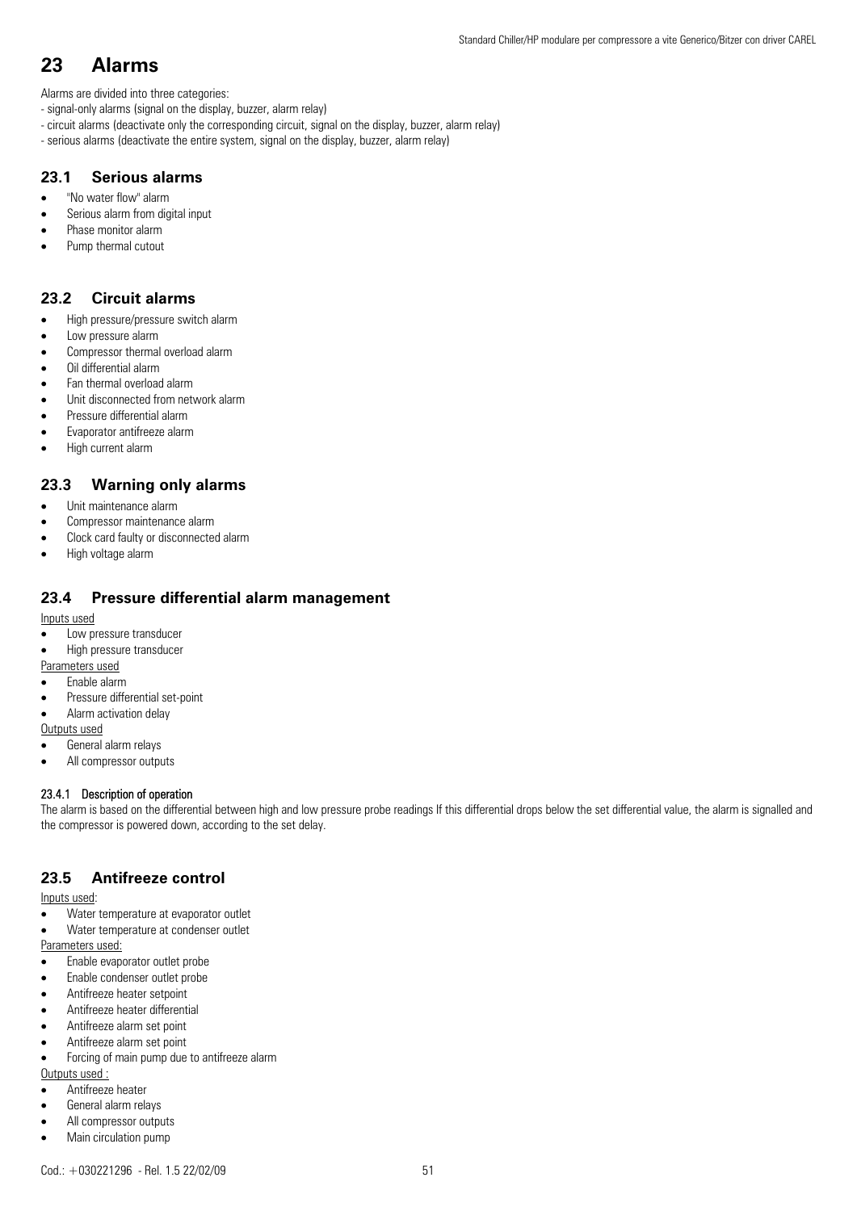# 23 Alarms

Alarms are divided into three categories:
- signal-only alarms (signal on the display, buzzer, alarm relay)
- circuit alarms (deactivate only the corresponding circuit, signal on the display, buzzer, alarm relay)
- serious alarms (deactivate the entire system, signal on the display, buzzer, alarm relay)

## 23.1 Serious alarms

- "No water flow" alarm
- Serious alarm from digital input
- Phase monitor alarm
- Pump thermal cutout

## 23.2 Circuit alarms

- High pressure/pressure switch alarm
- Low pressure alarm
- Compressor thermal overload alarm
- Oil differential alarm
- Fan thermal overload alarm
- Unit disconnected from network alarm
- Pressure differential alarm
- Evaporator antifreeze alarm
- High current alarm

## 23.3 Warning only alarms

- Unit maintenance alarm
- Compressor maintenance alarm
- Clock card faulty or disconnected alarm
- High voltage alarm

## 23.4 Pressure differential alarm management

Inputs used
- Low pressure transducer
- High pressure transducer

Parameters used
- Enable alarm
- Pressure differential set-point
- Alarm activation delay

Outputs used
- General alarm relays
- All compressor outputs

#### 23.4.1 Description of operation

The alarm is based on the differential between high and low pressure probe readings If this differential drops below the set differential value, the alarm is signalled and the compressor is powered down, according to the set delay.

## 23.5 Antifreeze control

Inputs used:
- Water temperature at evaporator outlet
- Water temperature at condenser outlet

Parameters used:
- Enable evaporator outlet probe
- Enable condenser outlet probe
- Antifreeze heater setpoint
- Antifreeze heater differential
- Antifreeze alarm set point
- Antifreeze alarm set point
- Forcing of main pump due to antifreeze alarm

Outputs used :
- Antifreeze heater
- General alarm relays
- All compressor outputs
- Main circulation pump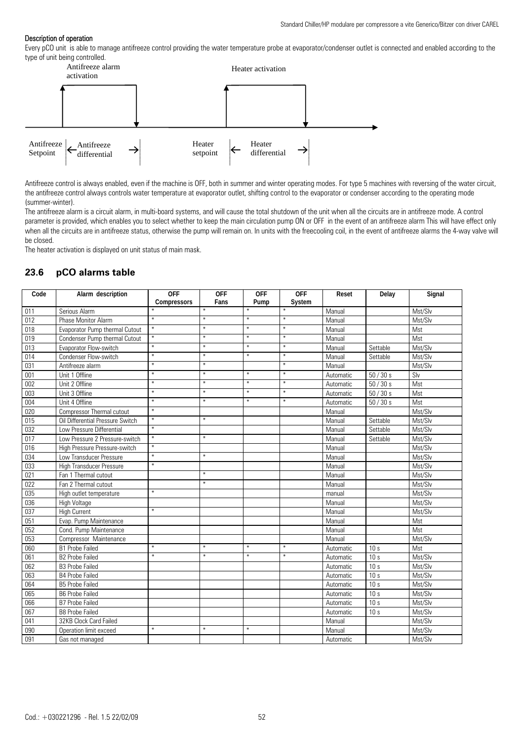#### Description of operation

Every pCO unit is able to manage antifreeze control providing the water temperature probe at evaporator/condenser outlet is connected and enabled according to the type of unit being controlled.

Antifreeze alarm activation

Heater activation

Antifreeze Setpoint ← Antifreeze differential →

Heater setpoint ← Heater differential →

Antifreeze control is always enabled, even if the machine is OFF, both in summer and winter operating modes. For type 5 machines with reversing of the water circuit, the antifreeze control always controls water temperature at evaporator outlet, shifting control to the evaporator or condenser according to the operating mode (summer-winter).

The antifreeze alarm is a circuit alarm, in multi-board systems, and will cause the total shutdown of the unit when all the circuits are in antifreeze mode. A control parameter is provided, which enables you to select whether to keep the main circulation pump ON or OFF in the event of an antifreeze alarm This will have effect only when all the circuits are in antifreeze status, otherwise the pump will remain on. In units with the freecooling coil, in the event of antifreeze alarms the 4-way valve will be closed.

The heater activation is displayed on unit status of main mask.

## 23.6 pCO alarms table

| Code | Alarm description | OFF Compressors | OFF Fans | OFF Pump | OFF System | Reset | Delay | Signal |
|---|---|---|---|---|---|---|---|---|
| 011 | Serious Alarm | * | * | * | * | Manual | | Mst/Slv |
| 012 | Phase Monitor Alarm | * | * | * | * | Manual | | Mst/Slv |
| 018 | Evaporator Pump thermal Cutout | * | * | * | * | Manual | | Mst |
| 019 | Condenser Pump thermal Cutout | * | * | * | * | Manual | | Mst |
| 013 | Evaporator Flow-switch | * | * | * | * | Manual | Settable | Mst/Slv |
| 014 | Condenser Flow-switch | * | * | * | * | Manual | Settable | Mst/Slv |
| 031 | Antifreeze alarm | * | * | | * | Manual | | Mst/Slv |
| 001 | Unit 1 Offline | * | * | * | * | Automatic | 50 / 30 s | Slv |
| 002 | Unit 2 Offline | * | * | * | * | Automatic | 50 / 30 s | Mst |
| 003 | Unit 3 Offline | * | * | * | * | Automatic | 50 / 30 s | Mst |
| 004 | Unit 4 Offline | * | * | * | * | Automatic | 50 / 30 s | Mst |
| 020 | Compressor Thermal cutout | * | | | | Manual | | Mst/Slv |
| 015 | Oil Differential Pressure Switch | * | * | | | Manual | Settable | Mst/Slv |
| 032 | Low Pressure Differential | * | | | | Manual | Settable | Mst/Slv |
| 017 | Low Pressure 2 Pressure-switch | * | * | | | Manual | Settable | Mst/Slv |
| 016 | High Pressure Pressure-switch | * | | | | Manual | | Mst/Slv |
| 034 | Low Transducer Pressure | * | * | | | Manual | | Mst/Slv |
| 033 | High Transducer Pressure | * | | | | Manual | | Mst/Slv |
| 021 | Fan 1 Thermal cutout | | * | | | Manual | | Mst/Slv |
| 022 | Fan 2 Thermal cutout | | * | | | Manual | | Mst/Slv |
| 035 | High outlet temperature | * | | | | manual | | Mst/Slv |
| 036 | High Voltage | | | | | Manual | | Mst/Slv |
| 037 | High Current | * | | | | Manual | | Mst/Slv |
| 051 | Evap. Pump Maintenance | | | | | Manual | | Mst |
| 052 | Cond. Pump Maintenance | | | | | Manual | | Mst |
| 053 | Compressor Maintenance | | | | | Manual | | Mst/Slv |
| 060 | B1 Probe Failed | * | * | * | * | Automatic | 10 s | Mst |
| 061 | B2 Probe Failed | * | * | * | * | Automatic | 10 s | Mst/Slv |
| 062 | B3 Probe Failed | | | | | Automatic | 10 s | Mst/Slv |
| 063 | B4 Probe Failed | | | | | Automatic | 10 s | Mst/Slv |
| 064 | B5 Probe Failed | | | | | Automatic | 10 s | Mst/Slv |
| 065 | B6 Probe Failed | | | | | Automatic | 10 s | Mst/Slv |
| 066 | B7 Probe Failed | | | | | Automatic | 10 s | Mst/Slv |
| 067 | B8 Probe Failed | | | | | Automatic | 10 s | Mst/Slv |
| 041 | 32KB Clock Card Failed | | | | | Manual | | Mst/Slv |
| 090 | Operation limit exceed | * | * | * | | Manual | | Mst/Slv |
| 091 | Gas not managed | | | | | Automatic | | Mst/Slv |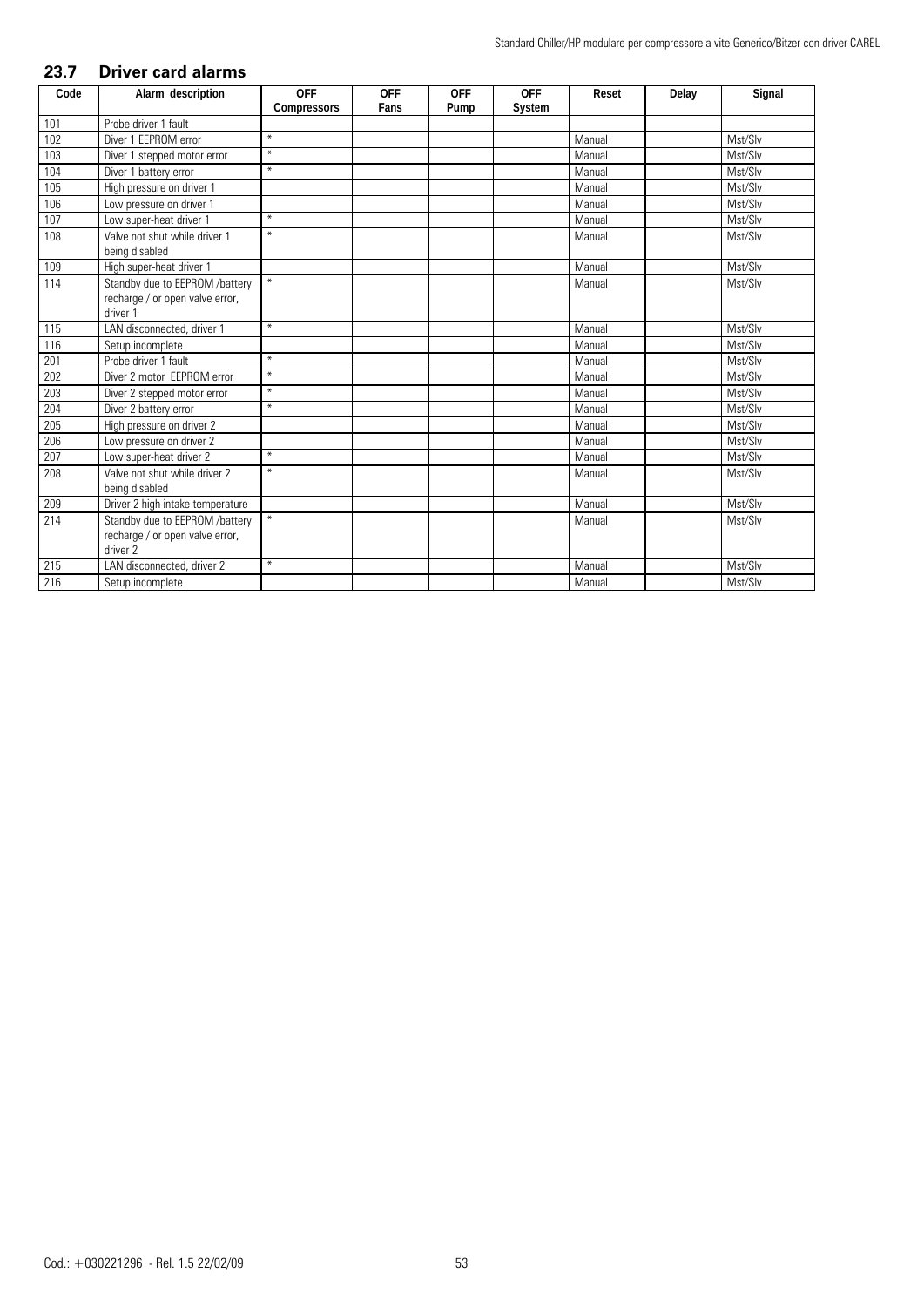## 23.7 Driver card alarms

| Code | Alarm description | OFF Compressors | OFF Fans | OFF Pump | OFF System | Reset | Delay | Signal |
|---|---|---|---|---|---|---|---|---|
| 101 | Probe driver 1 fault | | | | | | | |
| 102 | Diver 1 EEPROM error | * | | | | Manual | | Mst/Slv |
| 103 | Diver 1 stepped motor error | * | | | | Manual | | Mst/Slv |
| 104 | Diver 1 battery error | * | | | | Manual | | Mst/Slv |
| 105 | High pressure on driver 1 | | | | | Manual | | Mst/Slv |
| 106 | Low pressure on driver 1 | | | | | Manual | | Mst/Slv |
| 107 | Low super-heat driver 1 | * | | | | Manual | | Mst/Slv |
| 108 | Valve not shut while driver 1 being disabled | * | | | | Manual | | Mst/Slv |
| 109 | High super-heat driver 1 | | | | | Manual | | Mst/Slv |
| 114 | Standby due to EEPROM /battery recharge / or open valve error, driver 1 | * | | | | Manual | | Mst/Slv |
| 115 | LAN disconnected, driver 1 | * | | | | Manual | | Mst/Slv |
| 116 | Setup incomplete | | | | | Manual | | Mst/Slv |
| 201 | Probe driver 1 fault | * | | | | Manual | | Mst/Slv |
| 202 | Diver 2 motor EEPROM error | * | | | | Manual | | Mst/Slv |
| 203 | Diver 2 stepped motor error | * | | | | Manual | | Mst/Slv |
| 204 | Diver 2 battery error | * | | | | Manual | | Mst/Slv |
| 205 | High pressure on driver 2 | | | | | Manual | | Mst/Slv |
| 206 | Low pressure on driver 2 | | | | | Manual | | Mst/Slv |
| 207 | Low super-heat driver 2 | * | | | | Manual | | Mst/Slv |
| 208 | Valve not shut while driver 2 being disabled | * | | | | Manual | | Mst/Slv |
| 209 | Driver 2 high intake temperature | | | | | Manual | | Mst/Slv |
| 214 | Standby due to EEPROM /battery recharge / or open valve error, driver 2 | * | | | | Manual | | Mst/Slv |
| 215 | LAN disconnected, driver 2 | * | | | | Manual | | Mst/Slv |
| 216 | Setup incomplete | | | | | Manual | | Mst/Slv |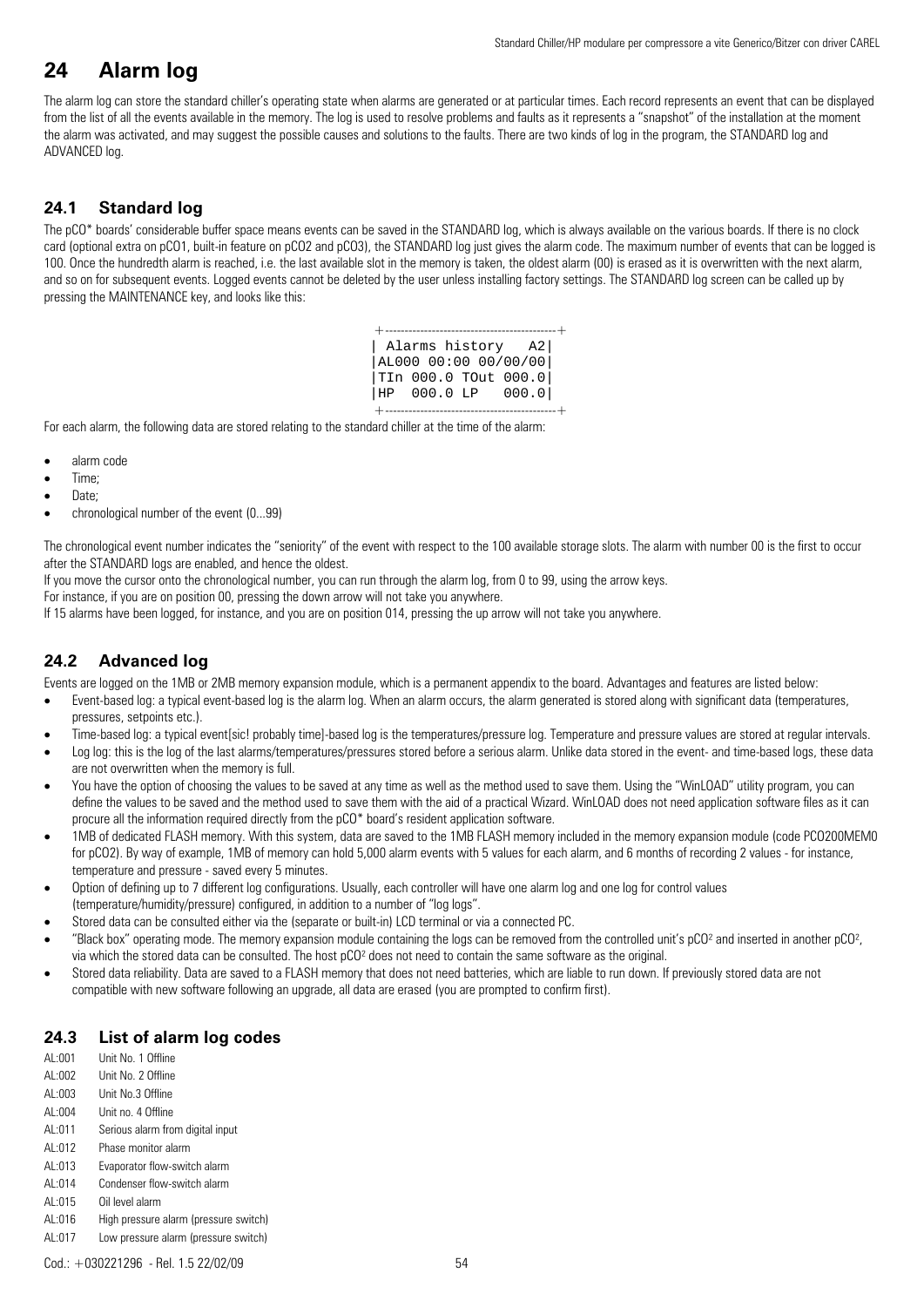# 24 Alarm log

The alarm log can store the standard chiller's operating state when alarms are generated or at particular times. Each record represents an event that can be displayed from the list of all the events available in the memory. The log is used to resolve problems and faults as it represents a "snapshot" of the installation at the moment the alarm was activated, and may suggest the possible causes and solutions to the faults. There are two kinds of log in the program, the STANDARD log and ADVANCED log.

## 24.1 Standard log

The pCO* boards' considerable buffer space means events can be saved in the STANDARD log, which is always available on the various boards. If there is no clock card (optional extra on pCO1, built-in feature on pCO2 and pCO3), the STANDARD log just gives the alarm code. The maximum number of events that can be logged is 100. Once the hundredth alarm is reached, i.e. the last available slot in the memory is taken, the oldest alarm (00) is erased as it is overwritten with the next alarm, and so on for subsequent events. Logged events cannot be deleted by the user unless installing factory settings. The STANDARD log screen can be called up by pressing the MAINTENANCE key, and looks like this:

```
+--------------------+
| Alarms history   A2|
|AL000 00:00 00/00/00|
|TIn 000.0 TOut 000.0|
|HP  000.0 LP   000.0|
+--------------------+
```

For each alarm, the following data are stored relating to the standard chiller at the time of the alarm:

- alarm code
- Time;
- Date;
- chronological number of the event (0...99)

The chronological event number indicates the "seniority" of the event with respect to the 100 available storage slots. The alarm with number 00 is the first to occur after the STANDARD logs are enabled, and hence the oldest.

If you move the cursor onto the chronological number, you can run through the alarm log, from 0 to 99, using the arrow keys.

For instance, if you are on position 00, pressing the down arrow will not take you anywhere.

If 15 alarms have been logged, for instance, and you are on position 014, pressing the up arrow will not take you anywhere.

## 24.2 Advanced log

Events are logged on the 1MB or 2MB memory expansion module, which is a permanent appendix to the board. Advantages and features are listed below:

- Event-based log: a typical event-based log is the alarm log. When an alarm occurs, the alarm generated is stored along with significant data (temperatures, pressures, setpoints etc.).
- Time-based log: a typical event[sic! probably time]-based log is the temperatures/pressure log. Temperature and pressure values are stored at regular intervals.
- Log log: this is the log of the last alarms/temperatures/pressures stored before a serious alarm. Unlike data stored in the event- and time-based logs, these data are not overwritten when the memory is full.
- You have the option of choosing the values to be saved at any time as well as the method used to save them. Using the "WinLOAD" utility program, you can define the values to be saved and the method used to save them with the aid of a practical Wizard. WinLOAD does not need application software files as it can procure all the information required directly from the pCO* board's resident application software.
- 1MB of dedicated FLASH memory. With this system, data are saved to the 1MB FLASH memory included in the memory expansion module (code PCO200MEM0 for pCO2). By way of example, 1MB of memory can hold 5,000 alarm events with 5 values for each alarm, and 6 months of recording 2 values - for instance, temperature and pressure - saved every 5 minutes.
- Option of defining up to 7 different log configurations. Usually, each controller will have one alarm log and one log for control values (temperature/humidity/pressure) configured, in addition to a number of "log logs".
- Stored data can be consulted either via the (separate or built-in) LCD terminal or via a connected PC.
- "Black box" operating mode. The memory expansion module containing the logs can be removed from the controlled unit's $pCO^2$ and inserted in another $pCO^2$, via which the stored data can be consulted. The host $pCO^2$ does not need to contain the same software as the original.
- Stored data reliability. Data are saved to a FLASH memory that does not need batteries, which are liable to run down. If previously stored data are not compatible with new software following an upgrade, all data are erased (you are prompted to confirm first).

## 24.3 List of alarm log codes

| | |
|---|---|
| AL:001 | Unit No. 1 Offline |
| AL:002 | Unit No. 2 Offline |
| AL:003 | Unit No.3 Offline |
| AL:004 | Unit no. 4 Offline |
| AL:011 | Serious alarm from digital input |
| AL:012 | Phase monitor alarm |
| AL:013 | Evaporator flow-switch alarm |
| AL:014 | Condenser flow-switch alarm |
| AL:015 | Oil level alarm |
| AL:016 | High pressure alarm (pressure switch) |
| AL:017 | Low pressure alarm (pressure switch) |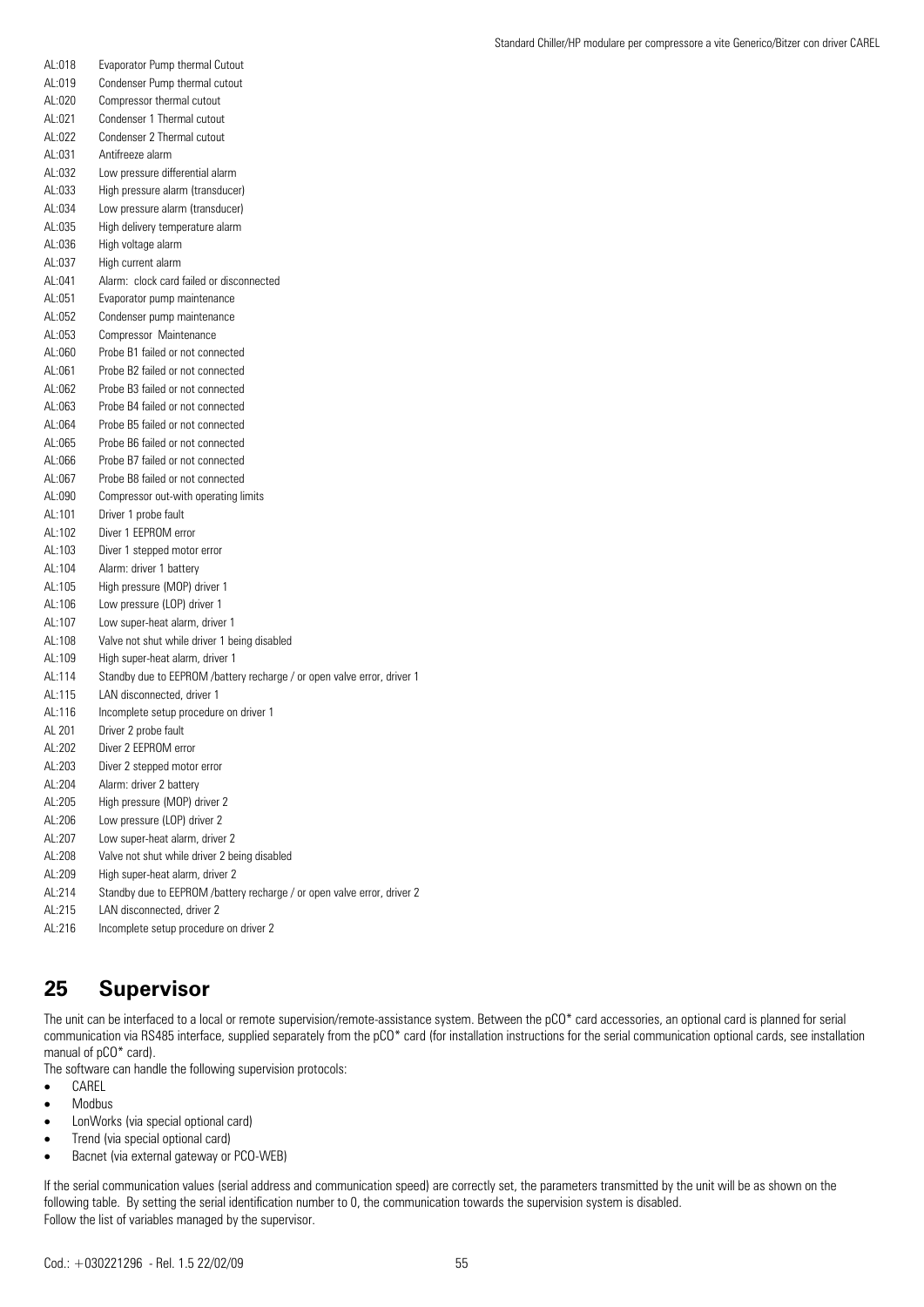AL:018 Evaporator Pump thermal Cutout
AL:019 Condenser Pump thermal cutout
AL:020 Compressor thermal cutout
AL:021 Condenser 1 Thermal cutout
AL:022 Condenser 2 Thermal cutout
AL:031 Antifreeze alarm
AL:032 Low pressure differential alarm
AL:033 High pressure alarm (transducer)
AL:034 Low pressure alarm (transducer)
AL:035 High delivery temperature alarm
AL:036 High voltage alarm
AL:037 High current alarm
AL:041 Alarm: clock card failed or disconnected
AL:051 Evaporator pump maintenance
AL:052 Condenser pump maintenance
AL:053 Compressor Maintenance
AL:060 Probe B1 failed or not connected
AL:061 Probe B2 failed or not connected
AL:062 Probe B3 failed or not connected
AL:063 Probe B4 failed or not connected
AL:064 Probe B5 failed or not connected
AL:065 Probe B6 failed or not connected
AL:066 Probe B7 failed or not connected
AL:067 Probe B8 failed or not connected
AL:090 Compressor out-with operating limits
AL:101 Driver 1 probe fault
AL:102 Diver 1 EEPROM error
AL:103 Diver 1 stepped motor error
AL:104 Alarm: driver 1 battery
AL:105 High pressure (MOP) driver 1
AL:106 Low pressure (LOP) driver 1
AL:107 Low super-heat alarm, driver 1
AL:108 Valve not shut while driver 1 being disabled
AL:109 High super-heat alarm, driver 1
AL:114 Standby due to EEPROM /battery recharge / or open valve error, driver 1
AL:115 LAN disconnected, driver 1
AL:116 Incomplete setup procedure on driver 1
AL 201 Driver 2 probe fault
AL:202 Diver 2 EEPROM error
AL:203 Diver 2 stepped motor error
AL:204 Alarm: driver 2 battery
AL:205 High pressure (MOP) driver 2
AL:206 Low pressure (LOP) driver 2
AL:207 Low super-heat alarm, driver 2
AL:208 Valve not shut while driver 2 being disabled
AL:209 High super-heat alarm, driver 2
AL:214 Standby due to EEPROM /battery recharge / or open valve error, driver 2
AL:215 LAN disconnected, driver 2
AL:216 Incomplete setup procedure on driver 2

# 25 Supervisor

The unit can be interfaced to a local or remote supervision/remote-assistance system. Between the pCO* card accessories, an optional card is planned for serial communication via RS485 interface, supplied separately from the pCO* card (for installation instructions for the serial communication optional cards, see installation manual of pCO* card).

The software can handle the following supervision protocols:

- CAREL
- Modbus
- LonWorks (via special optional card)
- Trend (via special optional card)
- Bacnet (via external gateway or PCO-WEB)

If the serial communication values (serial address and communication speed) are correctly set, the parameters transmitted by the unit will be as shown on the following table. By setting the serial identification number to 0, the communication towards the supervision system is disabled.
Follow the list of variables managed by the supervisor.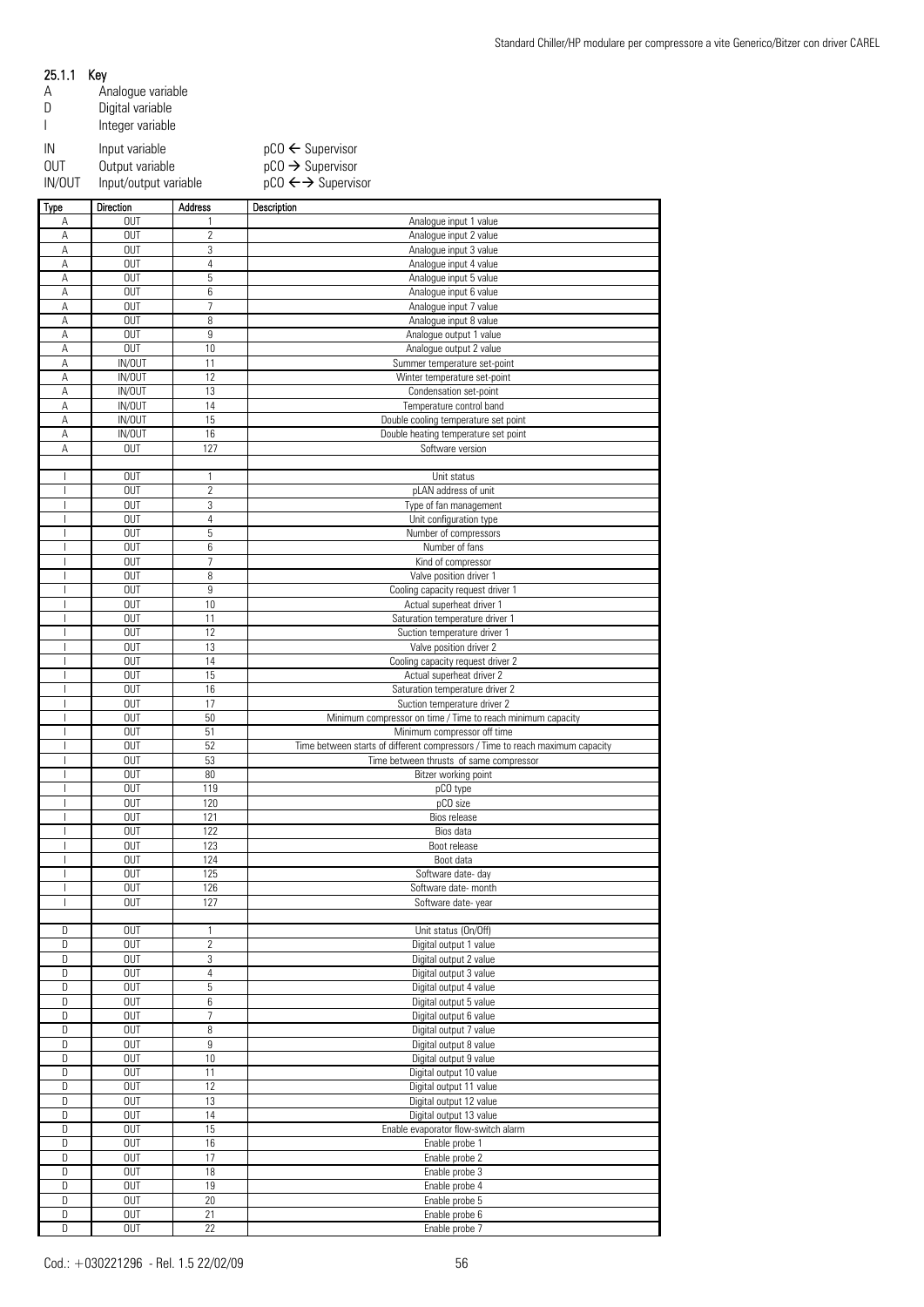#### 25.1.1 Key

A Analogue variable
D Digital variable
I Integer variable

IN Input variable pCO ← Supervisor
OUT Output variable pCO → Supervisor
IN/OUT Input/output variable pCO ←→ Supervisor

| Type | Direction | Address | Description |
|---|---|---|---|
| A | OUT | 1 | Analogue input 1 value |
| A | OUT | 2 | Analogue input 2 value |
| A | OUT | 3 | Analogue input 3 value |
| A | OUT | 4 | Analogue input 4 value |
| A | OUT | 5 | Analogue input 5 value |
| A | OUT | 6 | Analogue input 6 value |
| A | OUT | 7 | Analogue input 7 value |
| A | OUT | 8 | Analogue input 8 value |
| A | OUT | 9 | Analogue output 1 value |
| A | OUT | 10 | Analogue output 2 value |
| A | IN/OUT | 11 | Summer temperature set-point |
| A | IN/OUT | 12 | Winter temperature set-point |
| A | IN/OUT | 13 | Condensation set-point |
| A | IN/OUT | 14 | Temperature control band |
| A | IN/OUT | 15 | Double cooling temperature set point |
| A | IN/OUT | 16 | Double heating temperature set point |
| A | OUT | 127 | Software version |
| | | | |
| I | OUT | 1 | Unit status |
| I | OUT | 2 | pLAN address of unit |
| I | OUT | 3 | Type of fan management |
| I | OUT | 4 | Unit configuration type |
| I | OUT | 5 | Number of compressors |
| I | OUT | 6 | Number of fans |
| I | OUT | 7 | Kind of compressor |
| I | OUT | 8 | Valve position driver 1 |
| I | OUT | 9 | Cooling capacity request driver 1 |
| I | OUT | 10 | Actual superheat driver 1 |
| I | OUT | 11 | Saturation temperature driver 1 |
| I | OUT | 12 | Suction temperature driver 1 |
| I | OUT | 13 | Valve position driver 2 |
| I | OUT | 14 | Cooling capacity request driver 2 |
| I | OUT | 15 | Actual superheat driver 2 |
| I | OUT | 16 | Saturation temperature driver 2 |
| I | OUT | 17 | Suction temperature driver 2 |
| I | OUT | 50 | Minimum compressor on time / Time to reach minimum capacity |
| I | OUT | 51 | Minimum compressor off time |
| I | OUT | 52 | Time between starts of different compressors / Time to reach maximum capacity |
| I | OUT | 53 | Time between thrusts of same compressor |
| I | OUT | 80 | Bitzer working point |
| I | OUT | 119 | pCO type |
| I | OUT | 120 | pCO size |
| I | OUT | 121 | Bios release |
| I | OUT | 122 | Bios data |
| I | OUT | 123 | Boot release |
| I | OUT | 124 | Boot data |
| I | OUT | 125 | Software date- day |
| I | OUT | 126 | Software date- month |
| I | OUT | 127 | Software date- year |
| | | | |
| D | OUT | 1 | Unit status (On/Off) |
| D | OUT | 2 | Digital output 1 value |
| D | OUT | 3 | Digital output 2 value |
| D | OUT | 4 | Digital output 3 value |
| D | OUT | 5 | Digital output 4 value |
| D | OUT | 6 | Digital output 5 value |
| D | OUT | 7 | Digital output 6 value |
| D | OUT | 8 | Digital output 7 value |
| D | OUT | 9 | Digital output 8 value |
| D | OUT | 10 | Digital output 9 value |
| D | OUT | 11 | Digital output 10 value |
| D | OUT | 12 | Digital output 11 value |
| D | OUT | 13 | Digital output 12 value |
| D | OUT | 14 | Digital output 13 value |
| D | OUT | 15 | Enable evaporator flow-switch alarm |
| D | OUT | 16 | Enable probe 1 |
| D | OUT | 17 | Enable probe 2 |
| D | OUT | 18 | Enable probe 3 |
| D | OUT | 19 | Enable probe 4 |
| D | OUT | 20 | Enable probe 5 |
| D | OUT | 21 | Enable probe 6 |
| D | OUT | 22 | Enable probe 7 |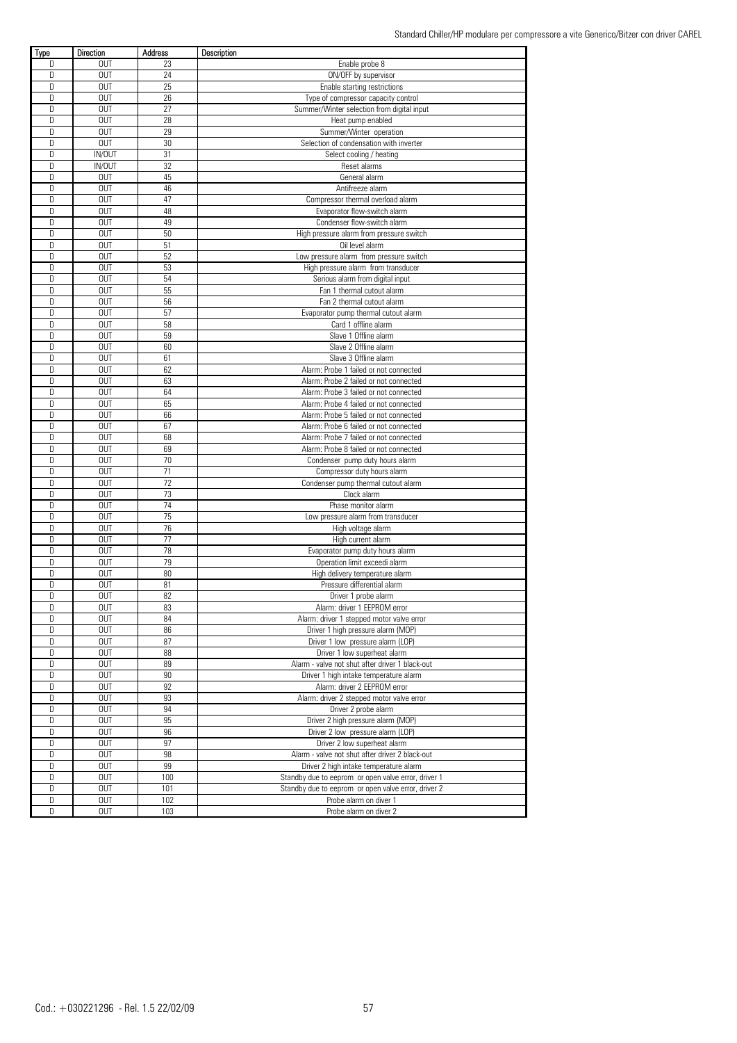| Type | Direction | Address | Description |
|---|---|---|---|
| D | OUT | 23 | Enable probe 8 |
| D | OUT | 24 | ON/OFF by supervisor |
| D | OUT | 25 | Enable starting restrictions |
| D | OUT | 26 | Type of compressor capacity control |
| D | OUT | 27 | Summer/Winter selection from digital input |
| D | OUT | 28 | Heat pump enabled |
| D | OUT | 29 | Summer/Winter operation |
| D | OUT | 30 | Selection of condensation with inverter |
| D | IN/OUT | 31 | Select cooling / heating |
| D | IN/OUT | 32 | Reset alarms |
| D | OUT | 45 | General alarm |
| D | OUT | 46 | Antifreeze alarm |
| D | OUT | 47 | Compressor thermal overload alarm |
| D | OUT | 48 | Evaporator flow-switch alarm |
| D | OUT | 49 | Condenser flow-switch alarm |
| D | OUT | 50 | High pressure alarm from pressure switch |
| D | OUT | 51 | Oil level alarm |
| D | OUT | 52 | Low pressure alarm from pressure switch |
| D | OUT | 53 | High pressure alarm from transducer |
| D | OUT | 54 | Serious alarm from digital input |
| D | OUT | 55 | Fan 1 thermal cutout alarm |
| D | OUT | 56 | Fan 2 thermal cutout alarm |
| D | OUT | 57 | Evaporator pump thermal cutout alarm |
| D | OUT | 58 | Card 1 offline alarm |
| D | OUT | 59 | Slave 1 Offline alarm |
| D | OUT | 60 | Slave 2 Offline alarm |
| D | OUT | 61 | Slave 3 Offline alarm |
| D | OUT | 62 | Alarm: Probe 1 failed or not connected |
| D | OUT | 63 | Alarm: Probe 2 failed or not connected |
| D | OUT | 64 | Alarm: Probe 3 failed or not connected |
| D | OUT | 65 | Alarm: Probe 4 failed or not connected |
| D | OUT | 66 | Alarm: Probe 5 failed or not connected |
| D | OUT | 67 | Alarm: Probe 6 failed or not connected |
| D | OUT | 68 | Alarm: Probe 7 failed or not connected |
| D | OUT | 69 | Alarm: Probe 8 failed or not connected |
| D | OUT | 70 | Condenser pump duty hours alarm |
| D | OUT | 71 | Compressor duty hours alarm |
| D | OUT | 72 | Condenser pump thermal cutout alarm |
| D | OUT | 73 | Clock alarm |
| D | OUT | 74 | Phase monitor alarm |
| D | OUT | 75 | Low pressure alarm from transducer |
| D | OUT | 76 | High voltage alarm |
| D | OUT | 77 | High current alarm |
| D | OUT | 78 | Evaporator pump duty hours alarm |
| D | OUT | 79 | Operation limit exceedi alarm |
| D | OUT | 80 | High delivery temperature alarm |
| D | OUT | 81 | Pressure differential alarm |
| D | OUT | 82 | Driver 1 probe alarm |
| D | OUT | 83 | Alarm: driver 1 EEPROM error |
| D | OUT | 84 | Alarm: driver 1 stepped motor valve error |
| D | OUT | 86 | Driver 1 high pressure alarm (MOP) |
| D | OUT | 87 | Driver 1 low pressure alarm (LOP) |
| D | OUT | 88 | Driver 1 low superheat alarm |
| D | OUT | 89 | Alarm - valve not shut after driver 1 black-out |
| D | OUT | 90 | Driver 1 high intake temperature alarm |
| D | OUT | 92 | Alarm: driver 2 EEPROM error |
| D | OUT | 93 | Alarm: driver 2 stepped motor valve error |
| D | OUT | 94 | Driver 2 probe alarm |
| D | OUT | 95 | Driver 2 high pressure alarm (MOP) |
| D | OUT | 96 | Driver 2 low pressure alarm (LOP) |
| D | OUT | 97 | Driver 2 low superheat alarm |
| D | OUT | 98 | Alarm - valve not shut after driver 2 black-out |
| D | OUT | 99 | Driver 2 high intake temperature alarm |
| D | OUT | 100 | Standby due to eeprom or open valve error, driver 1 |
| D | OUT | 101 | Standby due to eeprom or open valve error, driver 2 |
| D | OUT | 102 | Probe alarm on diver 1 |
| D | OUT | 103 | Probe alarm on diver 2 |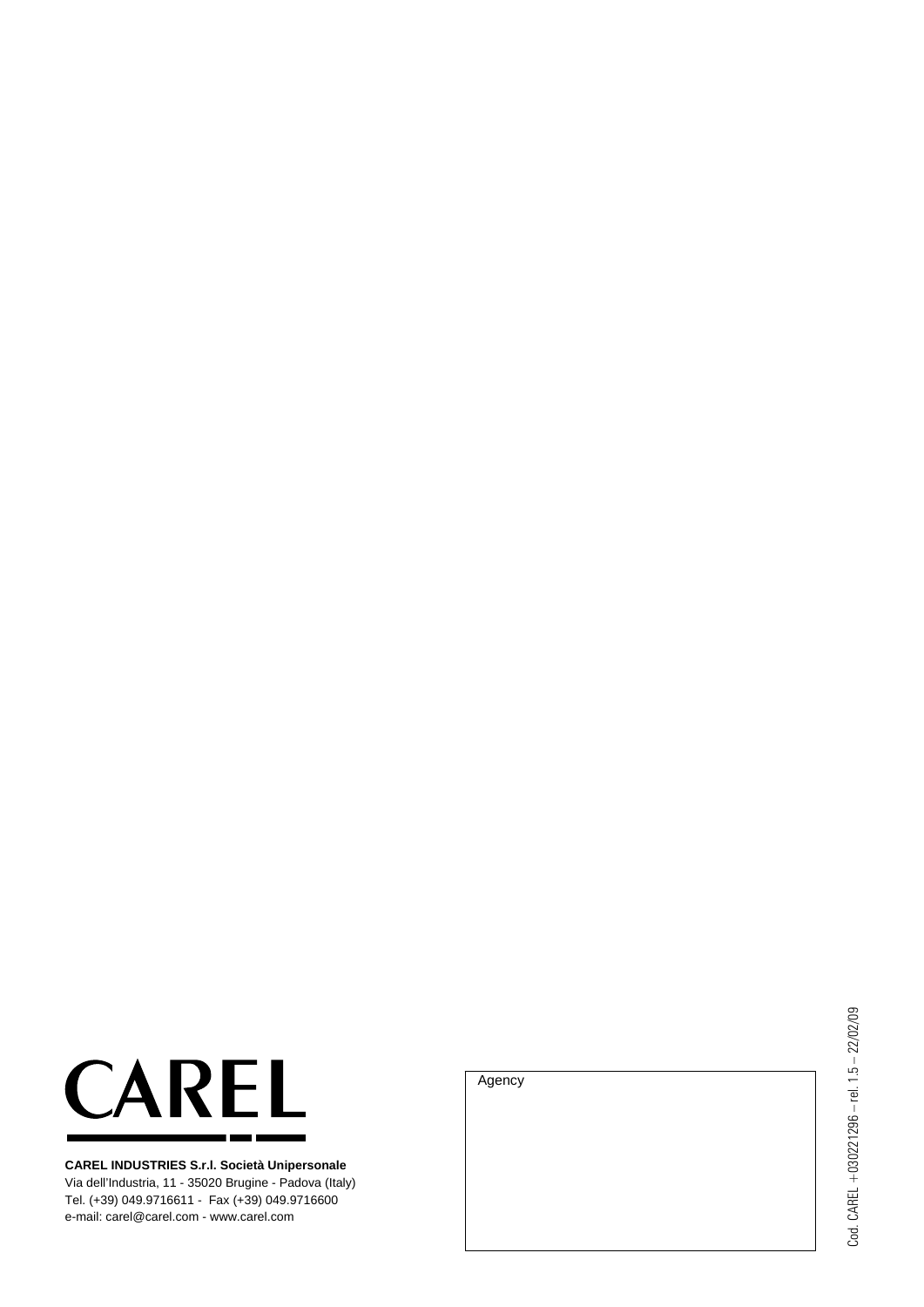CAREL

**CAREL INDUSTRIES S.r.l. Società Unipersonale**
Via dell'Industria, 11 - 35020 Brugine - Padova (Italy)
Tel. (+39) 049.9716611 - Fax (+39) 049.9716600
e-mail: carel@carel.com - www.carel.com

Agency

Cod. CAREL +030221296 – rel. 1.5 – 22/02/09